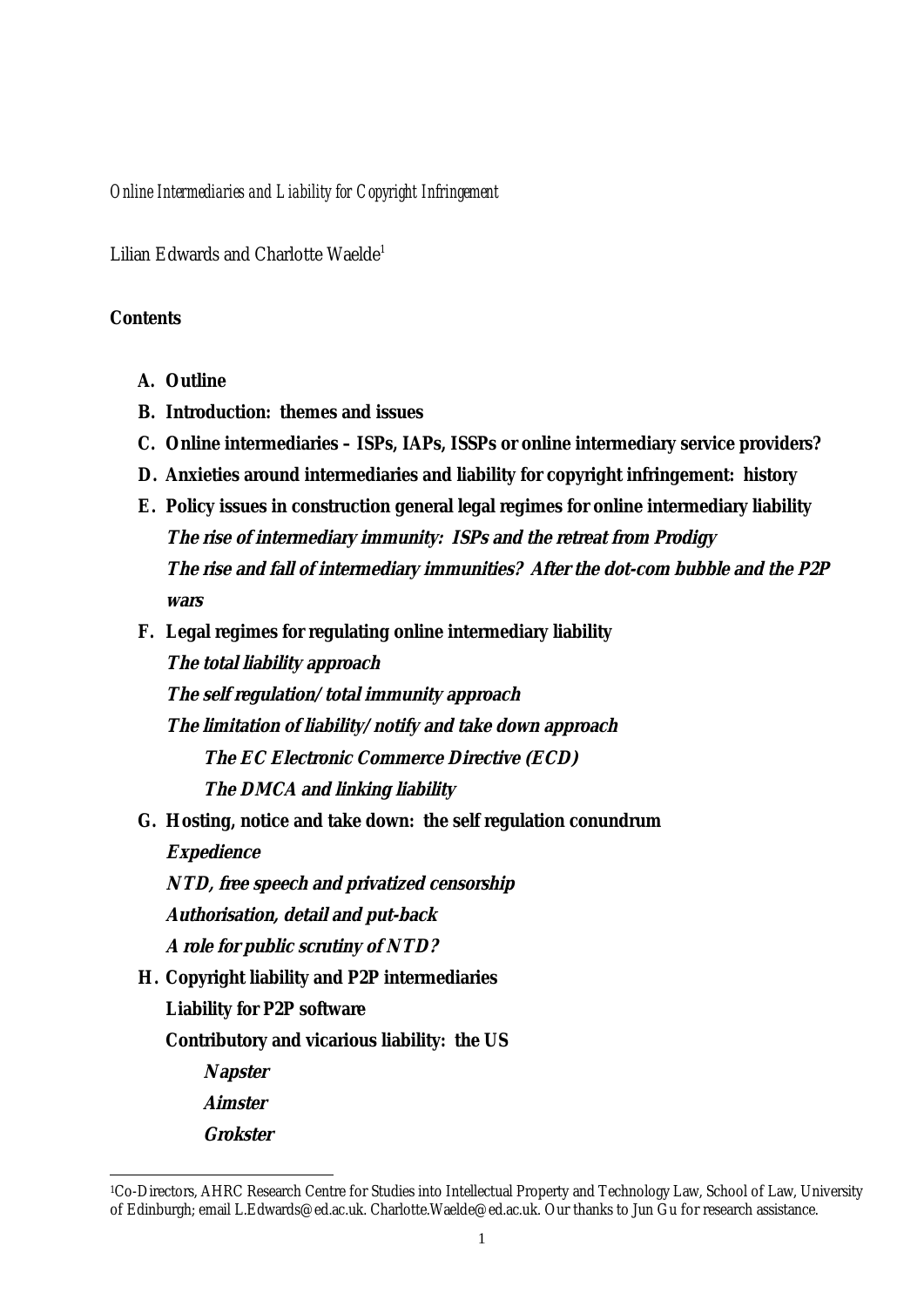*Online Intermediaries and Liability for Copyright Infringement*

Lilian Edwards and Charlotte Waelde[1]

**Contents**

- **A. Outline**
- **B. Introduction: themes and issues**
- **C. Online intermediaries – ISPs, IAPs, ISSPs or online intermediary service providers?**
- **D. Anxieties around intermediaries and liability for copyright infringement: history**
- **E. Policy issues in construction general legal regimes for online intermediary liability**
  - ***The rise of intermediary immunity: ISPs and the retreat from Prodigy***
  - ***The rise and fall of intermediary immunities? After the dot-com bubble and the P2P wars***
- **F. Legal regimes for regulating online intermediary liability**
  - ***The total liability approach***
  - ***The self regulation/total immunity approach***
  - ***The limitation of liability/notify and take down approach***
    - ***The EC Electronic Commerce Directive (ECD)***
    - ***The DMCA and linking liability***
- **G. Hosting, notice and take down: the self regulation conundrum**
  - ***Expedience***
  - ***NTD, free speech and privatized censorship***
  - ***Authorisation, detail and put-back***
  - ***A role for public scrutiny of NTD?***
- **H. Copyright liability and P2P intermediaries**
  - **Liability for P2P software**
  - **Contributory and vicarious liability: the US**
    - ***Napster***
    - ***Aimster***
    - ***Grokster***

[1] Co-Directors, AHRC Research Centre for Studies into Intellectual Property and Technology Law, School of Law, University of Edinburgh; email L.Edwards@ed.ac.uk. Charlotte.Waelde@ed.ac.uk. Our thanks to Jun Gu for research assistance.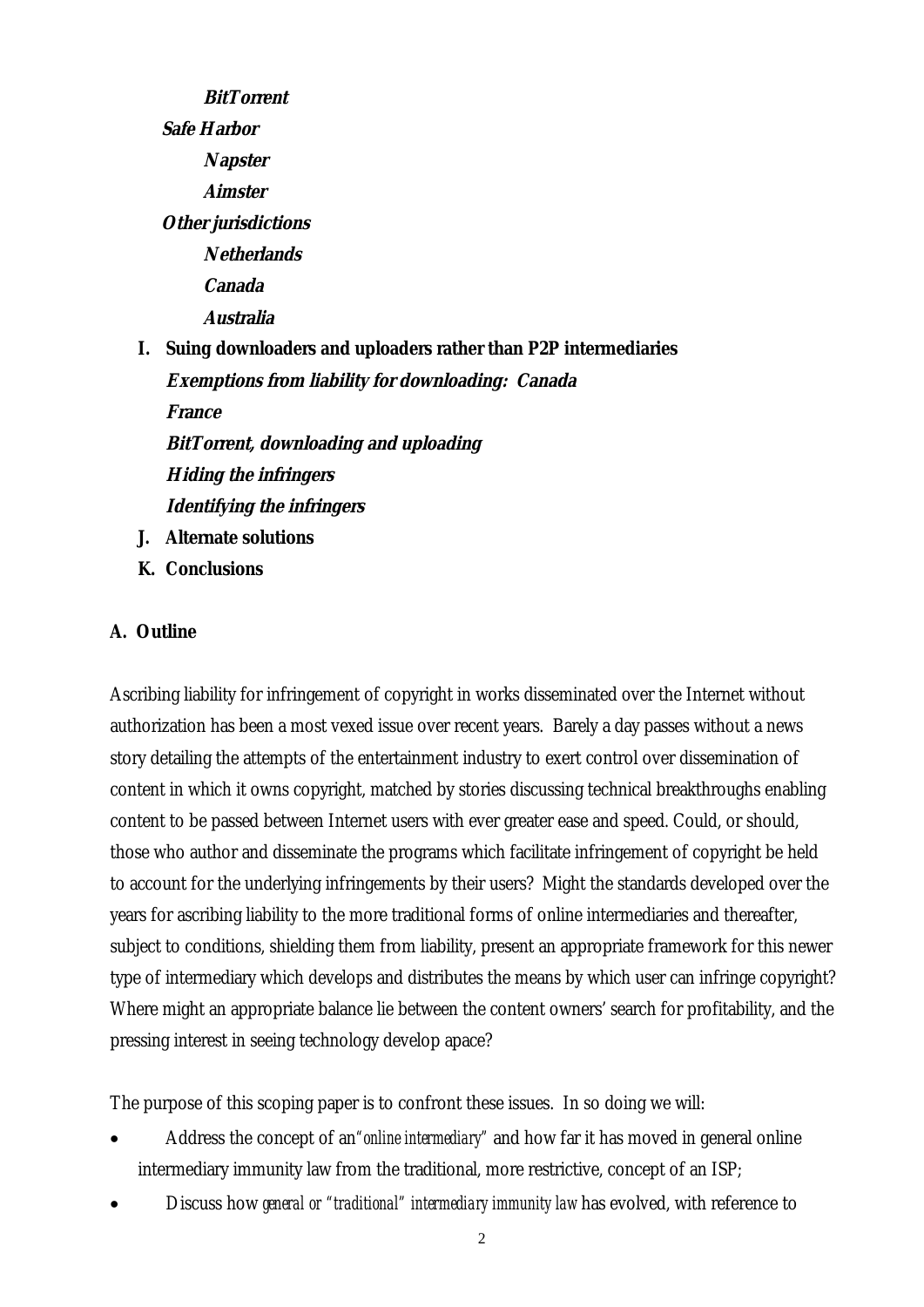***BitTorrent***

***Safe Harbor***

***Napster***

***Aimster***

***Other jurisdictions***

***Netherlands***

***Canada***

***Australia***

**I. Suing downloaders and uploaders rather than P2P intermediaries**

***Exemptions from liability for downloading: Canada***

***France***

***BitTorrent, downloading and uploading***

***Hiding the infringers***

***Identifying the infringers***

**J. Alternate solutions**

**K. Conclusions**

## A. Outline

Ascribing liability for infringement of copyright in works disseminated over the Internet without authorization has been a most vexed issue over recent years. Barely a day passes without a news story detailing the attempts of the entertainment industry to exert control over dissemination of content in which it owns copyright, matched by stories discussing technical breakthroughs enabling content to be passed between Internet users with ever greater ease and speed. Could, or should, those who author and disseminate the programs which facilitate infringement of copyright be held to account for the underlying infringements by their users? Might the standards developed over the years for ascribing liability to the more traditional forms of online intermediaries and thereafter, subject to conditions, shielding them from liability, present an appropriate framework for this newer type of intermediary which develops and distributes the means by which user can infringe copyright? Where might an appropriate balance lie between the content owners' search for profitability, and the pressing interest in seeing technology develop apace?

The purpose of this scoping paper is to confront these issues. In so doing we will:

- Address the concept of an *"online intermediary"* and how far it has moved in general online intermediary immunity law from the traditional, more restrictive, concept of an ISP;
- Discuss how *general or "traditional" intermediary immunity law* has evolved, with reference to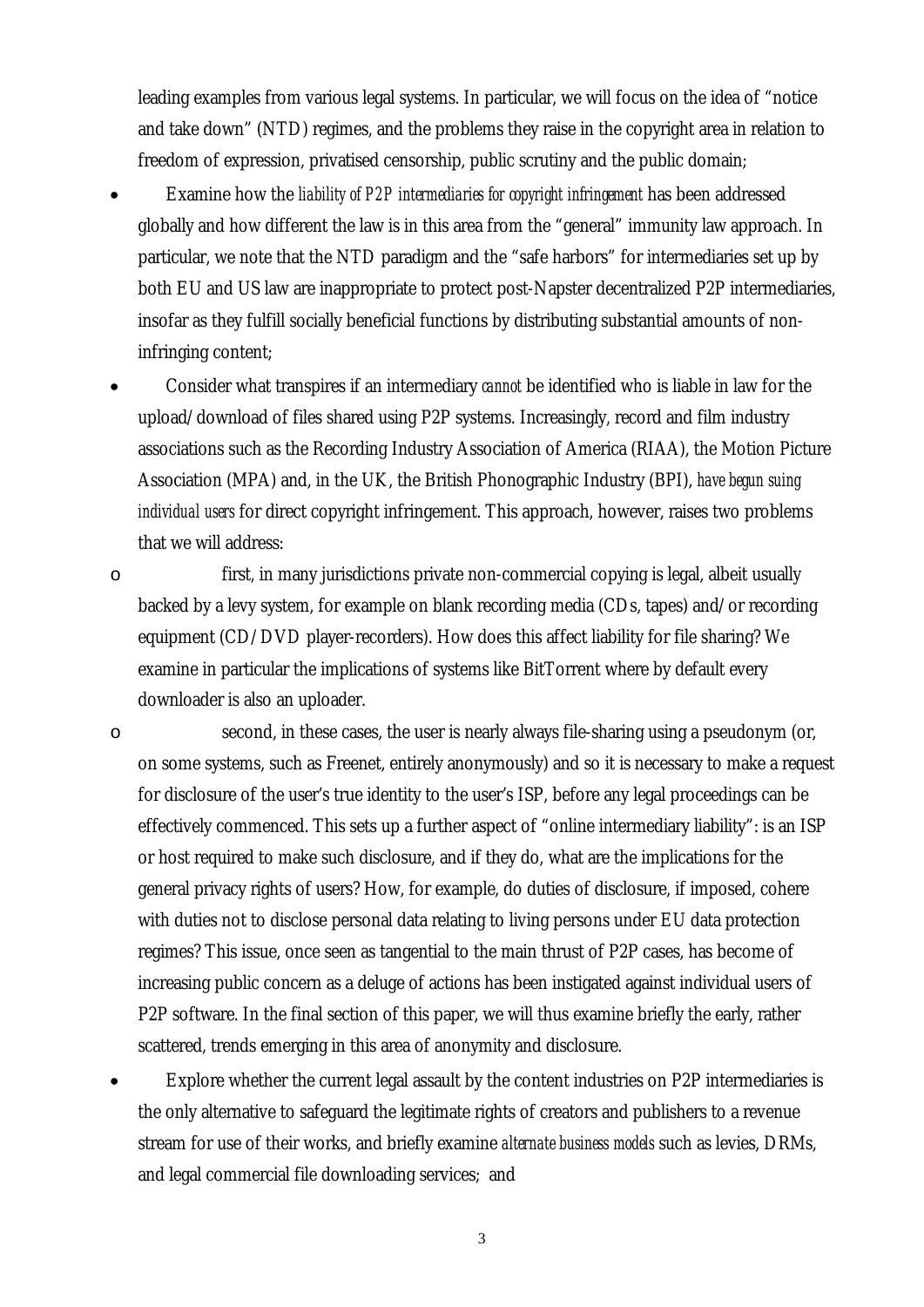leading examples from various legal systems. In particular, we will focus on the idea of "notice and take down" (NTD) regimes, and the problems they raise in the copyright area in relation to freedom of expression, privatised censorship, public scrutiny and the public domain;

- Examine how the *liability of P2P intermediaries for copyright infringement* has been addressed globally and how different the law is in this area from the "general" immunity law approach. In particular, we note that the NTD paradigm and the "safe harbors" for intermediaries set up by both EU and US law are inappropriate to protect post-Napster decentralized P2P intermediaries, insofar as they fulfill socially beneficial functions by distributing substantial amounts of non-infringing content;
- Consider what transpires if an intermediary *cannot* be identified who is liable in law for the upload/download of files shared using P2P systems. Increasingly, record and film industry associations such as the Recording Industry Association of America (RIAA), the Motion Picture Association (MPA) and, in the UK, the British Phonographic Industry (BPI), *have begun suing individual users* for direct copyright infringement. This approach, however, raises two problems that we will address:
    - first, in many jurisdictions private non-commercial copying is legal, albeit usually backed by a levy system, for example on blank recording media (CDs, tapes) and/or recording equipment (CD/DVD player-recorders). How does this affect liability for file sharing? We examine in particular the implications of systems like BitTorrent where by default every downloader is also an uploader.
    - second, in these cases, the user is nearly always file-sharing using a pseudonym (or, on some systems, such as Freenet, entirely anonymously) and so it is necessary to make a request for disclosure of the user's true identity to the user's ISP, before any legal proceedings can be effectively commenced. This sets up a further aspect of "online intermediary liability": is an ISP or host required to make such disclosure, and if they do, what are the implications for the general privacy rights of users? How, for example, do duties of disclosure, if imposed, cohere with duties not to disclose personal data relating to living persons under EU data protection regimes? This issue, once seen as tangential to the main thrust of P2P cases, has become of increasing public concern as a deluge of actions has been instigated against individual users of P2P software. In the final section of this paper, we will thus examine briefly the early, rather scattered, trends emerging in this area of anonymity and disclosure.
- Explore whether the current legal assault by the content industries on P2P intermediaries is the only alternative to safeguard the legitimate rights of creators and publishers to a revenue stream for use of their works, and briefly examine *alternate business models* such as levies, DRMs, and legal commercial file downloading services; and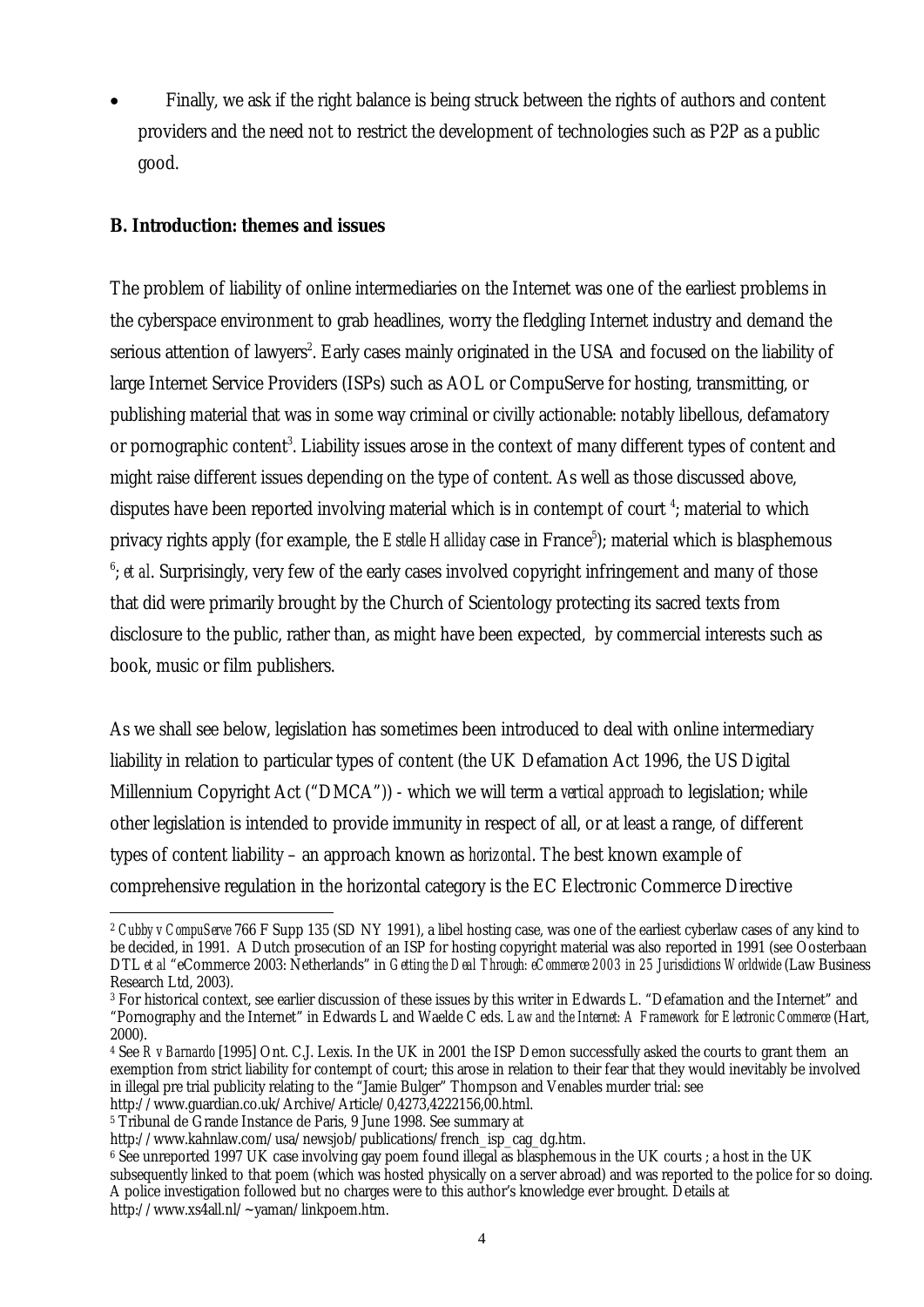- Finally, we ask if the right balance is being struck between the rights of authors and content providers and the need not to restrict the development of technologies such as P2P as a public good.

**B. Introduction: themes and issues**

The problem of liability of online intermediaries on the Internet was one of the earliest problems in the cyberspace environment to grab headlines, worry the fledgling Internet industry and demand the serious attention of lawyers[2]. Early cases mainly originated in the USA and focused on the liability of large Internet Service Providers (ISPs) such as AOL or CompuServe for hosting, transmitting, or publishing material that was in some way criminal or civilly actionable: notably libellous, defamatory or pornographic content[3]. Liability issues arose in the context of many different types of content and might raise different issues depending on the type of content. As well as those discussed above, disputes have been reported involving material which is in contempt of court [4]; material to which privacy rights apply (for example, the *Estelle Halliday* case in France[5]); material which is blasphemous [6]; *et al*. Surprisingly, very few of the early cases involved copyright infringement and many of those that did were primarily brought by the Church of Scientology protecting its sacred texts from disclosure to the public, rather than, as might have been expected, by commercial interests such as book, music or film publishers.

As we shall see below, legislation has sometimes been introduced to deal with online intermediary liability in relation to particular types of content (the UK Defamation Act 1996, the US Digital Millennium Copyright Act ("DMCA")) - which we will term a *vertical approach* to legislation; while other legislation is intended to provide immunity in respect of all, or at least a range, of different types of content liability – an approach known as *horizontal*. The best known example of comprehensive regulation in the horizontal category is the EC Electronic Commerce Directive

---

[2] *Cubby v CompuServe* 766 F Supp 135 (SD NY 1991), a libel hosting case, was one of the earliest cyberlaw cases of any kind to be decided, in 1991. A Dutch prosecution of an ISP for hosting copyright material was also reported in 1991 (see Oosterbaan DTL *et al* "eCommerce 2003: Netherlands" in *Getting the Deal Through: eCommerce 2003 in 25 Jurisdictions Worldwide* (Law Business Research Ltd, 2003).

[3] For historical context, see earlier discussion of these issues by this writer in Edwards L. "Defamation and the Internet" and "Pornography and the Internet" in Edwards L and Waelde C eds. *Law and the Internet: A Framework for Electronic Commerce* (Hart, 2000).

[4] See *R v Barnardo* [1995] Ont. C.J. Lexis. In the UK in 2001 the ISP Demon successfully asked the courts to grant them an exemption from strict liability for contempt of court; this arose in relation to their fear that they would inevitably be involved in illegal pre trial publicity relating to the "Jamie Bulger" Thompson and Venables murder trial: see http://www.guardian.co.uk/Archive/Article/0,4273,4222156,00.html.

[5] Tribunal de Grande Instance de Paris, 9 June 1998. See summary at http://www.kahnlaw.com/usa/newsjob/publications/french_isp_cag_dg.htm.

[6] See unreported 1997 UK case involving gay poem found illegal as blasphemous in the UK courts ; a host in the UK subsequently linked to that poem (which was hosted physically on a server abroad) and was reported to the police for so doing. A police investigation followed but no charges were to this author's knowledge ever brought. Details at http://www.xs4all.nl/~yaman/linkpoem.htm.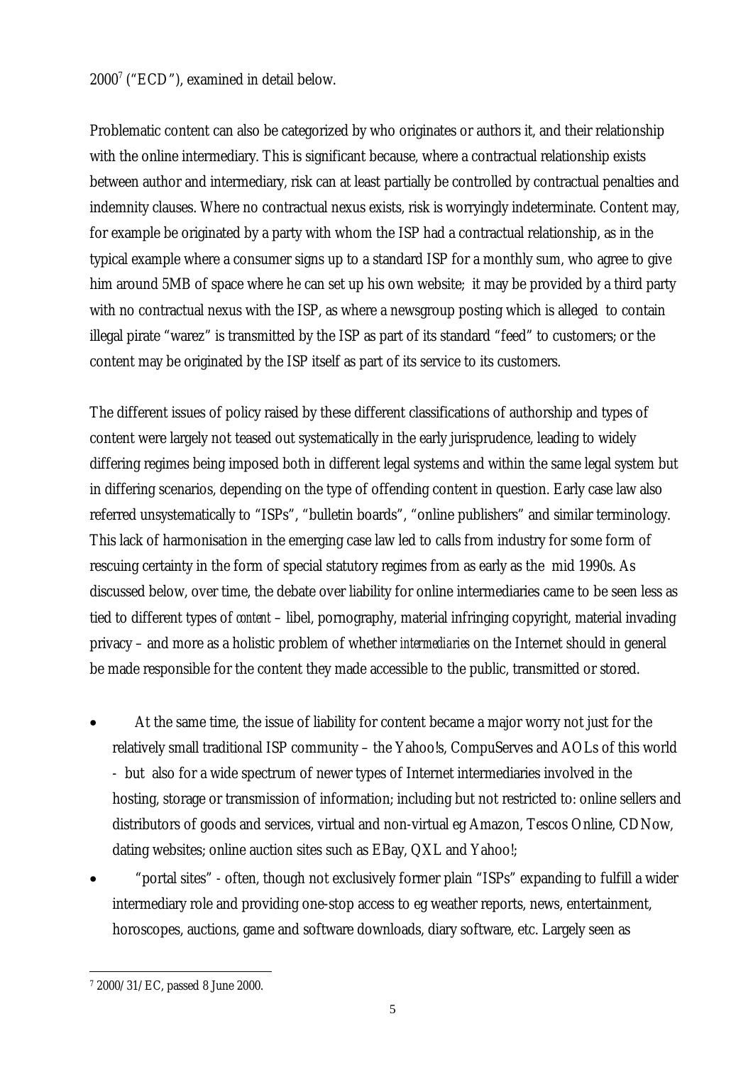2000[7] ("ECD"), examined in detail below.

Problematic content can also be categorized by who originates or authors it, and their relationship with the online intermediary. This is significant because, where a contractual relationship exists between author and intermediary, risk can at least partially be controlled by contractual penalties and indemnity clauses. Where no contractual nexus exists, risk is worryingly indeterminate. Content may, for example be originated by a party with whom the ISP had a contractual relationship, as in the typical example where a consumer signs up to a standard ISP for a monthly sum, who agree to give him around 5MB of space where he can set up his own website; it may be provided by a third party with no contractual nexus with the ISP, as where a newsgroup posting which is alleged to contain illegal pirate "warez" is transmitted by the ISP as part of its standard "feed" to customers; or the content may be originated by the ISP itself as part of its service to its customers.

The different issues of policy raised by these different classifications of authorship and types of content were largely not teased out systematically in the early jurisprudence, leading to widely differing regimes being imposed both in different legal systems and within the same legal system but in differing scenarios, depending on the type of offending content in question. Early case law also referred unsystematically to "ISPs", "bulletin boards", "online publishers" and similar terminology. This lack of harmonisation in the emerging case law led to calls from industry for some form of rescuing certainty in the form of special statutory regimes from as early as the mid 1990s. As discussed below, over time, the debate over liability for online intermediaries came to be seen less as tied to different types of *content* – libel, pornography, material infringing copyright, material invading privacy – and more as a holistic problem of whether *intermediaries* on the Internet should in general be made responsible for the content they made accessible to the public, transmitted or stored.

- At the same time, the issue of liability for content became a major worry not just for the relatively small traditional ISP community – the Yahoo!s, CompuServes and AOLs of this world - but also for a wide spectrum of newer types of Internet intermediaries involved in the hosting, storage or transmission of information; including but not restricted to: online sellers and distributors of goods and services, virtual and non-virtual eg Amazon, Tescos Online, CDNow, dating websites; online auction sites such as EBay, QXL and Yahoo!;
- "portal sites" - often, though not exclusively former plain "ISPs" expanding to fulfill a wider intermediary role and providing one-stop access to eg weather reports, news, entertainment, horoscopes, auctions, game and software downloads, diary software, etc. Largely seen as

[7] 2000/31/EC, passed 8 June 2000.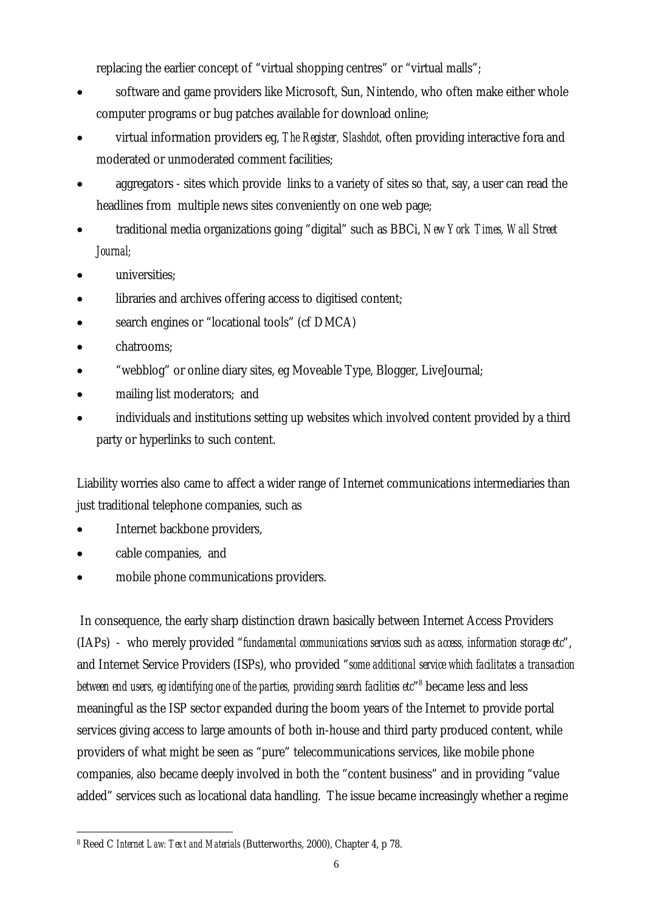replacing the earlier concept of "virtual shopping centres" or "virtual malls";

- software and game providers like Microsoft, Sun, Nintendo, who often make either whole computer programs or bug patches available for download online;
- virtual information providers eg, *The Register, Slashdot,* often providing interactive fora and moderated or unmoderated comment facilities;
- aggregators - sites which provide links to a variety of sites so that, say, a user can read the headlines from multiple news sites conveniently on one web page;
- traditional media organizations going "digital" such as BBCi, *New York Times, Wall Street Journal;*
- universities;
- libraries and archives offering access to digitised content;
- search engines or "locational tools" (cf DMCA)
- chatrooms;
- "webblog" or online diary sites, eg Moveable Type, Blogger, LiveJournal;
- mailing list moderators; and
- individuals and institutions setting up websites which involved content provided by a third party or hyperlinks to such content.

Liability worries also came to affect a wider range of Internet communications intermediaries than just traditional telephone companies, such as

- Internet backbone providers,
- cable companies, and
- mobile phone communications providers.

In consequence, the early sharp distinction drawn basically between Internet Access Providers (IAPs) - who merely provided "*fundamental communications services such as access, information storage etc*", and Internet Service Providers (ISPs), who provided "*some additional service which facilitates a transaction between end users, eg identifying one of the parties, providing search facilities etc*"[8] became less and less meaningful as the ISP sector expanded during the boom years of the Internet to provide portal services giving access to large amounts of both in-house and third party produced content, while providers of what might be seen as "pure" telecommunications services, like mobile phone companies, also became deeply involved in both the "content business" and in providing "value added" services such as locational data handling. The issue became increasingly whether a regime

[8] Reed C *Internet Law: Text and Materials* (Butterworths, 2000), Chapter 4, p 78.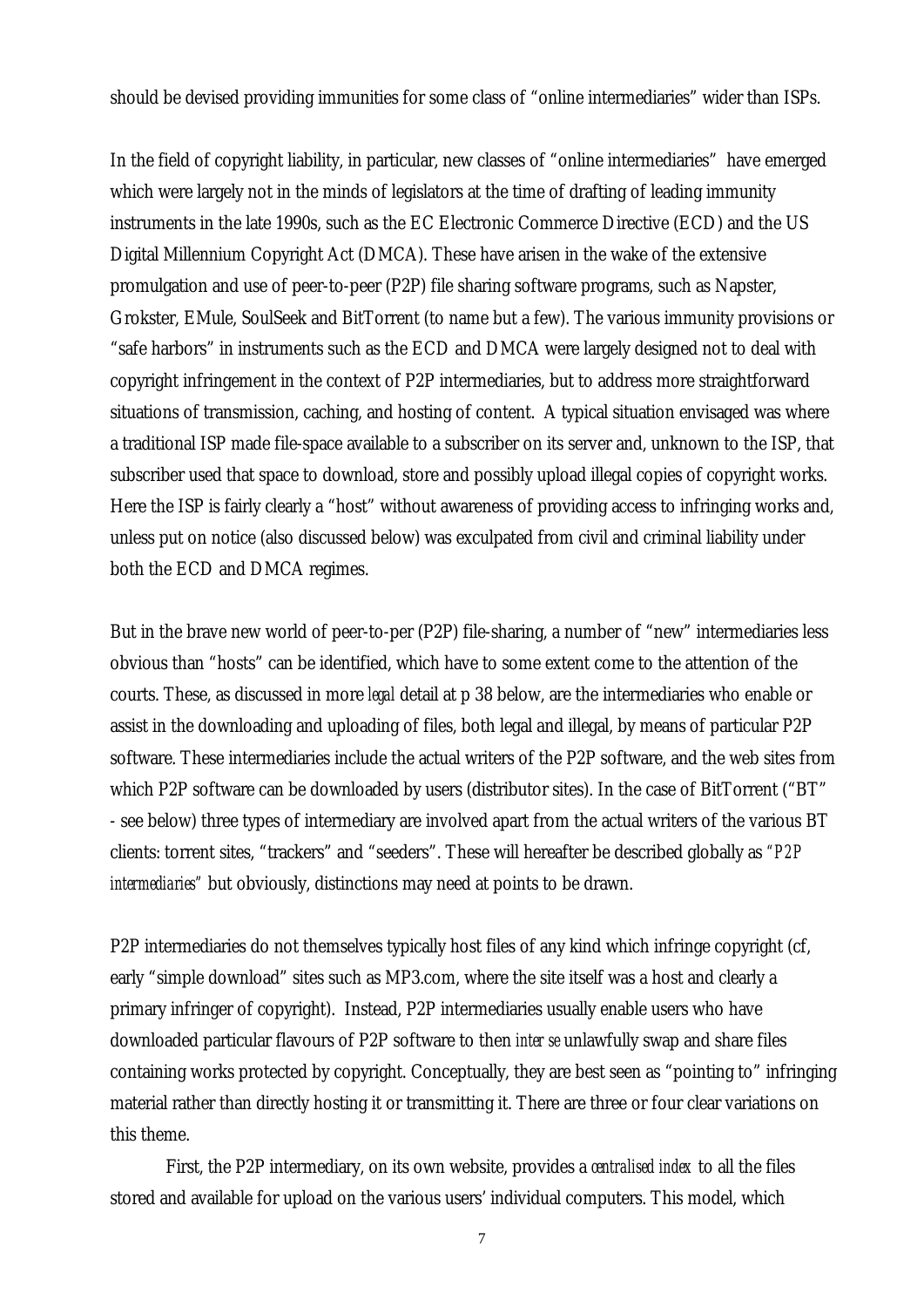should be devised providing immunities for some class of "online intermediaries" wider than ISPs.

In the field of copyright liability, in particular, new classes of "online intermediaries" have emerged which were largely not in the minds of legislators at the time of drafting of leading immunity instruments in the late 1990s, such as the EC Electronic Commerce Directive (ECD) and the US Digital Millennium Copyright Act (DMCA). These have arisen in the wake of the extensive promulgation and use of peer-to-peer (P2P) file sharing software programs, such as Napster, Grokster, EMule, SoulSeek and BitTorrent (to name but a few). The various immunity provisions or "safe harbors" in instruments such as the ECD and DMCA were largely designed not to deal with copyright infringement in the context of P2P intermediaries, but to address more straightforward situations of transmission, caching, and hosting of content. A typical situation envisaged was where a traditional ISP made file-space available to a subscriber on its server and, unknown to the ISP, that subscriber used that space to download, store and possibly upload illegal copies of copyright works. Here the ISP is fairly clearly a "host" without awareness of providing access to infringing works and, unless put on notice (also discussed below) was exculpated from civil and criminal liability under both the ECD and DMCA regimes.

But in the brave new world of peer-to-per (P2P) file-sharing, a number of "new" intermediaries less obvious than "hosts" can be identified, which have to some extent come to the attention of the courts. These, as discussed in more *legal* detail at p 38 below, are the intermediaries who enable or assist in the downloading and uploading of files, both legal and illegal, by means of particular P2P software. These intermediaries include the actual writers of the P2P software, and the web sites from which P2P software can be downloaded by users (distributor sites). In the case of BitTorrent ("BT" - see below) three types of intermediary are involved apart from the actual writers of the various BT clients: torrent sites, "trackers" and "seeders". These will hereafter be described globally as *"P2P intermediaries"* but obviously, distinctions may need at points to be drawn.

P2P intermediaries do not themselves typically host files of any kind which infringe copyright (cf, early "simple download" sites such as MP3.com, where the site itself was a host and clearly a primary infringer of copyright). Instead, P2P intermediaries usually enable users who have downloaded particular flavours of P2P software to then *inter se* unlawfully swap and share files containing works protected by copyright. Conceptually, they are best seen as "pointing to" infringing material rather than directly hosting it or transmitting it. There are three or four clear variations on this theme.

First, the P2P intermediary, on its own website, provides a *centralised index* to all the files stored and available for upload on the various users' individual computers. This model, which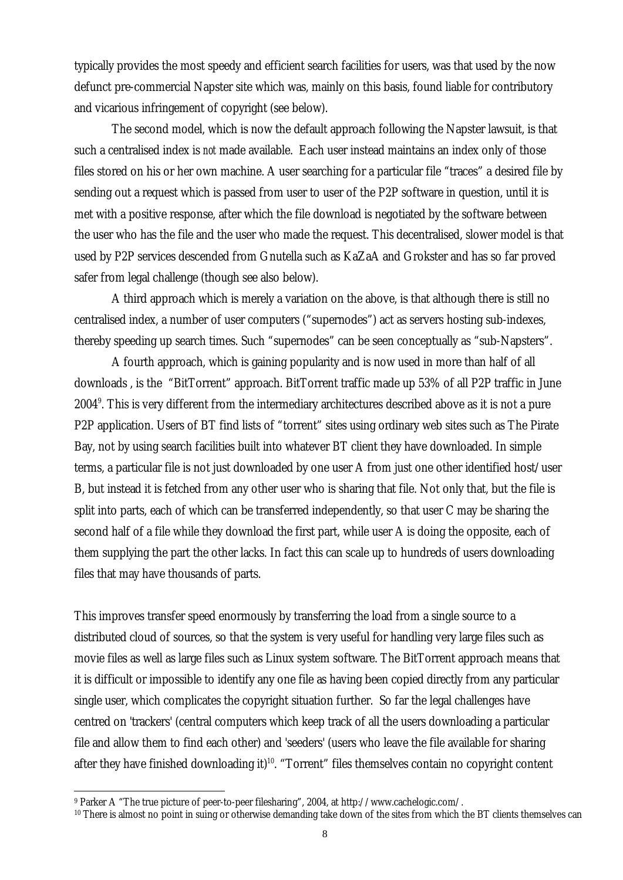typically provides the most speedy and efficient search facilities for users, was that used by the now defunct pre-commercial Napster site which was, mainly on this basis, found liable for contributory and vicarious infringement of copyright (see below).

The second model, which is now the default approach following the Napster lawsuit, is that such a centralised index is *not* made available. Each user instead maintains an index only of those files stored on his or her own machine. A user searching for a particular file "traces" a desired file by sending out a request which is passed from user to user of the P2P software in question, until it is met with a positive response, after which the file download is negotiated by the software between the user who has the file and the user who made the request. This decentralised, slower model is that used by P2P services descended from Gnutella such as KaZaA and Grokster and has so far proved safer from legal challenge (though see also below).

A third approach which is merely a variation on the above, is that although there is still no centralised index, a number of user computers ("supernodes") act as servers hosting sub-indexes, thereby speeding up search times. Such "supernodes" can be seen conceptually as "sub-Napsters".

A fourth approach, which is gaining popularity and is now used in more than half of all downloads , is the "BitTorrent" approach. BitTorrent traffic made up 53% of all P2P traffic in June 2004[9]. This is very different from the intermediary architectures described above as it is not a pure P2P application. Users of BT find lists of "torrent" sites using ordinary web sites such as The Pirate Bay, not by using search facilities built into whatever BT client they have downloaded. In simple terms, a particular file is not just downloaded by one user A from just one other identified host/user B, but instead it is fetched from any other user who is sharing that file. Not only that, but the file is split into parts, each of which can be transferred independently, so that user C may be sharing the second half of a file while they download the first part, while user A is doing the opposite, each of them supplying the part the other lacks. In fact this can scale up to hundreds of users downloading files that may have thousands of parts.

This improves transfer speed enormously by transferring the load from a single source to a distributed cloud of sources, so that the system is very useful for handling very large files such as movie files as well as large files such as Linux system software. The BitTorrent approach means that it is difficult or impossible to identify any one file as having been copied directly from any particular single user, which complicates the copyright situation further. So far the legal challenges have centred on 'trackers' (central computers which keep track of all the users downloading a particular file and allow them to find each other) and 'seeders' (users who leave the file available for sharing after they have finished downloading it)[10]. "Torrent" files themselves contain no copyright content

---

[9] Parker A "The true picture of peer-to-peer filesharing", 2004, at http://www.cachelogic.com/.

[10] There is almost no point in suing or otherwise demanding take down of the sites from which the BT clients themselves can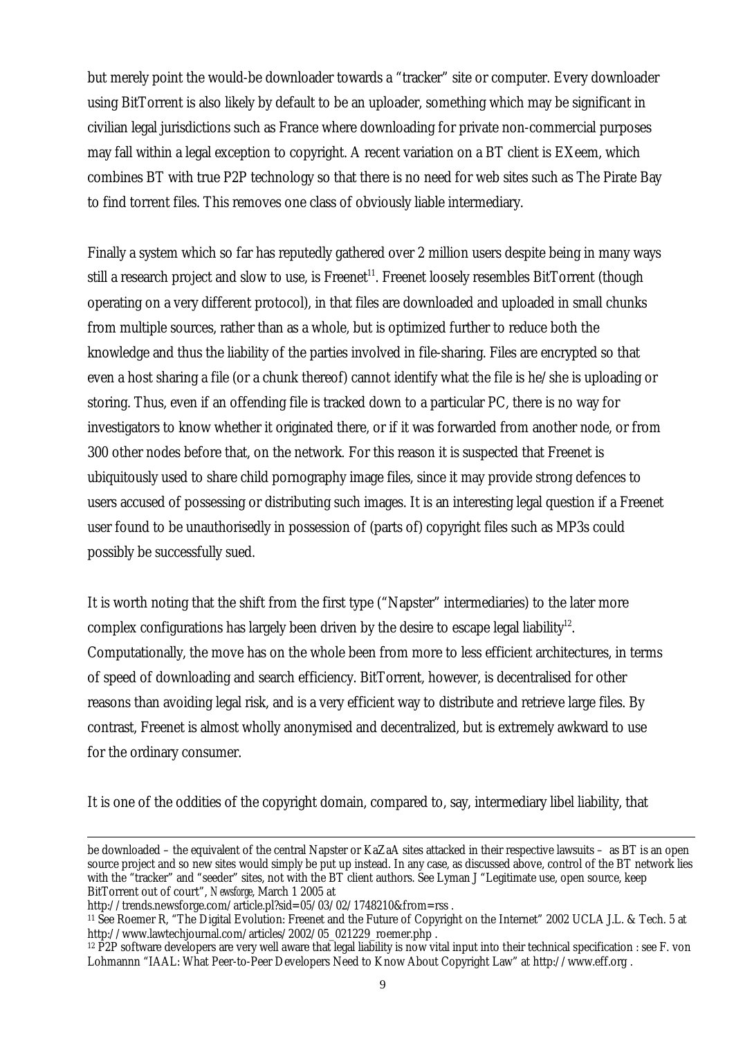but merely point the would-be downloader towards a "tracker" site or computer. Every downloader using BitTorrent is also likely by default to be an uploader, something which may be significant in civilian legal jurisdictions such as France where downloading for private non-commercial purposes may fall within a legal exception to copyright. A recent variation on a BT client is EXeem, which combines BT with true P2P technology so that there is no need for web sites such as The Pirate Bay to find torrent files. This removes one class of obviously liable intermediary.

Finally a system which so far has reputedly gathered over 2 million users despite being in many ways still a research project and slow to use, is Freenet[11]. Freenet loosely resembles BitTorrent (though operating on a very different protocol), in that files are downloaded and uploaded in small chunks from multiple sources, rather than as a whole, but is optimized further to reduce both the knowledge and thus the liability of the parties involved in file-sharing. Files are encrypted so that even a host sharing a file (or a chunk thereof) cannot identify what the file is he/she is uploading or storing. Thus, even if an offending file is tracked down to a particular PC, there is no way for investigators to know whether it originated there, or if it was forwarded from another node, or from 300 other nodes before that, on the network. For this reason it is suspected that Freenet is ubiquitously used to share child pornography image files, since it may provide strong defences to users accused of possessing or distributing such images. It is an interesting legal question if a Freenet user found to be unauthorisedly in possession of (parts of) copyright files such as MP3s could possibly be successfully sued.

It is worth noting that the shift from the first type ("Napster" intermediaries) to the later more complex configurations has largely been driven by the desire to escape legal liability[12]. Computationally, the move has on the whole been from more to less efficient architectures, in terms of speed of downloading and search efficiency. BitTorrent, however, is decentralised for other reasons than avoiding legal risk, and is a very efficient way to distribute and retrieve large files. By contrast, Freenet is almost wholly anonymised and decentralized, but is extremely awkward to use for the ordinary consumer.

It is one of the oddities of the copyright domain, compared to, say, intermediary libel liability, that

---

be downloaded – the equivalent of the central Napster or KaZaA sites attacked in their respective lawsuits – as BT is an open source project and so new sites would simply be put up instead. In any case, as discussed above, control of the BT network lies with the "tracker" and "seeder" sites, not with the BT client authors. See Lyman J "Legitimate use, open source, keep BitTorrent out of court", *Newsforge*, March 1 2005 at http://trends.newsforge.com/article.pl?sid=05/03/02/1748210&from=rss .

[11] See Roemer R, "The Digital Evolution: Freenet and the Future of Copyright on the Internet" 2002 UCLA J.L. & Tech. 5 at http://www.lawtechjournal.com/articles/2002/05_021229_roemer.php .

[12] P2P software developers are very well aware that legal liability is now vital input into their technical specification : see F. von Lohmannn "IAAL: What Peer-to-Peer Developers Need to Know About Copyright Law" at http://www.eff.org .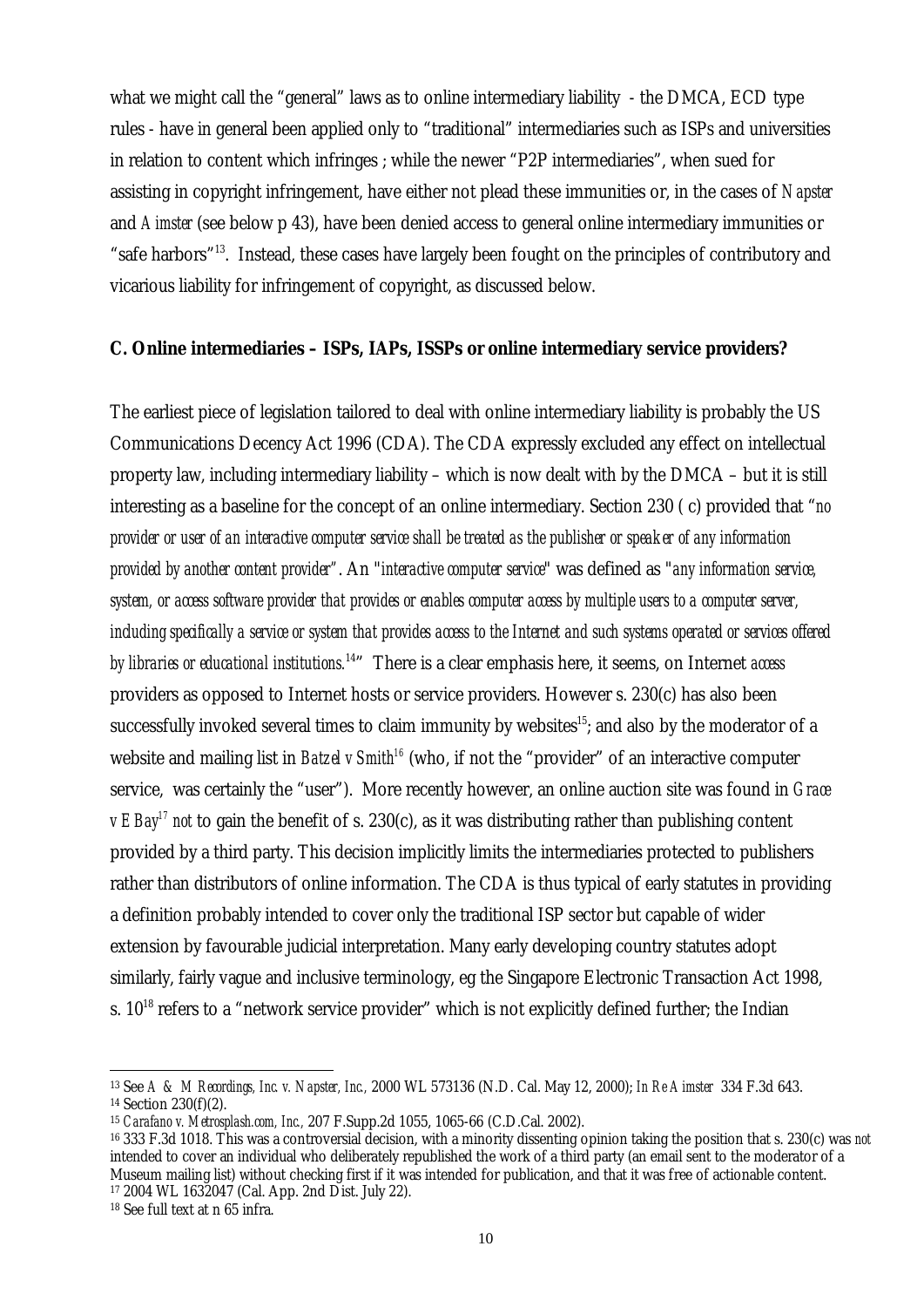what we might call the "general" laws as to online intermediary liability - the DMCA, ECD type rules - have in general been applied only to "traditional" intermediaries such as ISPs and universities in relation to content which infringes ; while the newer "P2P intermediaries", when sued for assisting in copyright infringement, have either not plead these immunities or, in the cases of *Napster* and *Aimster* (see below p 43), have been denied access to general online intermediary immunities or "safe harbors"[13]. Instead, these cases have largely been fought on the principles of contributory and vicarious liability for infringement of copyright, as discussed below.

**C. Online intermediaries – ISPs, IAPs, ISSPs or online intermediary service providers?**

The earliest piece of legislation tailored to deal with online intermediary liability is probably the US Communications Decency Act 1996 (CDA). The CDA expressly excluded any effect on intellectual property law, including intermediary liability – which is now dealt with by the DMCA – but it is still interesting as a baseline for the concept of an online intermediary. Section 230 ( c) provided that "*no provider or user of an interactive computer service shall be treated as the publisher or speaker of any information provided by another content provider*". An "*interactive computer service*" was defined as "*any information service, system, or access software provider that provides or enables computer access by multiple users to a computer server, including specifically a service or system that provides access to the Internet and such systems operated or services offered by libraries or educational institutions.*[14]" There is a clear emphasis here, it seems, on Internet *access* providers as opposed to Internet hosts or service providers. However s. 230(c) has also been successfully invoked several times to claim immunity by websites[15]; and also by the moderator of a website and mailing list in *Batzel v Smith*[16] (who, if not the "provider" of an interactive computer service, was certainly the "user"). More recently however, an online auction site was found in *Grace v EBay*[17] *not* to gain the benefit of s. 230(c), as it was distributing rather than publishing content provided by a third party. This decision implicitly limits the intermediaries protected to publishers rather than distributors of online information. The CDA is thus typical of early statutes in providing a definition probably intended to cover only the traditional ISP sector but capable of wider extension by favourable judicial interpretation. Many early developing country statutes adopt similarly, fairly vague and inclusive terminology, eg the Singapore Electronic Transaction Act 1998, s. 10[18] refers to a "network service provider" which is not explicitly defined further; the Indian

---

[13] See *A & M Recordings, Inc. v. Napster, Inc.*, 2000 WL 573136 (N.D. Cal. May 12, 2000); *In Re Aimster* 334 F.3d 643.

[14] Section 230(f)(2).

[15] *Carafano v. Metrosplash.com, Inc.*, 207 F.Supp.2d 1055, 1065-66 (C.D.Cal. 2002).

[16] 333 F.3d 1018. This was a controversial decision, with a minority dissenting opinion taking the position that s. 230(c) was *not* intended to cover an individual who deliberately republished the work of a third party (an email sent to the moderator of a Museum mailing list) without checking first if it was intended for publication, and that it was free of actionable content.

[17] 2004 WL 1632047 (Cal. App. 2nd Dist. July 22).

[18] See full text at n 65 infra.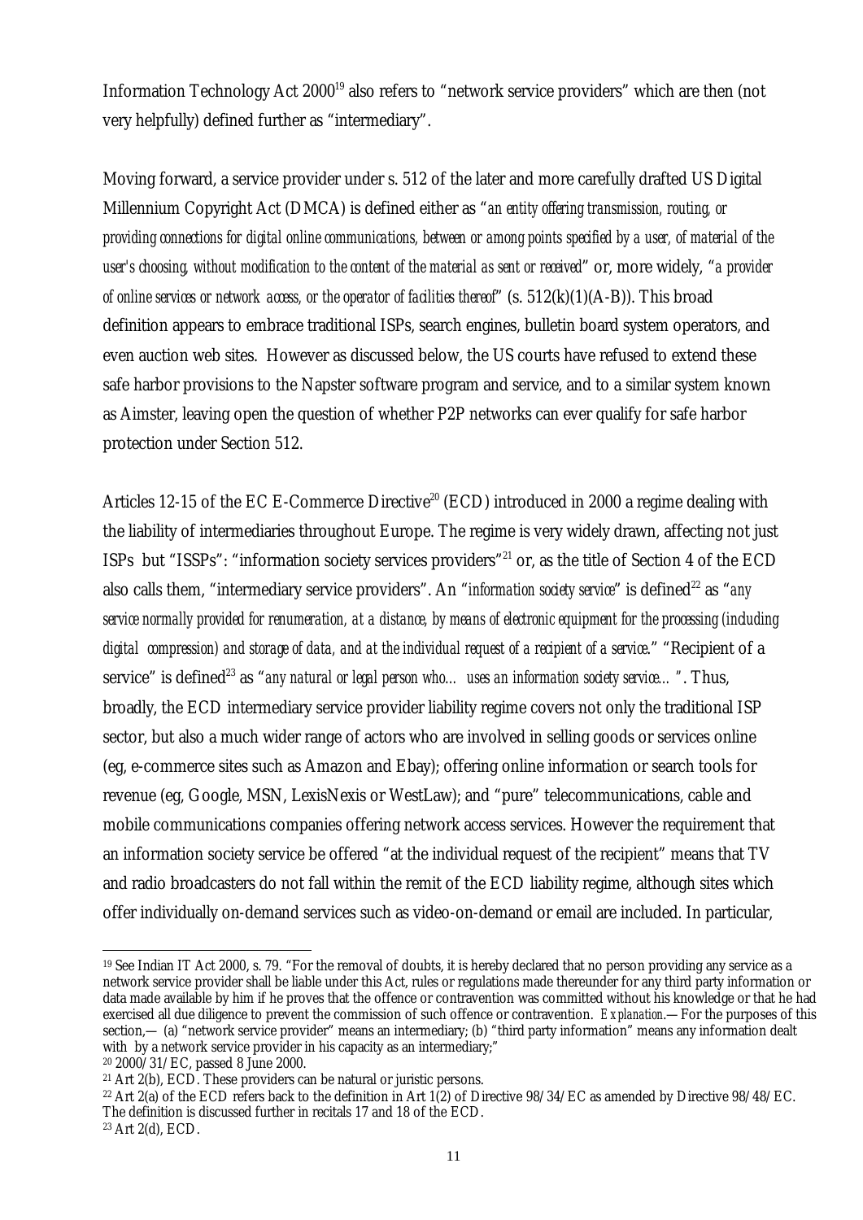Information Technology Act 2000[19] also refers to "network service providers" which are then (not very helpfully) defined further as "intermediary".

Moving forward, a service provider under s. 512 of the later and more carefully drafted US Digital Millennium Copyright Act (DMCA) is defined either as "*an entity offering transmission, routing, or providing connections for digital online communications, between or among points specified by a user, of material of the user's choosing, without modification to the content of the material as sent or received*" or, more widely, "*a provider of online services or network access, or the operator of facilities thereof*" (s. 512(k)(1)(A-B)). This broad definition appears to embrace traditional ISPs, search engines, bulletin board system operators, and even auction web sites. However as discussed below, the US courts have refused to extend these safe harbor provisions to the Napster software program and service, and to a similar system known as Aimster, leaving open the question of whether P2P networks can ever qualify for safe harbor protection under Section 512.

Articles 12-15 of the EC E-Commerce Directive[20] (ECD) introduced in 2000 a regime dealing with the liability of intermediaries throughout Europe. The regime is very widely drawn, affecting not just ISPs but "ISSPs": "information society services providers"[21] or, as the title of Section 4 of the ECD also calls them, "intermediary service providers". An "*information society service*" is defined[22] as "*any service normally provided for renumeration, at a distance, by means of electronic equipment for the processing (including digital compression) and storage of data, and at the individual request of a recipient of a service.*" "Recipient of a service" is defined[23] as "*any natural or legal person who… uses an information society service…*". Thus, broadly, the ECD intermediary service provider liability regime covers not only the traditional ISP sector, but also a much wider range of actors who are involved in selling goods or services online (eg, e-commerce sites such as Amazon and Ebay); offering online information or search tools for revenue (eg, Google, MSN, LexisNexis or WestLaw); and "pure" telecommunications, cable and mobile communications companies offering network access services. However the requirement that an information society service be offered "at the individual request of the recipient" means that TV and radio broadcasters do not fall within the remit of the ECD liability regime, although sites which offer individually on-demand services such as video-on-demand or email are included. In particular,

---

[19] See Indian IT Act 2000, s. 79. "For the removal of doubts, it is hereby declared that no person providing any service as a network service provider shall be liable under this Act, rules or regulations made thereunder for any third party information or data made available by him if he proves that the offence or contravention was committed without his knowledge or that he had exercised all due diligence to prevent the commission of such offence or contravention. *Explanation.*—For the purposes of this section,— (a) "network service provider" means an intermediary; (b) "third party information" means any information dealt with by a network service provider in his capacity as an intermediary;"

[20] 2000/31/EC, passed 8 June 2000.

[21] Art 2(b), ECD. These providers can be natural or juristic persons.

[22] Art 2(a) of the ECD refers back to the definition in Art 1(2) of Directive 98/34/EC as amended by Directive 98/48/EC. The definition is discussed further in recitals 17 and 18 of the ECD.

[23] Art 2(d), ECD.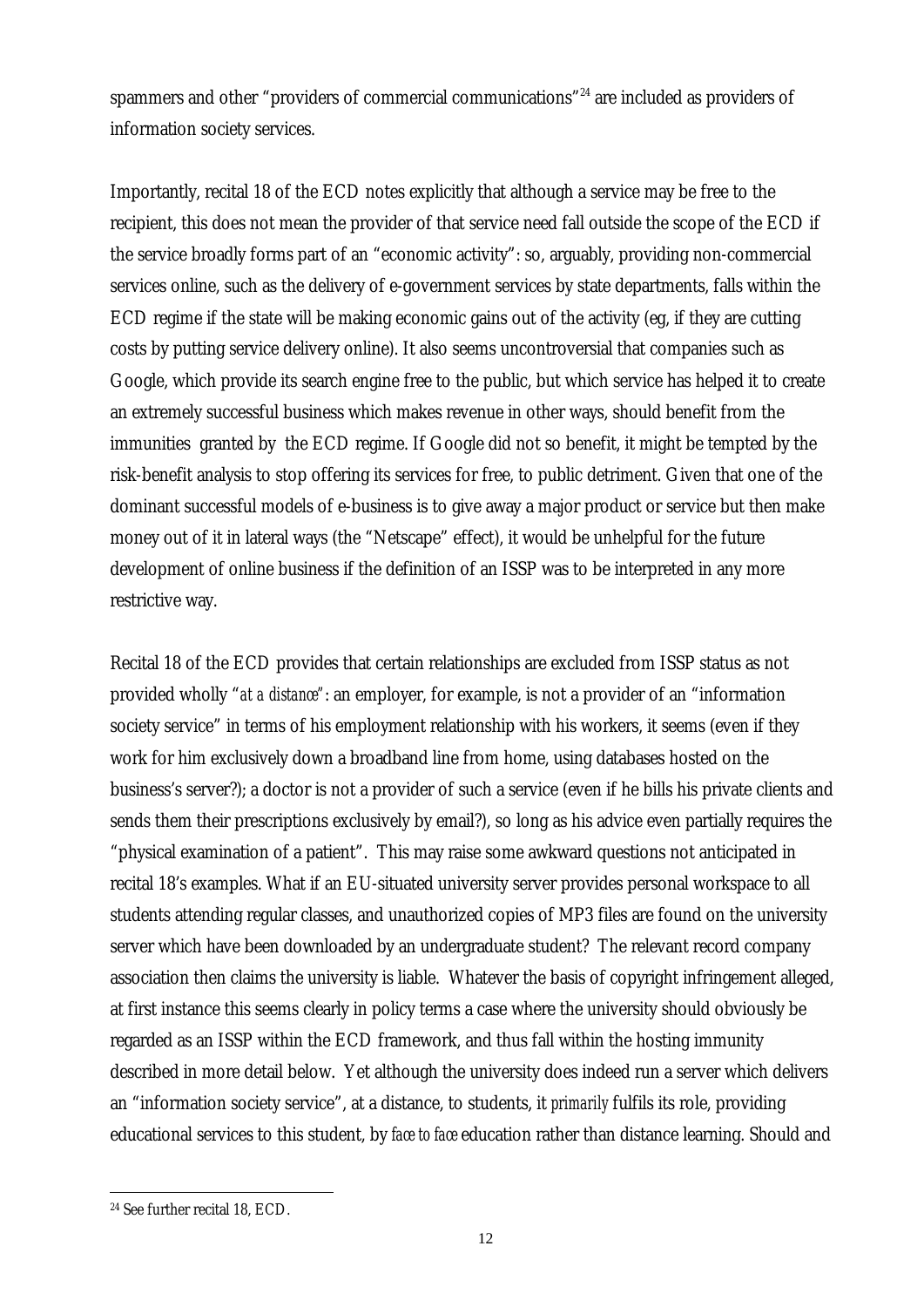spammers and other "providers of commercial communications"[24] are included as providers of information society services.

Importantly, recital 18 of the ECD notes explicitly that although a service may be free to the recipient, this does not mean the provider of that service need fall outside the scope of the ECD if the service broadly forms part of an "economic activity": so, arguably, providing non-commercial services online, such as the delivery of e-government services by state departments, falls within the ECD regime if the state will be making economic gains out of the activity (eg, if they are cutting costs by putting service delivery online). It also seems uncontroversial that companies such as Google, which provide its search engine free to the public, but which service has helped it to create an extremely successful business which makes revenue in other ways, should benefit from the immunities granted by the ECD regime. If Google did not so benefit, it might be tempted by the risk-benefit analysis to stop offering its services for free, to public detriment. Given that one of the dominant successful models of e-business is to give away a major product or service but then make money out of it in lateral ways (the "Netscape" effect), it would be unhelpful for the future development of online business if the definition of an ISSP was to be interpreted in any more restrictive way.

Recital 18 of the ECD provides that certain relationships are excluded from ISSP status as not provided wholly "*at a distance*": an employer, for example, is not a provider of an "information society service" in terms of his employment relationship with his workers, it seems (even if they work for him exclusively down a broadband line from home, using databases hosted on the business's server?); a doctor is not a provider of such a service (even if he bills his private clients and sends them their prescriptions exclusively by email?), so long as his advice even partially requires the "physical examination of a patient". This may raise some awkward questions not anticipated in recital 18's examples. What if an EU-situated university server provides personal workspace to all students attending regular classes, and unauthorized copies of MP3 files are found on the university server which have been downloaded by an undergraduate student? The relevant record company association then claims the university is liable. Whatever the basis of copyright infringement alleged, at first instance this seems clearly in policy terms a case where the university should obviously be regarded as an ISSP within the ECD framework, and thus fall within the hosting immunity described in more detail below. Yet although the university does indeed run a server which delivers an "information society service", at a distance, to students, it *primarily* fulfils its role, providing educational services to this student, by *face to face* education rather than distance learning. Should and

[24] See further recital 18, ECD.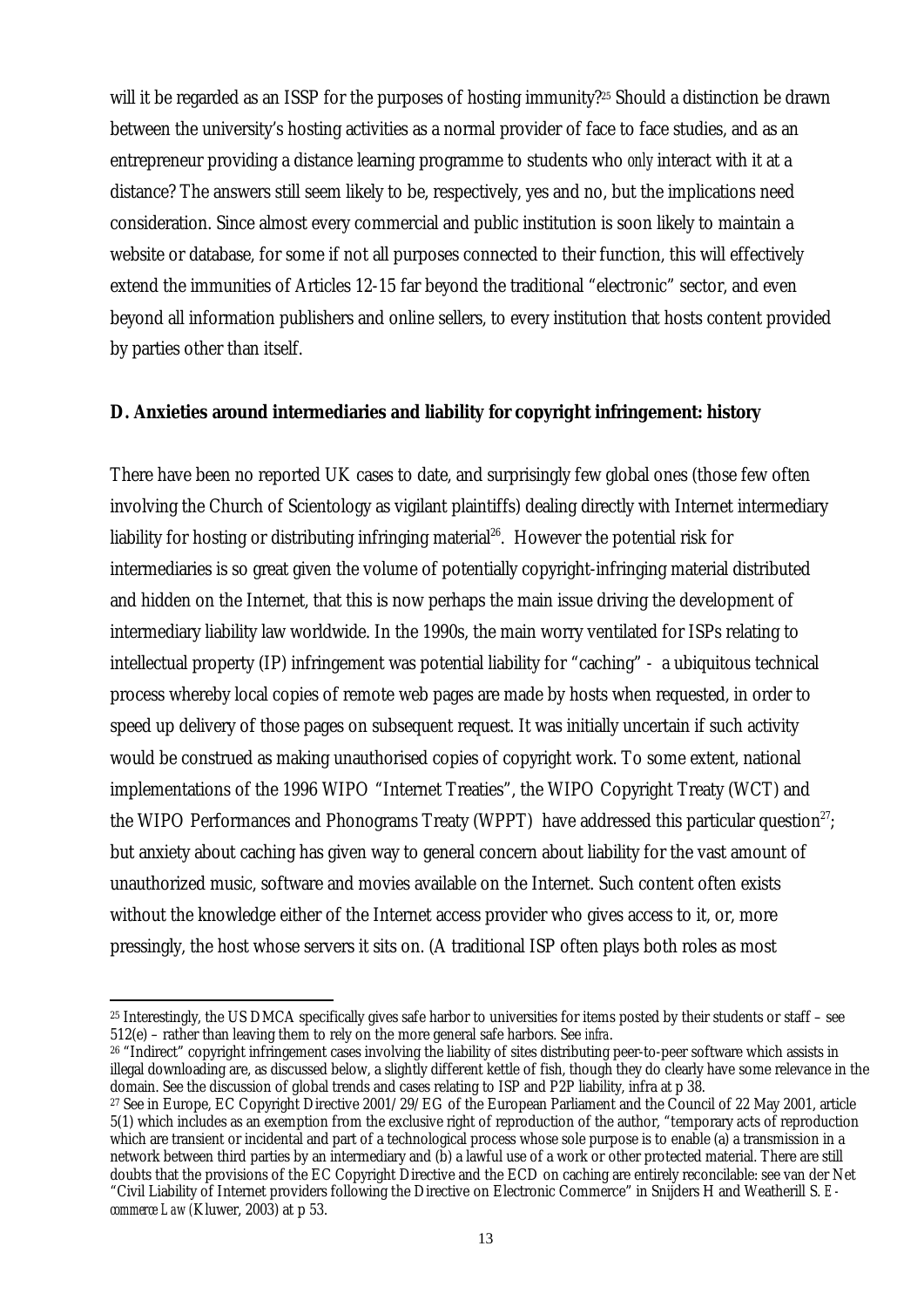will it be regarded as an ISSP for the purposes of hosting immunity?[25] Should a distinction be drawn between the university's hosting activities as a normal provider of face to face studies, and as an entrepreneur providing a distance learning programme to students who *only* interact with it at a distance? The answers still seem likely to be, respectively, yes and no, but the implications need consideration. Since almost every commercial and public institution is soon likely to maintain a website or database, for some if not all purposes connected to their function, this will effectively extend the immunities of Articles 12-15 far beyond the traditional "electronic" sector, and even beyond all information publishers and online sellers, to every institution that hosts content provided by parties other than itself.

**D. Anxieties around intermediaries and liability for copyright infringement: history**

There have been no reported UK cases to date, and surprisingly few global ones (those few often involving the Church of Scientology as vigilant plaintiffs) dealing directly with Internet intermediary liability for hosting or distributing infringing material[26]. However the potential risk for intermediaries is so great given the volume of potentially copyright-infringing material distributed and hidden on the Internet, that this is now perhaps the main issue driving the development of intermediary liability law worldwide. In the 1990s, the main worry ventilated for ISPs relating to intellectual property (IP) infringement was potential liability for "caching" - a ubiquitous technical process whereby local copies of remote web pages are made by hosts when requested, in order to speed up delivery of those pages on subsequent request. It was initially uncertain if such activity would be construed as making unauthorised copies of copyright work. To some extent, national implementations of the 1996 WIPO "Internet Treaties", the WIPO Copyright Treaty (WCT) and the WIPO Performances and Phonograms Treaty (WPPT) have addressed this particular question[27]; but anxiety about caching has given way to general concern about liability for the vast amount of unauthorized music, software and movies available on the Internet. Such content often exists without the knowledge either of the Internet access provider who gives access to it, or, more pressingly, the host whose servers it sits on. (A traditional ISP often plays both roles as most

---

[25] Interestingly, the US DMCA specifically gives safe harbor to universities for items posted by their students or staff – see 512(e) – rather than leaving them to rely on the more general safe harbors. See *infra*.

[26] "Indirect" copyright infringement cases involving the liability of sites distributing peer-to-peer software which assists in illegal downloading are, as discussed below, a slightly different kettle of fish, though they do clearly have some relevance in the domain. See the discussion of global trends and cases relating to ISP and P2P liability, infra at p 38.

[27] See in Europe, EC Copyright Directive 2001/29/EG of the European Parliament and the Council of 22 May 2001, article 5(1) which includes as an exemption from the exclusive right of reproduction of the author, "temporary acts of reproduction which are transient or incidental and part of a technological process whose sole purpose is to enable (a) a transmission in a network between third parties by an intermediary and (b) a lawful use of a work or other protected material. There are still doubts that the provisions of the EC Copyright Directive and the ECD on caching are entirely reconcilable: see van der Net "Civil Liability of Internet providers following the Directive on Electronic Commerce" in Snijders H and Weatherill S. *E-commerce Law* (Kluwer, 2003) at p 53.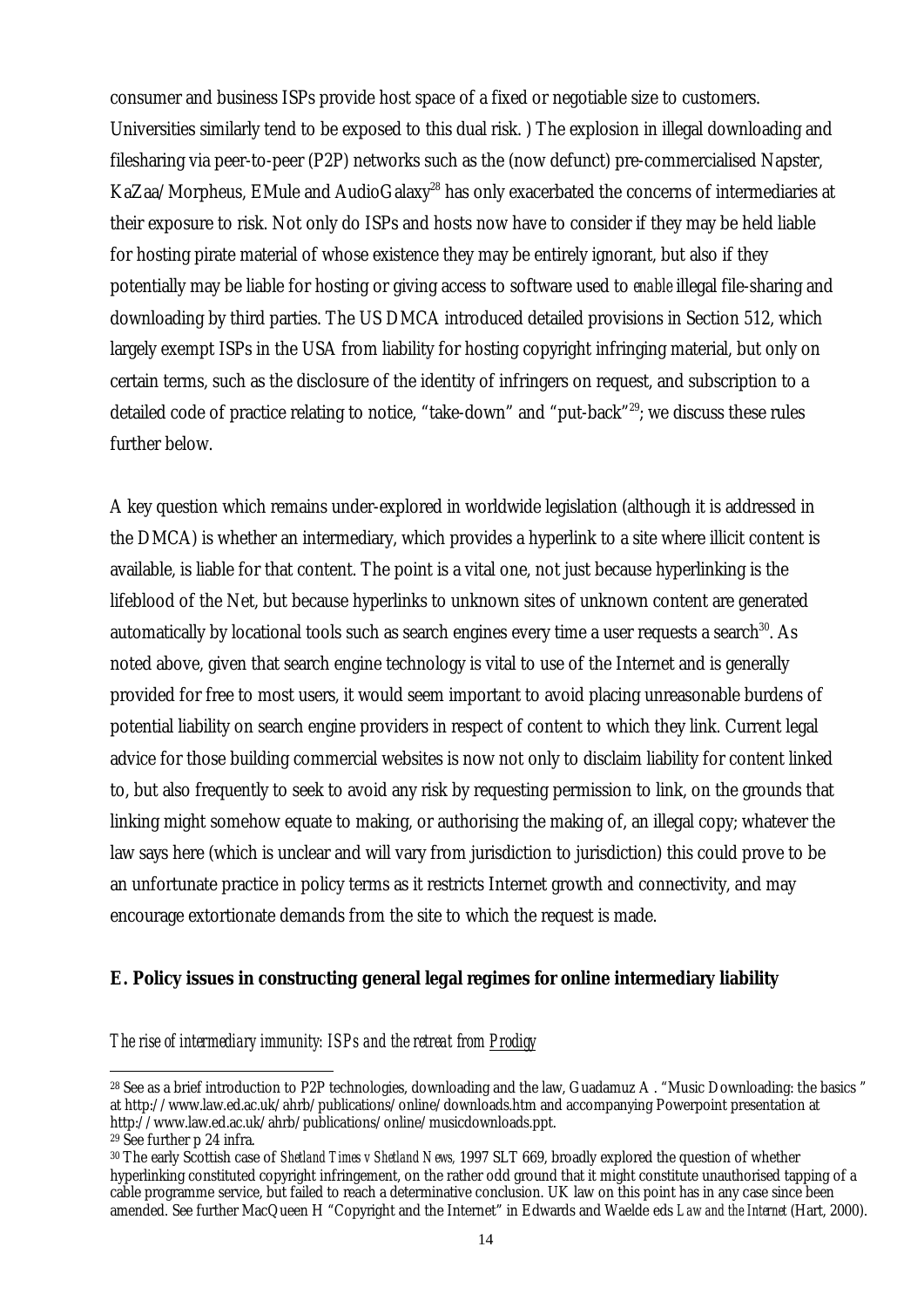consumer and business ISPs provide host space of a fixed or negotiable size to customers. Universities similarly tend to be exposed to this dual risk. ) The explosion in illegal downloading and filesharing via peer-to-peer (P2P) networks such as the (now defunct) pre-commercialised Napster, KaZaa/Morpheus, EMule and AudioGalaxy[28] has only exacerbated the concerns of intermediaries at their exposure to risk. Not only do ISPs and hosts now have to consider if they may be held liable for hosting pirate material of whose existence they may be entirely ignorant, but also if they potentially may be liable for hosting or giving access to software used to *enable* illegal file-sharing and downloading by third parties. The US DMCA introduced detailed provisions in Section 512, which largely exempt ISPs in the USA from liability for hosting copyright infringing material, but only on certain terms, such as the disclosure of the identity of infringers on request, and subscription to a detailed code of practice relating to notice, "take-down" and "put-back"[29]; we discuss these rules further below.

A key question which remains under-explored in worldwide legislation (although it is addressed in the DMCA) is whether an intermediary, which provides a hyperlink to a site where illicit content is available, is liable for that content. The point is a vital one, not just because hyperlinking is the lifeblood of the Net, but because hyperlinks to unknown sites of unknown content are generated automatically by locational tools such as search engines every time a user requests a search[30]. As noted above, given that search engine technology is vital to use of the Internet and is generally provided for free to most users, it would seem important to avoid placing unreasonable burdens of potential liability on search engine providers in respect of content to which they link. Current legal advice for those building commercial websites is now not only to disclaim liability for content linked to, but also frequently to seek to avoid any risk by requesting permission to link, on the grounds that linking might somehow equate to making, or authorising the making of, an illegal copy; whatever the law says here (which is unclear and will vary from jurisdiction to jurisdiction) this could prove to be an unfortunate practice in policy terms as it restricts Internet growth and connectivity, and may encourage extortionate demands from the site to which the request is made.

## E. Policy issues in constructing general legal regimes for online intermediary liability

*The rise of intermediary immunity: ISPs and the retreat from Prodigy*

---

[28] See as a brief introduction to P2P technologies, downloading and the law, Guadamuz A . "Music Downloading: the basics " at http://www.law.ed.ac.uk/ahrb/publications/online/downloads.htm and accompanying Powerpoint presentation at http://www.law.ed.ac.uk/ahrb/publications/online/musicdownloads.ppt.

[29] See further p 24 infra.

[30] The early Scottish case of *Shetland Times v Shetland News,* 1997 SLT 669, broadly explored the question of whether hyperlinking constituted copyright infringement, on the rather odd ground that it might constitute unauthorised tapping of a cable programme service, but failed to reach a determinative conclusion. UK law on this point has in any case since been amended. See further MacQueen H "Copyright and the Internet" in Edwards and Waelde eds *Law and the Internet* (Hart, 2000).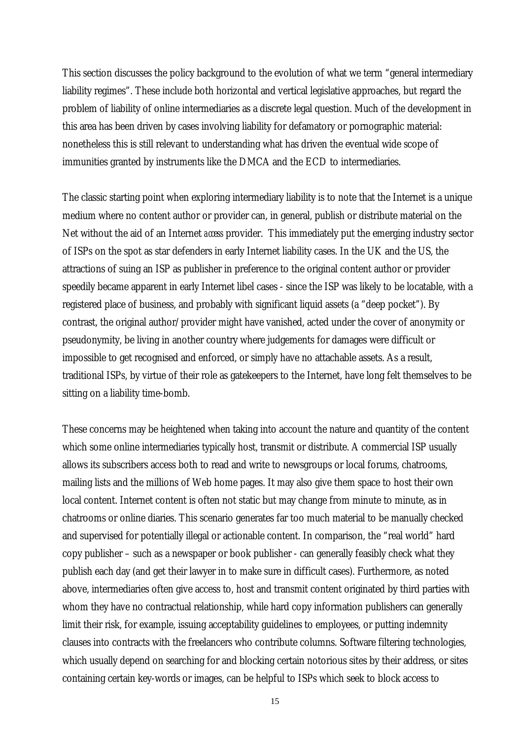This section discusses the policy background to the evolution of what we term "general intermediary liability regimes". These include both horizontal and vertical legislative approaches, but regard the problem of liability of online intermediaries as a discrete legal question. Much of the development in this area has been driven by cases involving liability for defamatory or pornographic material: nonetheless this is still relevant to understanding what has driven the eventual wide scope of immunities granted by instruments like the DMCA and the ECD to intermediaries.

The classic starting point when exploring intermediary liability is to note that the Internet is a unique medium where no content author or provider can, in general, publish or distribute material on the Net without the aid of an Internet *access* provider. This immediately put the emerging industry sector of ISPs on the spot as star defenders in early Internet liability cases. In the UK and the US, the attractions of suing an ISP as publisher in preference to the original content author or provider speedily became apparent in early Internet libel cases - since the ISP was likely to be locatable, with a registered place of business, and probably with significant liquid assets (a "deep pocket"). By contrast, the original author/provider might have vanished, acted under the cover of anonymity or pseudonymity, be living in another country where judgements for damages were difficult or impossible to get recognised and enforced, or simply have no attachable assets. As a result, traditional ISPs, by virtue of their role as gatekeepers to the Internet, have long felt themselves to be sitting on a liability time-bomb.

These concerns may be heightened when taking into account the nature and quantity of the content which some online intermediaries typically host, transmit or distribute. A commercial ISP usually allows its subscribers access both to read and write to newsgroups or local forums, chatrooms, mailing lists and the millions of Web home pages. It may also give them space to host their own local content. Internet content is often not static but may change from minute to minute, as in chatrooms or online diaries. This scenario generates far too much material to be manually checked and supervised for potentially illegal or actionable content. In comparison, the "real world" hard copy publisher – such as a newspaper or book publisher - can generally feasibly check what they publish each day (and get their lawyer in to make sure in difficult cases). Furthermore, as noted above, intermediaries often give access to, host and transmit content originated by third parties with whom they have no contractual relationship, while hard copy information publishers can generally limit their risk, for example, issuing acceptability guidelines to employees, or putting indemnity clauses into contracts with the freelancers who contribute columns. Software filtering technologies, which usually depend on searching for and blocking certain notorious sites by their address, or sites containing certain key-words or images, can be helpful to ISPs which seek to block access to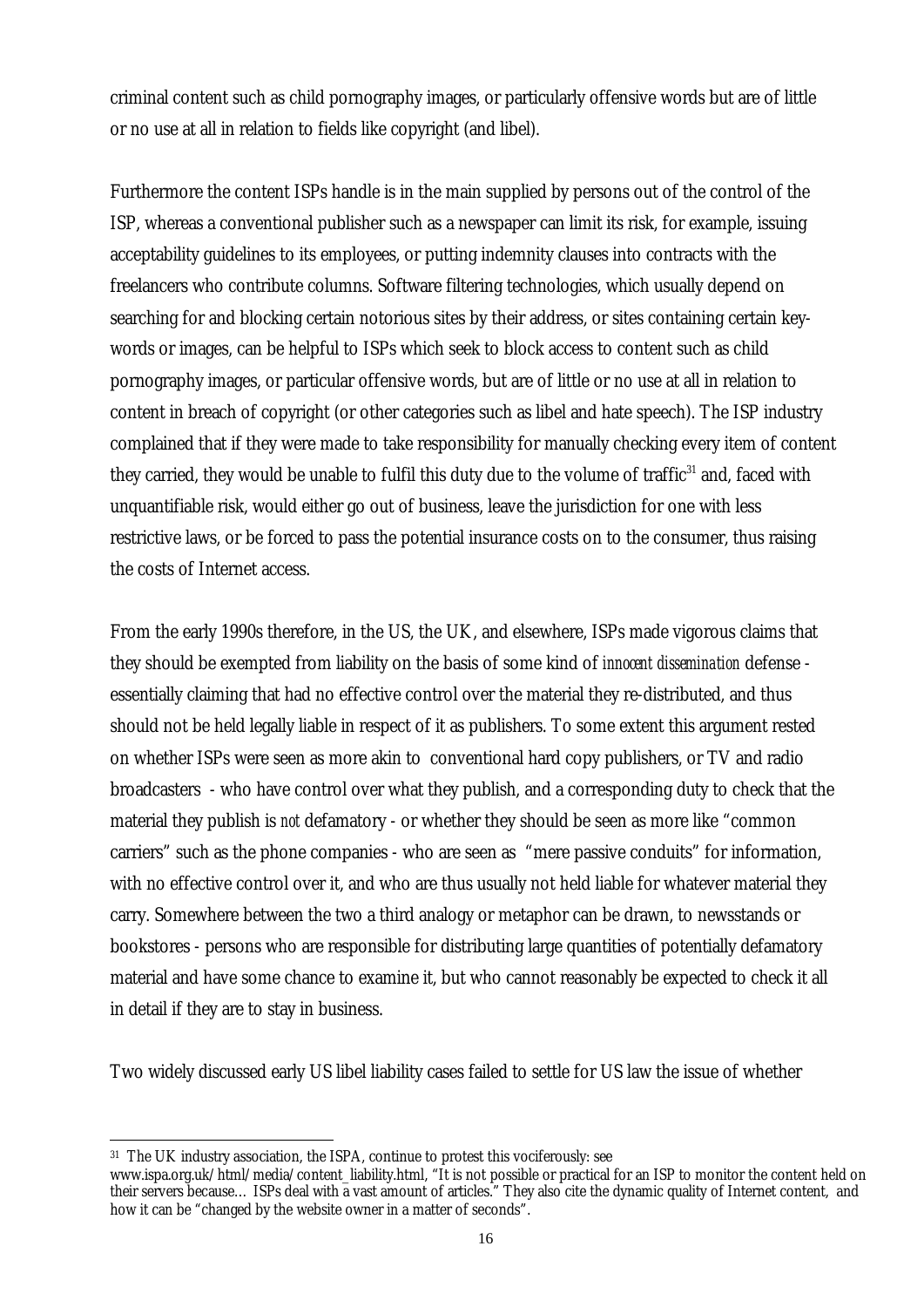criminal content such as child pornography images, or particularly offensive words but are of little or no use at all in relation to fields like copyright (and libel).

Furthermore the content ISPs handle is in the main supplied by persons out of the control of the ISP, whereas a conventional publisher such as a newspaper can limit its risk, for example, issuing acceptability guidelines to its employees, or putting indemnity clauses into contracts with the freelancers who contribute columns. Software filtering technologies, which usually depend on searching for and blocking certain notorious sites by their address, or sites containing certain key-words or images, can be helpful to ISPs which seek to block access to content such as child pornography images, or particular offensive words, but are of little or no use at all in relation to content in breach of copyright (or other categories such as libel and hate speech). The ISP industry complained that if they were made to take responsibility for manually checking every item of content they carried, they would be unable to fulfil this duty due to the volume of traffic[31] and, faced with unquantifiable risk, would either go out of business, leave the jurisdiction for one with less restrictive laws, or be forced to pass the potential insurance costs on to the consumer, thus raising the costs of Internet access.

From the early 1990s therefore, in the US, the UK, and elsewhere, ISPs made vigorous claims that they should be exempted from liability on the basis of some kind of *innocent dissemination* defense - essentially claiming that had no effective control over the material they re-distributed, and thus should not be held legally liable in respect of it as publishers. To some extent this argument rested on whether ISPs were seen as more akin to conventional hard copy publishers, or TV and radio broadcasters - who have control over what they publish, and a corresponding duty to check that the material they publish is *not* defamatory - or whether they should be seen as more like "common carriers" such as the phone companies - who are seen as "mere passive conduits" for information, with no effective control over it, and who are thus usually not held liable for whatever material they carry. Somewhere between the two a third analogy or metaphor can be drawn, to newsstands or bookstores - persons who are responsible for distributing large quantities of potentially defamatory material and have some chance to examine it, but who cannot reasonably be expected to check it all in detail if they are to stay in business.

Two widely discussed early US libel liability cases failed to settle for US law the issue of whether

---

[31] The UK industry association, the ISPA, continue to protest this vociferously: see www.ispa.org.uk/html/media/content_liability.html, "It is not possible or practical for an ISP to monitor the content held on their servers because… ISPs deal with a vast amount of articles." They also cite the dynamic quality of Internet content, and how it can be "changed by the website owner in a matter of seconds".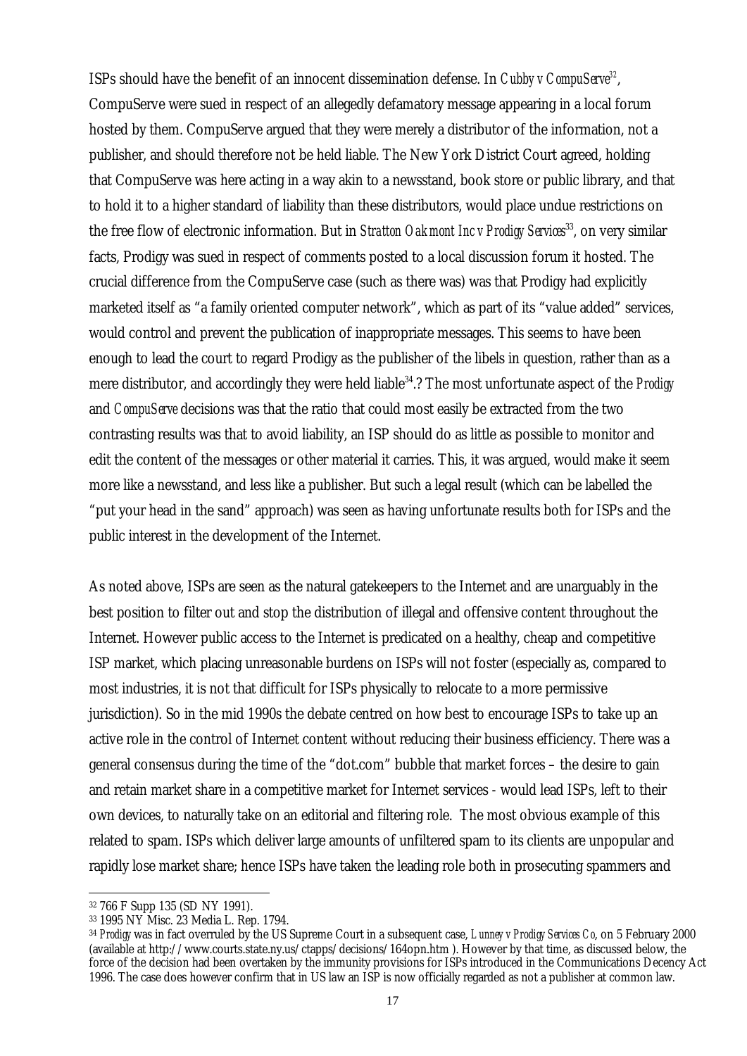ISPs should have the benefit of an innocent dissemination defense. In *Cubby v CompuServe*[32], CompuServe were sued in respect of an allegedly defamatory message appearing in a local forum hosted by them. CompuServe argued that they were merely a distributor of the information, not a publisher, and should therefore not be held liable. The New York District Court agreed, holding that CompuServe was here acting in a way akin to a newsstand, book store or public library, and that to hold it to a higher standard of liability than these distributors, would place undue restrictions on the free flow of electronic information. But in *Stratton Oakmont Inc v Prodigy Services*[33], on very similar facts, Prodigy was sued in respect of comments posted to a local discussion forum it hosted. The crucial difference from the CompuServe case (such as there was) was that Prodigy had explicitly marketed itself as "a family oriented computer network", which as part of its "value added" services, would control and prevent the publication of inappropriate messages. This seems to have been enough to lead the court to regard Prodigy as the publisher of the libels in question, rather than as a mere distributor, and accordingly they were held liable[34].? The most unfortunate aspect of the *Prodigy* and *CompuServe* decisions was that the ratio that could most easily be extracted from the two contrasting results was that to avoid liability, an ISP should do as little as possible to monitor and edit the content of the messages or other material it carries. This, it was argued, would make it seem more like a newsstand, and less like a publisher. But such a legal result (which can be labelled the "put your head in the sand" approach) was seen as having unfortunate results both for ISPs and the public interest in the development of the Internet.

As noted above, ISPs are seen as the natural gatekeepers to the Internet and are unarguably in the best position to filter out and stop the distribution of illegal and offensive content throughout the Internet. However public access to the Internet is predicated on a healthy, cheap and competitive ISP market, which placing unreasonable burdens on ISPs will not foster (especially as, compared to most industries, it is not that difficult for ISPs physically to relocate to a more permissive jurisdiction). So in the mid 1990s the debate centred on how best to encourage ISPs to take up an active role in the control of Internet content without reducing their business efficiency. There was a general consensus during the time of the "dot.com" bubble that market forces – the desire to gain and retain market share in a competitive market for Internet services - would lead ISPs, left to their own devices, to naturally take on an editorial and filtering role. The most obvious example of this related to spam. ISPs which deliver large amounts of unfiltered spam to its clients are unpopular and rapidly lose market share; hence ISPs have taken the leading role both in prosecuting spammers and

---

[32] 766 F Supp 135 (SD NY 1991).

[33] 1995 NY Misc. 23 Media L. Rep. 1794.

[34] *Prodigy* was in fact overruled by the US Supreme Court in a subsequent case, *Lunney v Prodigy Services Co*, on 5 February 2000 (available at http://www.courts.state.ny.us/ctapps/decisions/164opn.htm ). However by that time, as discussed below, the force of the decision had been overtaken by the immunity provisions for ISPs introduced in the Communications Decency Act 1996. The case does however confirm that in US law an ISP is now officially regarded as not a publisher at common law.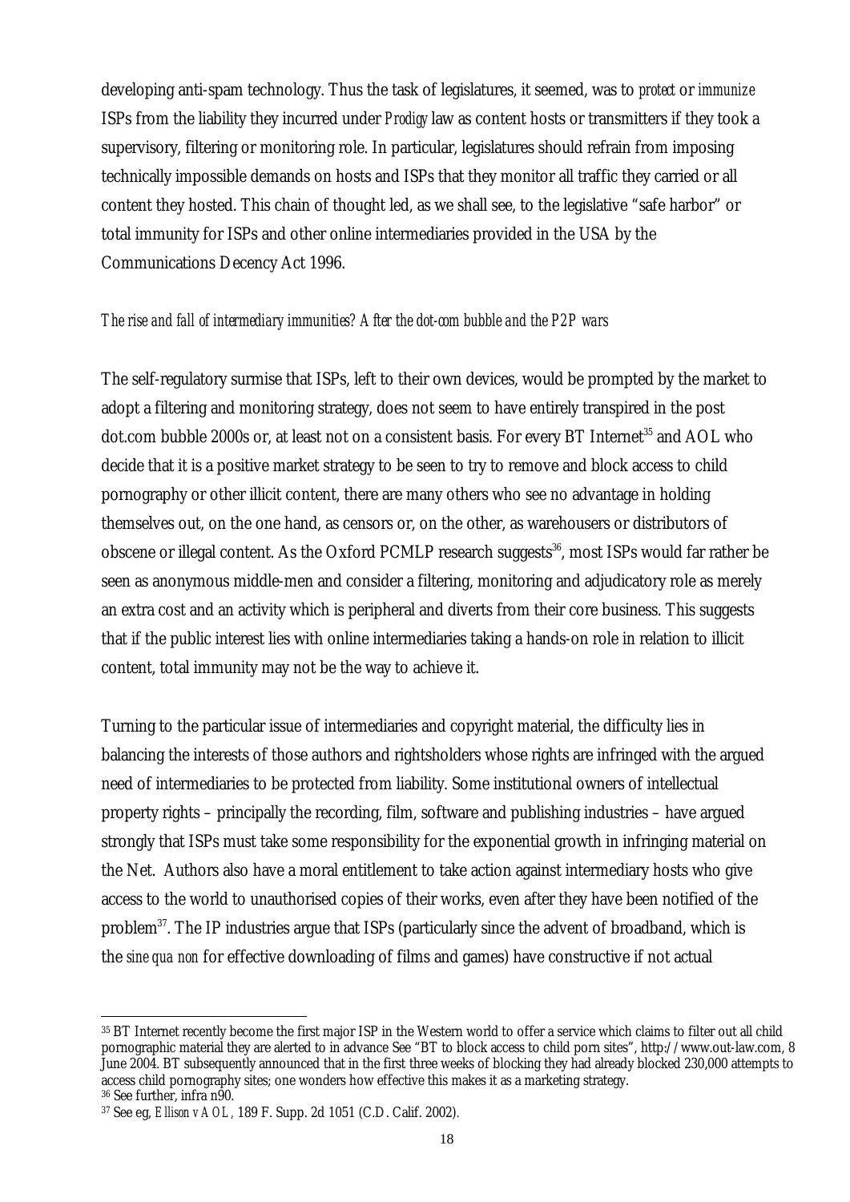developing anti-spam technology. Thus the task of legislatures, it seemed, was to *protect* or *immunize* ISPs from the liability they incurred under *Prodigy* law as content hosts or transmitters if they took a supervisory, filtering or monitoring role. In particular, legislatures should refrain from imposing technically impossible demands on hosts and ISPs that they monitor all traffic they carried or all content they hosted. This chain of thought led, as we shall see, to the legislative "safe harbor" or total immunity for ISPs and other online intermediaries provided in the USA by the Communications Decency Act 1996.

*The rise and fall of intermediary immunities? After the dot-com bubble and the P2P wars*

The self-regulatory surmise that ISPs, left to their own devices, would be prompted by the market to adopt a filtering and monitoring strategy, does not seem to have entirely transpired in the post dot.com bubble 2000s or, at least not on a consistent basis. For every BT Internet[35] and AOL who decide that it is a positive market strategy to be seen to try to remove and block access to child pornography or other illicit content, there are many others who see no advantage in holding themselves out, on the one hand, as censors or, on the other, as warehousers or distributors of obscene or illegal content. As the Oxford PCMLP research suggests[36], most ISPs would far rather be seen as anonymous middle-men and consider a filtering, monitoring and adjudicatory role as merely an extra cost and an activity which is peripheral and diverts from their core business. This suggests that if the public interest lies with online intermediaries taking a hands-on role in relation to illicit content, total immunity may not be the way to achieve it.

Turning to the particular issue of intermediaries and copyright material, the difficulty lies in balancing the interests of those authors and rightsholders whose rights are infringed with the argued need of intermediaries to be protected from liability. Some institutional owners of intellectual property rights – principally the recording, film, software and publishing industries – have argued strongly that ISPs must take some responsibility for the exponential growth in infringing material on the Net. Authors also have a moral entitlement to take action against intermediary hosts who give access to the world to unauthorised copies of their works, even after they have been notified of the problem[37]. The IP industries argue that ISPs (particularly since the advent of broadband, which is the *sine qua non* for effective downloading of films and games) have constructive if not actual

---

[35] BT Internet recently become the first major ISP in the Western world to offer a service which claims to filter out all child pornographic material they are alerted to in advance See "BT to block access to child porn sites", http://www.out-law.com, 8 June 2004. BT subsequently announced that in the first three weeks of blocking they had already blocked 230,000 attempts to access child pornography sites; one wonders how effective this makes it as a marketing strategy.

[36] See further, infra n90.

[37] See eg, *Ellison v AOL*, 189 F. Supp. 2d 1051 (C.D. Calif. 2002).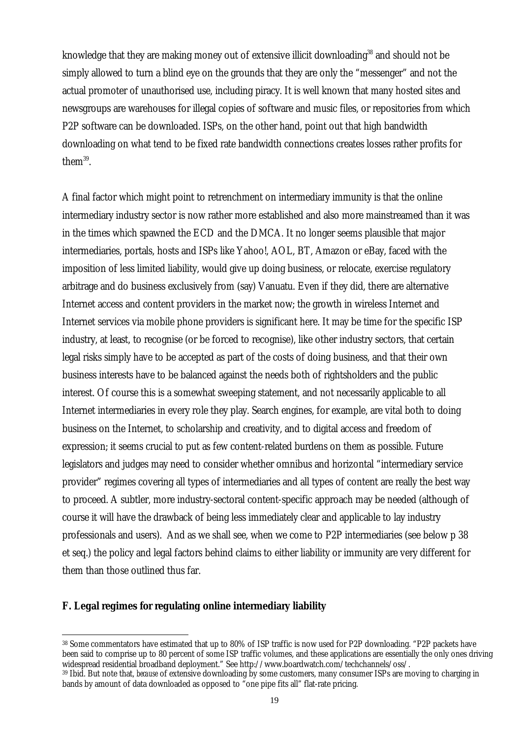knowledge that they are making money out of extensive illicit downloading[38] and should not be simply allowed to turn a blind eye on the grounds that they are only the "messenger" and not the actual promoter of unauthorised use, including piracy. It is well known that many hosted sites and newsgroups are warehouses for illegal copies of software and music files, or repositories from which P2P software can be downloaded. ISPs, on the other hand, point out that high bandwidth downloading on what tend to be fixed rate bandwidth connections creates losses rather profits for them[39].

A final factor which might point to retrenchment on intermediary immunity is that the online intermediary industry sector is now rather more established and also more mainstreamed than it was in the times which spawned the ECD and the DMCA. It no longer seems plausible that major intermediaries, portals, hosts and ISPs like Yahoo!, AOL, BT, Amazon or eBay, faced with the imposition of less limited liability, would give up doing business, or relocate, exercise regulatory arbitrage and do business exclusively from (say) Vanuatu. Even if they did, there are alternative Internet access and content providers in the market now; the growth in wireless Internet and Internet services via mobile phone providers is significant here. It may be time for the specific ISP industry, at least, to recognise (or be forced to recognise), like other industry sectors, that certain legal risks simply have to be accepted as part of the costs of doing business, and that their own business interests have to be balanced against the needs both of rightsholders and the public interest. Of course this is a somewhat sweeping statement, and not necessarily applicable to all Internet intermediaries in every role they play. Search engines, for example, are vital both to doing business on the Internet, to scholarship and creativity, and to digital access and freedom of expression; it seems crucial to put as few content-related burdens on them as possible. Future legislators and judges may need to consider whether omnibus and horizontal "intermediary service provider" regimes covering all types of intermediaries and all types of content are really the best way to proceed. A subtler, more industry-sectoral content-specific approach may be needed (although of course it will have the drawback of being less immediately clear and applicable to lay industry professionals and users). And as we shall see, when we come to P2P intermediaries (see below p 38 et seq.) the policy and legal factors behind claims to either liability or immunity are very different for them than those outlined thus far.

**F. Legal regimes for regulating online intermediary liability**

---

[38] Some commentators have estimated that up to 80% of ISP traffic is now used for P2P downloading. "P2P packets have been said to comprise up to 80 percent of some ISP traffic volumes, and these applications are essentially the only ones driving widespread residential broadband deployment." See http://www.boardwatch.com/techchannels/oss/.

[39] Ibid. But note that, *because* of extensive downloading by some customers, many consumer ISPs are moving to charging in bands by amount of data downloaded as opposed to "one pipe fits all" flat-rate pricing.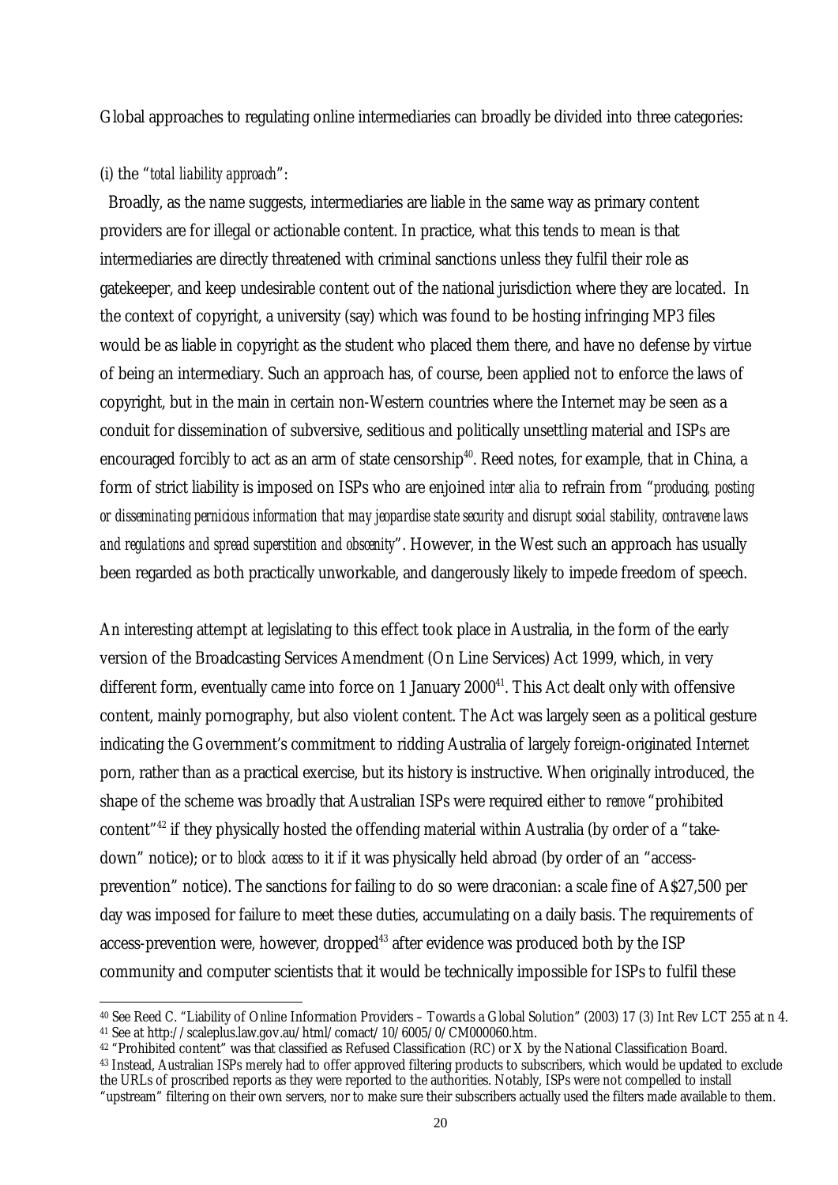Global approaches to regulating online intermediaries can broadly be divided into three categories:

(i) the "*total liability approach*":

Broadly, as the name suggests, intermediaries are liable in the same way as primary content providers are for illegal or actionable content. In practice, what this tends to mean is that intermediaries are directly threatened with criminal sanctions unless they fulfil their role as gatekeeper, and keep undesirable content out of the national jurisdiction where they are located. In the context of copyright, a university (say) which was found to be hosting infringing MP3 files would be as liable in copyright as the student who placed them there, and have no defense by virtue of being an intermediary. Such an approach has, of course, been applied not to enforce the laws of copyright, but in the main in certain non-Western countries where the Internet may be seen as a conduit for dissemination of subversive, seditious and politically unsettling material and ISPs are encouraged forcibly to act as an arm of state censorship[40]. Reed notes, for example, that in China, a form of strict liability is imposed on ISPs who are enjoined *inter alia* to refrain from "*producing, posting or disseminating pernicious information that may jeopardise state security and disrupt social stability, contravene laws and regulations and spread superstition and obscenity*". However, in the West such an approach has usually been regarded as both practically unworkable, and dangerously likely to impede freedom of speech.

An interesting attempt at legislating to this effect took place in Australia, in the form of the early version of the Broadcasting Services Amendment (On Line Services) Act 1999, which, in very different form, eventually came into force on 1 January 2000[41]. This Act dealt only with offensive content, mainly pornography, but also violent content. The Act was largely seen as a political gesture indicating the Government's commitment to ridding Australia of largely foreign-originated Internet porn, rather than as a practical exercise, but its history is instructive. When originally introduced, the shape of the scheme was broadly that Australian ISPs were required either to *remove* "prohibited content"[42] if they physically hosted the offending material within Australia (by order of a "take-down" notice); or to *block access* to it if it was physically held abroad (by order of an "access-prevention" notice). The sanctions for failing to do so were draconian: a scale fine of A$27,500 per day was imposed for failure to meet these duties, accumulating on a daily basis. The requirements of access-prevention were, however, dropped[43] after evidence was produced both by the ISP community and computer scientists that it would be technically impossible for ISPs to fulfil these

[40] See Reed C. "Liability of Online Information Providers – Towards a Global Solution" (2003) 17 (3) Int Rev LCT 255 at n 4.

[41] See at http://scaleplus.law.gov.au/html/comact/10/6005/0/CM000060.htm.

[42] "Prohibited content" was that classified as Refused Classification (RC) or X by the National Classification Board.

[43] Instead, Australian ISPs merely had to offer approved filtering products to subscribers, which would be updated to exclude the URLs of proscribed reports as they were reported to the authorities. Notably, ISPs were not compelled to install "upstream" filtering on their own servers, nor to make sure their subscribers actually used the filters made available to them.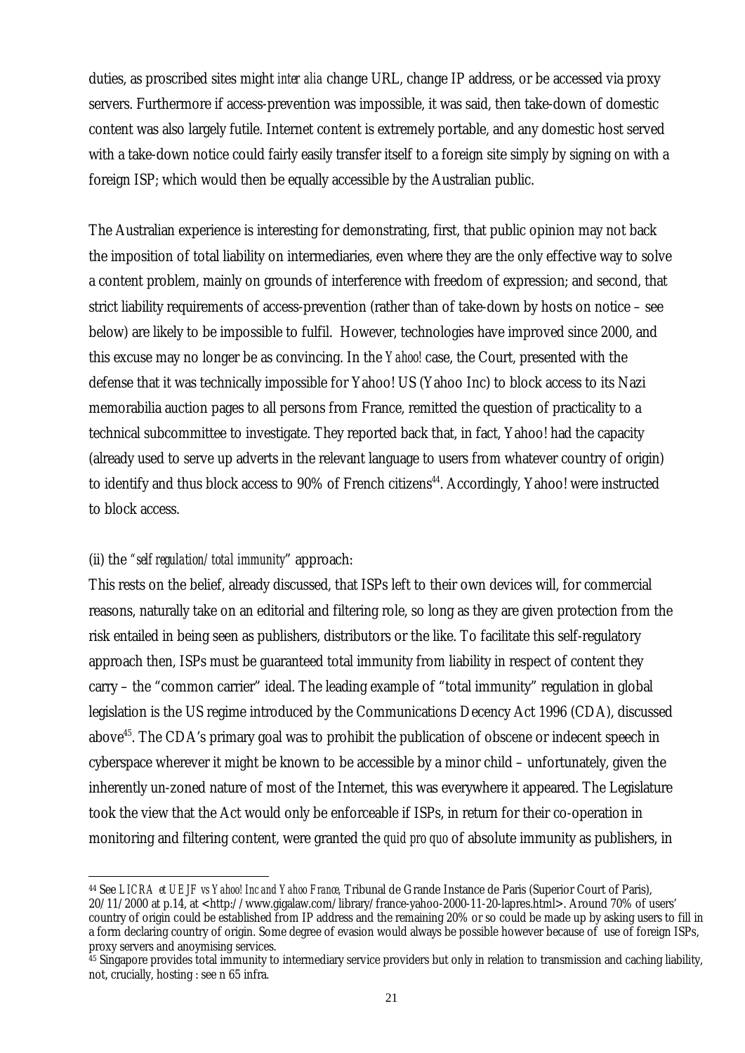duties, as proscribed sites might *inter alia* change URL, change IP address, or be accessed via proxy servers. Furthermore if access-prevention was impossible, it was said, then take-down of domestic content was also largely futile. Internet content is extremely portable, and any domestic host served with a take-down notice could fairly easily transfer itself to a foreign site simply by signing on with a foreign ISP; which would then be equally accessible by the Australian public.

The Australian experience is interesting for demonstrating, first, that public opinion may not back the imposition of total liability on intermediaries, even where they are the only effective way to solve a content problem, mainly on grounds of interference with freedom of expression; and second, that strict liability requirements of access-prevention (rather than of take-down by hosts on notice – see below) are likely to be impossible to fulfil. However, technologies have improved since 2000, and this excuse may no longer be as convincing. In the *Yahoo!* case, the Court, presented with the defense that it was technically impossible for Yahoo! US (Yahoo Inc) to block access to its Nazi memorabilia auction pages to all persons from France, remitted the question of practicality to a technical subcommittee to investigate. They reported back that, in fact, Yahoo! had the capacity (already used to serve up adverts in the relevant language to users from whatever country of origin) to identify and thus block access to 90% of French citizens[44]. Accordingly, Yahoo! were instructed to block access.

(ii) the *"self regulation/total immunity"* approach:

This rests on the belief, already discussed, that ISPs left to their own devices will, for commercial reasons, naturally take on an editorial and filtering role, so long as they are given protection from the risk entailed in being seen as publishers, distributors or the like. To facilitate this self-regulatory approach then, ISPs must be guaranteed total immunity from liability in respect of content they carry – the "common carrier" ideal. The leading example of "total immunity" regulation in global legislation is the US regime introduced by the Communications Decency Act 1996 (CDA), discussed above[45]. The CDA's primary goal was to prohibit the publication of obscene or indecent speech in cyberspace wherever it might be known to be accessible by a minor child – unfortunately, given the inherently un-zoned nature of most of the Internet, this was everywhere it appeared. The Legislature took the view that the Act would only be enforceable if ISPs, in return for their co-operation in monitoring and filtering content, were granted the *quid pro quo* of absolute immunity as publishers, in

---

[44] See *LICRA et UEJF vs Yahoo! Inc and Yahoo France*, Tribunal de Grande Instance de Paris (Superior Court of Paris), 20/11/2000 at p.14, at <http://www.gigalaw.com/library/france-yahoo-2000-11-20-lapres.html>. Around 70% of users' country of origin could be established from IP address and the remaining 20% or so could be made up by asking users to fill in a form declaring country of origin. Some degree of evasion would always be possible however because of use of foreign ISPs, proxy servers and anoymising services.

[45] Singapore provides total immunity to intermediary service providers but only in relation to transmission and caching liability, not, crucially, hosting : see n 65 infra.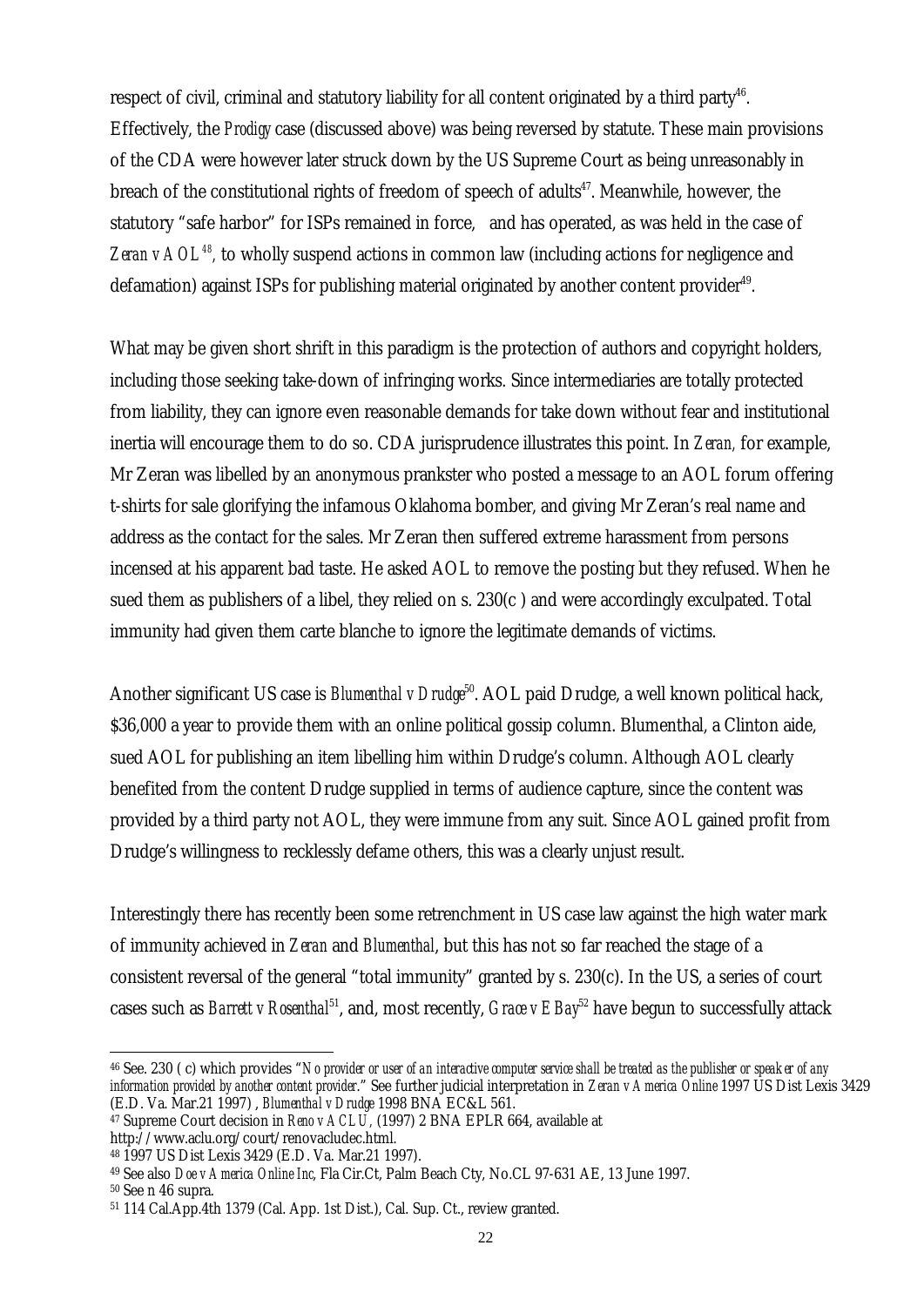respect of civil, criminal and statutory liability for all content originated by a third party[46]. Effectively, the *Prodigy* case (discussed above) was being reversed by statute. These main provisions of the CDA were however later struck down by the US Supreme Court as being unreasonably in breach of the constitutional rights of freedom of speech of adults[47]. Meanwhile, however, the statutory "safe harbor" for ISPs remained in force, and has operated, as was held in the case of *Zeran v AOL*[48], to wholly suspend actions in common law (including actions for negligence and defamation) against ISPs for publishing material originated by another content provider[49].

What may be given short shrift in this paradigm is the protection of authors and copyright holders, including those seeking take-down of infringing works. Since intermediaries are totally protected from liability, they can ignore even reasonable demands for take down without fear and institutional inertia will encourage them to do so. CDA jurisprudence illustrates this point. In *Zeran,* for example, Mr Zeran was libelled by an anonymous prankster who posted a message to an AOL forum offering t-shirts for sale glorifying the infamous Oklahoma bomber, and giving Mr Zeran's real name and address as the contact for the sales. Mr Zeran then suffered extreme harassment from persons incensed at his apparent bad taste. He asked AOL to remove the posting but they refused. When he sued them as publishers of a libel, they relied on s. 230(c ) and were accordingly exculpated. Total immunity had given them carte blanche to ignore the legitimate demands of victims.

Another significant US case is *Blumenthal v Drudge*[50]. AOL paid Drudge, a well known political hack, $36,000 a year to provide them with an online political gossip column. Blumenthal, a Clinton aide, sued AOL for publishing an item libelling him within Drudge's column. Although AOL clearly benefited from the content Drudge supplied in terms of audience capture, since the content was provided by a third party not AOL, they were immune from any suit. Since AOL gained profit from Drudge's willingness to recklessly defame others, this was a clearly unjust result.

Interestingly there has recently been some retrenchment in US case law against the high water mark of immunity achieved in *Zeran* and *Blumenthal*, but this has not so far reached the stage of a consistent reversal of the general "total immunity" granted by s. 230(c). In the US, a series of court cases such as *Barrett v Rosenthal*[51], and, most recently, *Grace v EBay*[52] have begun to successfully attack

---

[46] See. 230 ( c) which provides "*No provider or user of an interactive computer service shall be treated as the publisher or speaker of any information provided by another content provider.*" See further judicial interpretation in *Zeran v America Online* 1997 US Dist Lexis 3429 (E.D. Va. Mar.21 1997) , *Blumenthal v Drudge* 1998 BNA EC&L 561.

[47] Supreme Court decision in *Reno v ACLU,* (1997) 2 BNA EPLR 664, available at http://www.aclu.org/court/renovacludec.html.

[48] 1997 US Dist Lexis 3429 (E.D. Va. Mar.21 1997).

[49] See also *Doe v America Online Inc*, Fla Cir.Ct, Palm Beach Cty, No.CL 97-631 AE, 13 June 1997.

[50] See n 46 supra.

[51] 114 Cal.App.4th 1379 (Cal. App. 1st Dist.), Cal. Sup. Ct., review granted.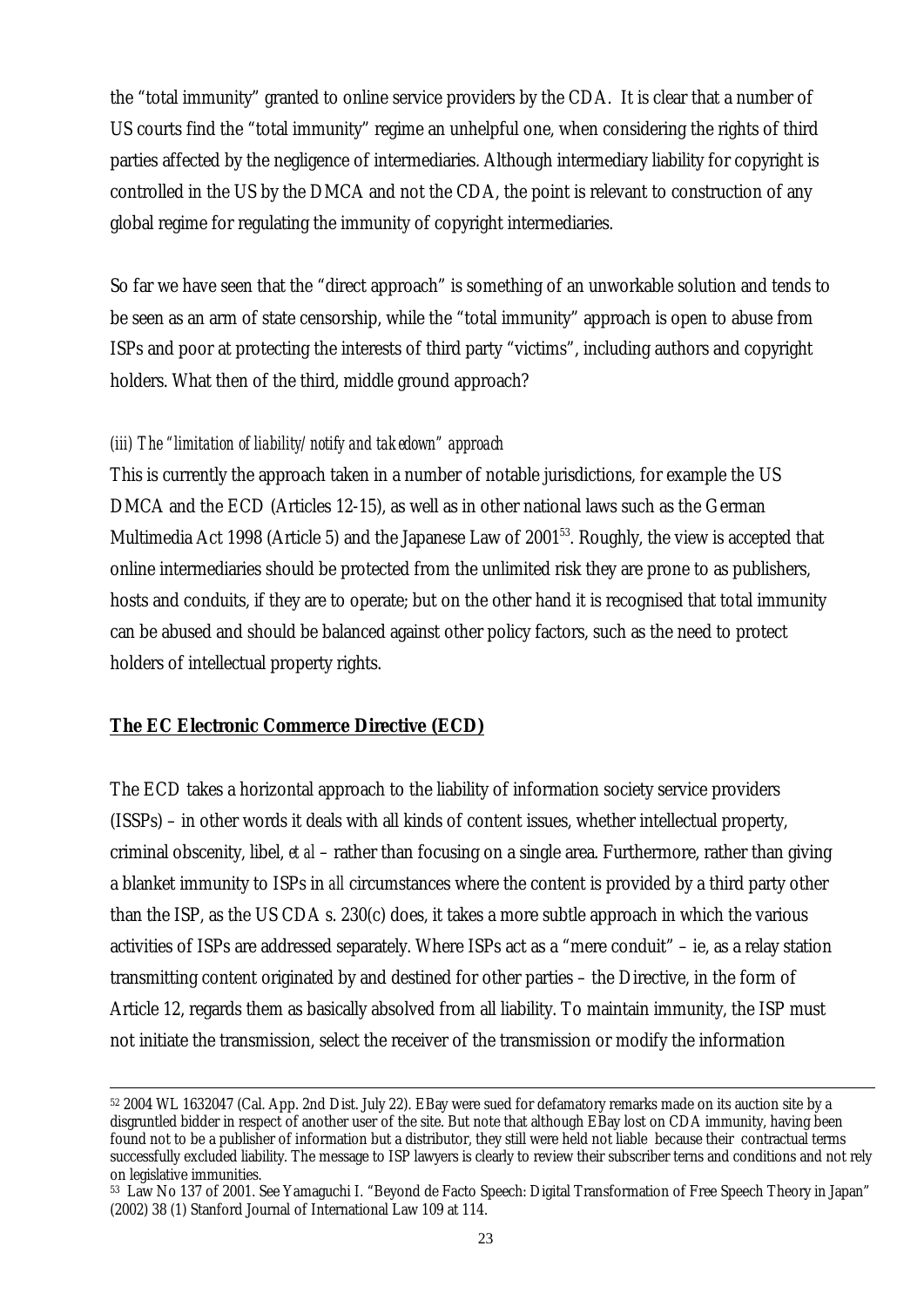the "total immunity" granted to online service providers by the CDA. It is clear that a number of US courts find the "total immunity" regime an unhelpful one, when considering the rights of third parties affected by the negligence of intermediaries. Although intermediary liability for copyright is controlled in the US by the DMCA and not the CDA, the point is relevant to construction of any global regime for regulating the immunity of copyright intermediaries.

So far we have seen that the "direct approach" is something of an unworkable solution and tends to be seen as an arm of state censorship, while the "total immunity" approach is open to abuse from ISPs and poor at protecting the interests of third party "victims", including authors and copyright holders. What then of the third, middle ground approach?

*(iii) The "limitation of liability/ notify and takedown" approach*

This is currently the approach taken in a number of notable jurisdictions, for example the US DMCA and the ECD (Articles 12-15), as well as in other national laws such as the German Multimedia Act 1998 (Article 5) and the Japanese Law of 2001[53]. Roughly, the view is accepted that online intermediaries should be protected from the unlimited risk they are prone to as publishers, hosts and conduits, if they are to operate; but on the other hand it is recognised that total immunity can be abused and should be balanced against other policy factors, such as the need to protect holders of intellectual property rights.

**<u>The EC Electronic Commerce Directive (ECD)</u>**

The ECD takes a horizontal approach to the liability of information society service providers (ISSPs) – in other words it deals with all kinds of content issues, whether intellectual property, criminal obscenity, libel, *et al* – rather than focusing on a single area. Furthermore, rather than giving a blanket immunity to ISPs in *all* circumstances where the content is provided by a third party other than the ISP, as the US CDA s. 230(c) does, it takes a more subtle approach in which the various activities of ISPs are addressed separately. Where ISPs act as a "mere conduit" – ie, as a relay station transmitting content originated by and destined for other parties – the Directive, in the form of Article 12, regards them as basically absolved from all liability. To maintain immunity, the ISP must not initiate the transmission, select the receiver of the transmission or modify the information

---

[52] 2004 WL 1632047 (Cal. App. 2nd Dist. July 22). EBay were sued for defamatory remarks made on its auction site by a disgruntled bidder in respect of another user of the site. But note that although EBay lost on CDA immunity, having been found not to be a publisher of information but a distributor, they still were held not liable because their contractual terms successfully excluded liability. The message to ISP lawyers is clearly to review their subscriber terns and conditions and not rely on legislative immunities.

[53] Law No 137 of 2001. See Yamaguchi I. "Beyond de Facto Speech: Digital Transformation of Free Speech Theory in Japan" (2002) 38 (1) Stanford Journal of International Law 109 at 114.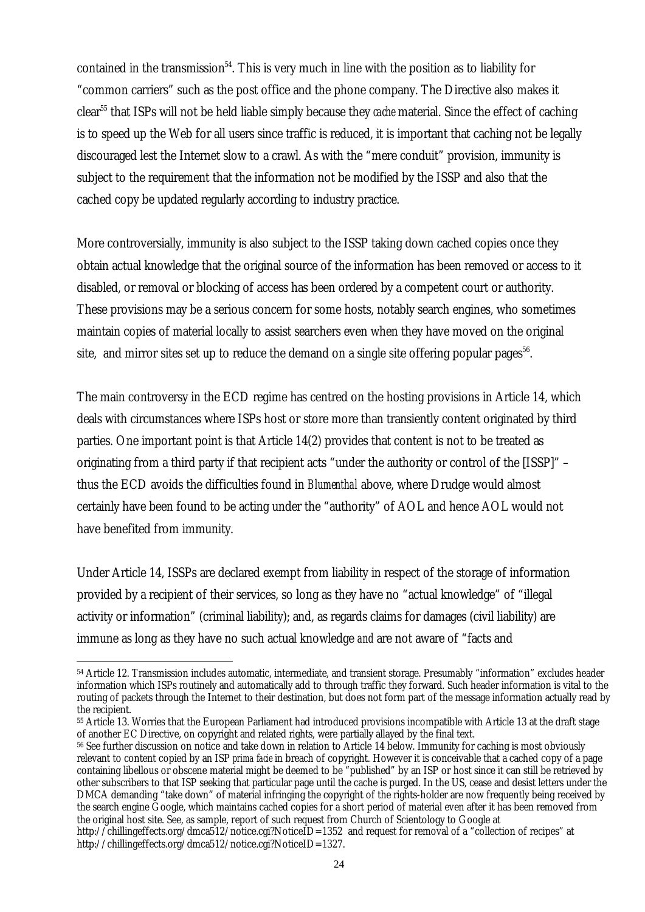contained in the transmission[54]. This is very much in line with the position as to liability for "common carriers" such as the post office and the phone company. The Directive also makes it clear[55] that ISPs will not be held liable simply because they *cache* material. Since the effect of caching is to speed up the Web for all users since traffic is reduced, it is important that caching not be legally discouraged lest the Internet slow to a crawl. As with the "mere conduit" provision, immunity is subject to the requirement that the information not be modified by the ISSP and also that the cached copy be updated regularly according to industry practice.

More controversially, immunity is also subject to the ISSP taking down cached copies once they obtain actual knowledge that the original source of the information has been removed or access to it disabled, or removal or blocking of access has been ordered by a competent court or authority. These provisions may be a serious concern for some hosts, notably search engines, who sometimes maintain copies of material locally to assist searchers even when they have moved on the original site, and mirror sites set up to reduce the demand on a single site offering popular pages[56].

The main controversy in the ECD regime has centred on the hosting provisions in Article 14, which deals with circumstances where ISPs host or store more than transiently content originated by third parties. One important point is that Article 14(2) provides that content is not to be treated as originating from a third party if that recipient acts "under the authority or control of the [ISSP]" – thus the ECD avoids the difficulties found in *Blumenthal* above, where Drudge would almost certainly have been found to be acting under the "authority" of AOL and hence AOL would not have benefited from immunity.

Under Article 14, ISSPs are declared exempt from liability in respect of the storage of information provided by a recipient of their services, so long as they have no "actual knowledge" of "illegal activity or information" (criminal liability); and, as regards claims for damages (civil liability) are immune as long as they have no such actual knowledge *and* are not aware of "facts and

---

[54] Article 12. Transmission includes automatic, intermediate, and transient storage. Presumably "information" excludes header information which ISPs routinely and automatically add to through traffic they forward. Such header information is vital to the routing of packets through the Internet to their destination, but does not form part of the message information actually read by the recipient.

[55] Article 13. Worries that the European Parliament had introduced provisions incompatible with Article 13 at the draft stage of another EC Directive, on copyright and related rights, were partially allayed by the final text.

[56] See further discussion on notice and take down in relation to Article 14 below. Immunity for caching is most obviously relevant to content copied by an ISP *prima facie* in breach of copyright. However it is conceivable that a cached copy of a page containing libellous or obscene material might be deemed to be "published" by an ISP or host since it can still be retrieved by other subscribers to that ISP seeking that particular page until the cache is purged. In the US, cease and desist letters under the DMCA demanding "take down" of material infringing the copyright of the rights-holder are now frequently being received by the search engine Google, which maintains cached copies for a short period of material even after it has been removed from the original host site. See, as sample, report of such request from Church of Scientology to Google at http://chillingeffects.org/dmca512/notice.cgi?NoticeID=1352 and request for removal of a "collection of recipes" at http://chillingeffects.org/dmca512/notice.cgi?NoticeID=1327.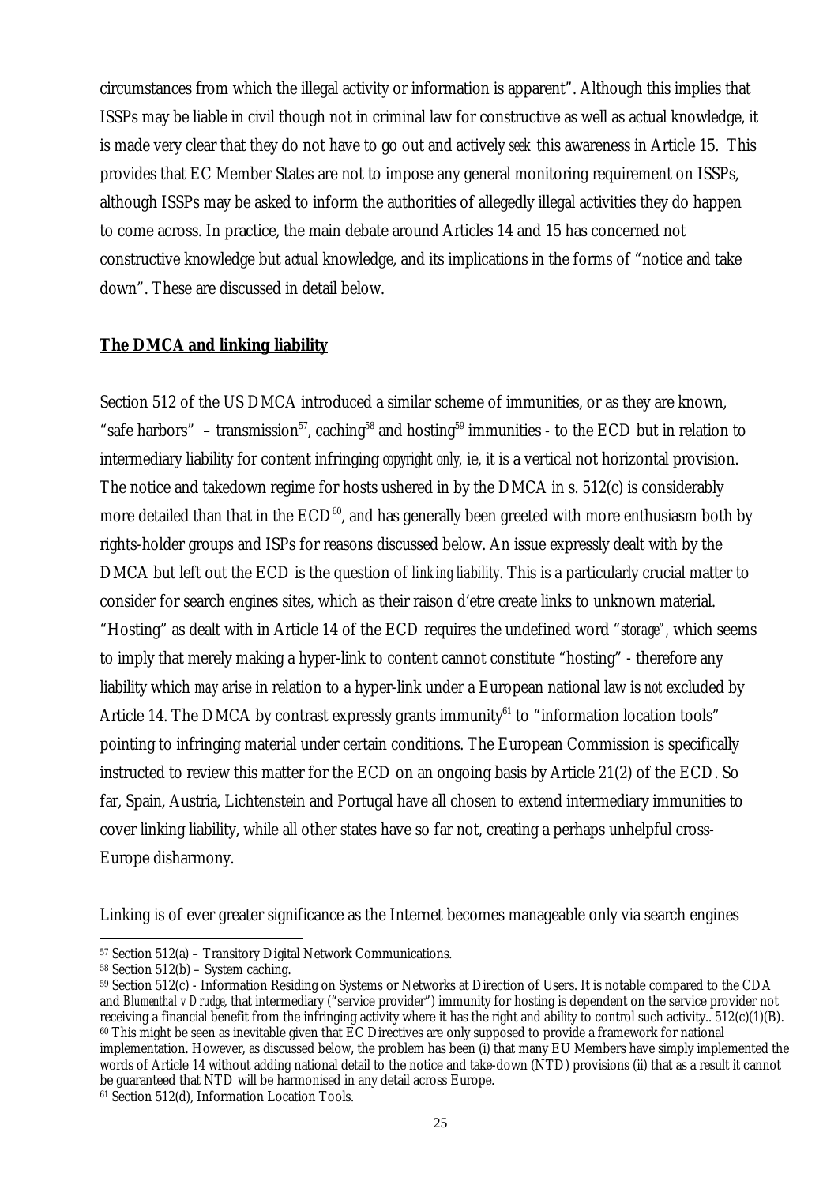circumstances from which the illegal activity or information is apparent". Although this implies that ISSPs may be liable in civil though not in criminal law for constructive as well as actual knowledge, it is made very clear that they do not have to go out and actively *seek* this awareness in Article 15. This provides that EC Member States are not to impose any general monitoring requirement on ISSPs, although ISSPs may be asked to inform the authorities of allegedly illegal activities they do happen to come across. In practice, the main debate around Articles 14 and 15 has concerned not constructive knowledge but *actual* knowledge, and its implications in the forms of "notice and take down". These are discussed in detail below.

**The DMCA and linking liability**

Section 512 of the US DMCA introduced a similar scheme of immunities, or as they are known, "safe harbors" – transmission[57], caching[58] and hosting[59] immunities - to the ECD but in relation to intermediary liability for content infringing *copyright only*, ie, it is a vertical not horizontal provision. The notice and takedown regime for hosts ushered in by the DMCA in s. 512(c) is considerably more detailed than that in the ECD[60], and has generally been greeted with more enthusiasm both by rights-holder groups and ISPs for reasons discussed below. An issue expressly dealt with by the DMCA but left out the ECD is the question of *linking liability*. This is a particularly crucial matter to consider for search engines sites, which as their raison d'etre create links to unknown material. "Hosting" as dealt with in Article 14 of the ECD requires the undefined word "*storage*", which seems to imply that merely making a hyper-link to content cannot constitute "hosting" - therefore any liability which *may* arise in relation to a hyper-link under a European national law is *not* excluded by Article 14. The DMCA by contrast expressly grants immunity[61] to "information location tools" pointing to infringing material under certain conditions. The European Commission is specifically instructed to review this matter for the ECD on an ongoing basis by Article 21(2) of the ECD. So far, Spain, Austria, Lichtenstein and Portugal have all chosen to extend intermediary immunities to cover linking liability, while all other states have so far not, creating a perhaps unhelpful cross-Europe disharmony.

Linking is of ever greater significance as the Internet becomes manageable only via search engines

---

[57] Section 512(a) – Transitory Digital Network Communications.

[58] Section 512(b) – System caching.

[59] Section 512(c) - Information Residing on Systems or Networks at Direction of Users. It is notable compared to the CDA and *Blumenthal v Drudge*, that intermediary ("service provider") immunity for hosting is dependent on the service provider not receiving a financial benefit from the infringing activity where it has the right and ability to control such activity.. 512(c)(1)(B).

[60] This might be seen as inevitable given that EC Directives are only supposed to provide a framework for national implementation. However, as discussed below, the problem has been (i) that many EU Members have simply implemented the words of Article 14 without adding national detail to the notice and take-down (NTD) provisions (ii) that as a result it cannot be guaranteed that NTD will be harmonised in any detail across Europe.

[61] Section 512(d), Information Location Tools.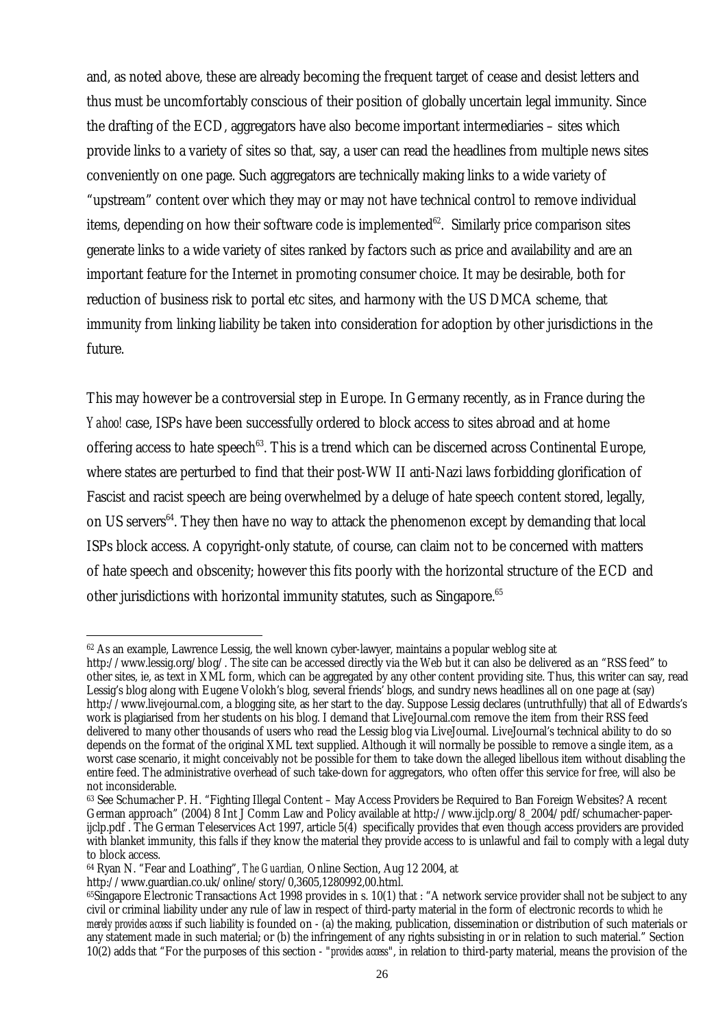and, as noted above, these are already becoming the frequent target of cease and desist letters and thus must be uncomfortably conscious of their position of globally uncertain legal immunity. Since the drafting of the ECD, aggregators have also become important intermediaries – sites which provide links to a variety of sites so that, say, a user can read the headlines from multiple news sites conveniently on one page. Such aggregators are technically making links to a wide variety of "upstream" content over which they may or may not have technical control to remove individual items, depending on how their software code is implemented[62]. Similarly price comparison sites generate links to a wide variety of sites ranked by factors such as price and availability and are an important feature for the Internet in promoting consumer choice. It may be desirable, both for reduction of business risk to portal etc sites, and harmony with the US DMCA scheme, that immunity from linking liability be taken into consideration for adoption by other jurisdictions in the future.

This may however be a controversial step in Europe. In Germany recently, as in France during the *Yahoo!* case, ISPs have been successfully ordered to block access to sites abroad and at home offering access to hate speech[63]. This is a trend which can be discerned across Continental Europe, where states are perturbed to find that their post-WW II anti-Nazi laws forbidding glorification of Fascist and racist speech are being overwhelmed by a deluge of hate speech content stored, legally, on US servers[64]. They then have no way to attack the phenomenon except by demanding that local ISPs block access. A copyright-only statute, of course, can claim not to be concerned with matters of hate speech and obscenity; however this fits poorly with the horizontal structure of the ECD and other jurisdictions with horizontal immunity statutes, such as Singapore.[65]

---

[62] As an example, Lawrence Lessig, the well known cyber-lawyer, maintains a popular weblog site at http://www.lessig.org/blog/ . The site can be accessed directly via the Web but it can also be delivered as an "RSS feed" to other sites, ie, as text in XML form, which can be aggregated by any other content providing site. Thus, this writer can say, read Lessig's blog along with Eugene Volokh's blog, several friends' blogs, and sundry news headlines all on one page at (say) http://www.livejournal.com, a blogging site, as her start to the day. Suppose Lessig declares (untruthfully) that all of Edwards's work is plagiarised from her students on his blog. I demand that LiveJournal.com remove the item from their RSS feed delivered to many other thousands of users who read the Lessig blog via LiveJournal. LiveJournal's technical ability to do so depends on the format of the original XML text supplied. Although it will normally be possible to remove a single item, as a worst case scenario, it might conceivably not be possible for them to take down the alleged libellous item without disabling the entire feed. The administrative overhead of such take-down for aggregators, who often offer this service for free, will also be not inconsiderable.

[63] See Schumacher P. H. "Fighting Illegal Content – May Access Providers be Required to Ban Foreign Websites? A recent German approach" (2004) 8 Int J Comm Law and Policy available at http://www.ijclp.org/8_2004/pdf/schumacher-paper-ijclp.pdf . The German Teleservices Act 1997, article 5(4) specifically provides that even though access providers are provided with blanket immunity, this falls if they know the material they provide access to is unlawful and fail to comply with a legal duty to block access.

[64] Ryan N. "Fear and Loathing", *The Guardian,* Online Section, Aug 12 2004, at http://www.guardian.co.uk/online/story/0,3605,1280992,00.html.

[65] Singapore Electronic Transactions Act 1998 provides in s. 10(1) that : "A network service provider shall not be subject to any civil or criminal liability under any rule of law in respect of third-party material in the form of electronic records *to which he merely provides access* if such liability is founded on - (a) the making, publication, dissemination or distribution of such materials or any statement made in such material; or (b) the infringement of any rights subsisting in or in relation to such material." Section 10(2) adds that "For the purposes of this section - *"provides access"*, in relation to third-party material, means the provision of the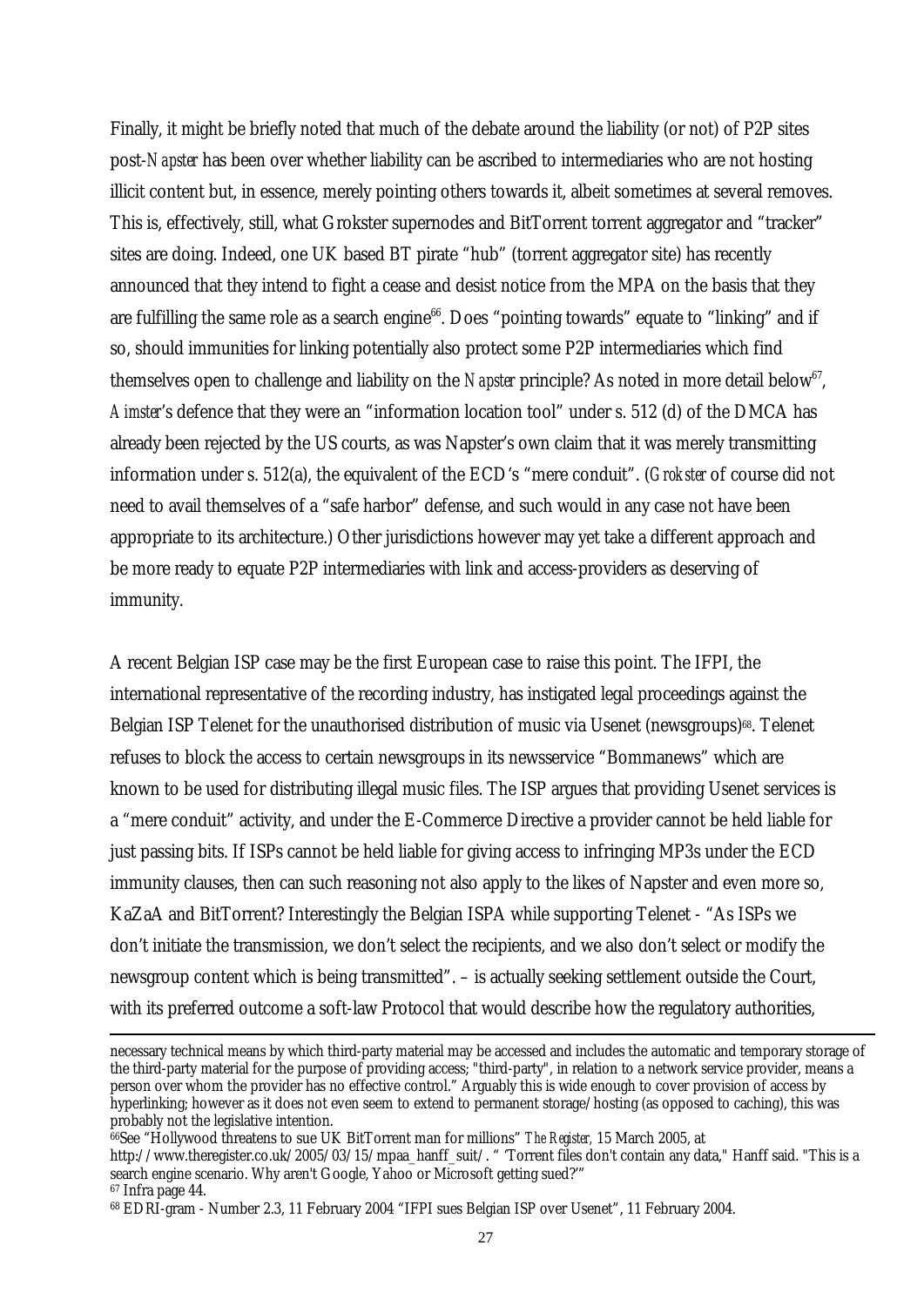Finally, it might be briefly noted that much of the debate around the liability (or not) of P2P sites post-*Napster* has been over whether liability can be ascribed to intermediaries who are not hosting illicit content but, in essence, merely pointing others towards it, albeit sometimes at several removes. This is, effectively, still, what Grokster supernodes and BitTorrent torrent aggregator and "tracker" sites are doing. Indeed, one UK based BT pirate "hub" (torrent aggregator site) has recently announced that they intend to fight a cease and desist notice from the MPA on the basis that they are fulfilling the same role as a search engine[66]. Does "pointing towards" equate to "linking" and if so, should immunities for linking potentially also protect some P2P intermediaries which find themselves open to challenge and liability on the *Napster* principle? As noted in more detail below[67], *Aimster*'s defence that they were an "information location tool" under s. 512 (d) of the DMCA has already been rejected by the US courts, as was Napster's own claim that it was merely transmitting information under s. 512(a), the equivalent of the ECD's "mere conduit". (*Grokster* of course did not need to avail themselves of a "safe harbor" defense, and such would in any case not have been appropriate to its architecture.) Other jurisdictions however may yet take a different approach and be more ready to equate P2P intermediaries with link and access-providers as deserving of immunity.

A recent Belgian ISP case may be the first European case to raise this point. The IFPI, the international representative of the recording industry, has instigated legal proceedings against the Belgian ISP Telenet for the unauthorised distribution of music via Usenet (newsgroups)[68]. Telenet refuses to block the access to certain newsgroups in its newsservice "Bommanews" which are known to be used for distributing illegal music files. The ISP argues that providing Usenet services is a "mere conduit" activity, and under the E-Commerce Directive a provider cannot be held liable for just passing bits. If ISPs cannot be held liable for giving access to infringing MP3s under the ECD immunity clauses, then can such reasoning not also apply to the likes of Napster and even more so, KaZaA and BitTorrent? Interestingly the Belgian ISPA while supporting Telenet - "As ISPs we don't initiate the transmission, we don't select the recipients, and we also don't select or modify the newsgroup content which is being transmitted". – is actually seeking settlement outside the Court, with its preferred outcome a soft-law Protocol that would describe how the regulatory authorities,

---

necessary technical means by which third-party material may be accessed and includes the automatic and temporary storage of the third-party material for the purpose of providing access; "third-party", in relation to a network service provider, means a person over whom the provider has no effective control." Arguably this is wide enough to cover provision of access by hyperlinking; however as it does not even seem to extend to permanent storage/hosting (as opposed to caching), this was probably not the legislative intention.

[66] See "Hollywood threatens to sue UK BitTorrent man for millions" *The Register,* 15 March 2005, at http://www.theregister.co.uk/2005/03/15/mpaa_hanff_suit/. " "Torrent files don't contain any data," Hanff said. "This is a search engine scenario. Why aren't Google, Yahoo or Microsoft getting sued?""

[67] Infra page 44.

[68] EDRI-gram - Number 2.3, 11 February 2004 "IFPI sues Belgian ISP over Usenet", 11 February 2004.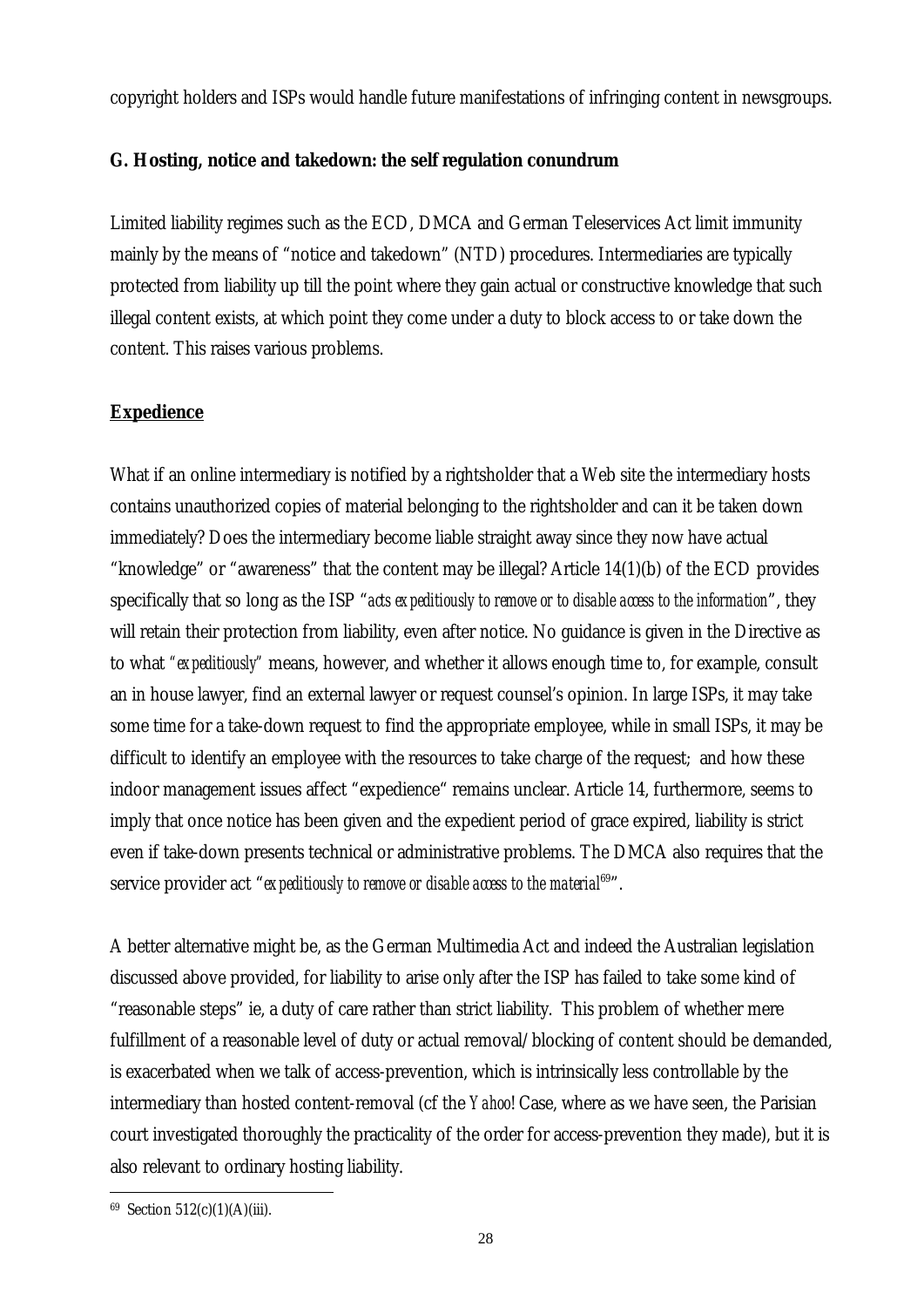copyright holders and ISPs would handle future manifestations of infringing content in newsgroups.

**G. Hosting, notice and takedown: the self regulation conundrum**

Limited liability regimes such as the ECD, DMCA and German Teleservices Act limit immunity mainly by the means of "notice and takedown" (NTD) procedures. Intermediaries are typically protected from liability up till the point where they gain actual or constructive knowledge that such illegal content exists, at which point they come under a duty to block access to or take down the content. This raises various problems.

**Expedience**

What if an online intermediary is notified by a rightsholder that a Web site the intermediary hosts contains unauthorized copies of material belonging to the rightsholder and can it be taken down immediately? Does the intermediary become liable straight away since they now have actual "knowledge" or "awareness" that the content may be illegal? Article 14(1)(b) of the ECD provides specifically that so long as the ISP "*acts expeditiously to remove or to disable access to the information*", they will retain their protection from liability, even after notice. No guidance is given in the Directive as to what "*expeditiously*" means, however, and whether it allows enough time to, for example, consult an in house lawyer, find an external lawyer or request counsel's opinion. In large ISPs, it may take some time for a take-down request to find the appropriate employee, while in small ISPs, it may be difficult to identify an employee with the resources to take charge of the request; and how these indoor management issues affect "expedience" remains unclear. Article 14, furthermore, seems to imply that once notice has been given and the expedient period of grace expired, liability is strict even if take-down presents technical or administrative problems. The DMCA also requires that the service provider act "*expeditiously to remove or disable access to the material*[69]".

A better alternative might be, as the German Multimedia Act and indeed the Australian legislation discussed above provided, for liability to arise only after the ISP has failed to take some kind of "reasonable steps" ie, a duty of care rather than strict liability. This problem of whether mere fulfillment of a reasonable level of duty or actual removal/blocking of content should be demanded, is exacerbated when we talk of access-prevention, which is intrinsically less controllable by the intermediary than hosted content-removal (cf the *Yahoo!* Case, where as we have seen, the Parisian court investigated thoroughly the practicality of the order for access-prevention they made), but it is also relevant to ordinary hosting liability.

[69] Section 512(c)(1)(A)(iii).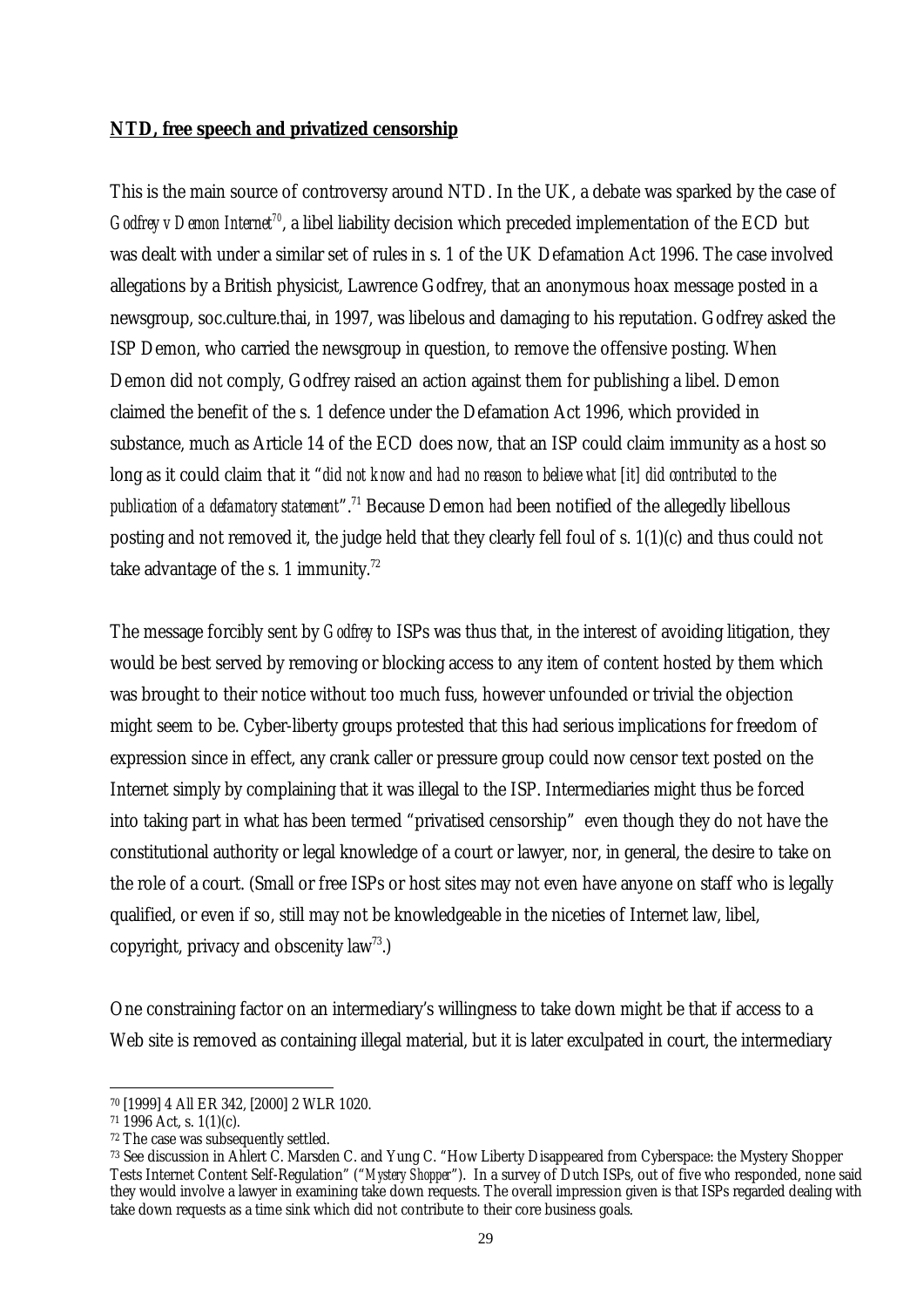**NTD, free speech and privatized censorship**

This is the main source of controversy around NTD. In the UK, a debate was sparked by the case of *Godfrey v Demon Internet*[70], a libel liability decision which preceded implementation of the ECD but was dealt with under a similar set of rules in s. 1 of the UK Defamation Act 1996. The case involved allegations by a British physicist, Lawrence Godfrey, that an anonymous hoax message posted in a newsgroup, soc.culture.thai, in 1997, was libelous and damaging to his reputation. Godfrey asked the ISP Demon, who carried the newsgroup in question, to remove the offensive posting. When Demon did not comply, Godfrey raised an action against them for publishing a libel. Demon claimed the benefit of the s. 1 defence under the Defamation Act 1996, which provided in substance, much as Article 14 of the ECD does now, that an ISP could claim immunity as a host so long as it could claim that it "*did not know and had no reason to believe what [it] did contributed to the publication of a defamatory statement*".[71] Because Demon *had* been notified of the allegedly libellous posting and not removed it, the judge held that they clearly fell foul of s. 1(1)(c) and thus could not take advantage of the s. 1 immunity.[72]

The message forcibly sent by *Godfrey* to ISPs was thus that, in the interest of avoiding litigation, they would be best served by removing or blocking access to any item of content hosted by them which was brought to their notice without too much fuss, however unfounded or trivial the objection might seem to be. Cyber-liberty groups protested that this had serious implications for freedom of expression since in effect, any crank caller or pressure group could now censor text posted on the Internet simply by complaining that it was illegal to the ISP. Intermediaries might thus be forced into taking part in what has been termed "privatised censorship" even though they do not have the constitutional authority or legal knowledge of a court or lawyer, nor, in general, the desire to take on the role of a court. (Small or free ISPs or host sites may not even have anyone on staff who is legally qualified, or even if so, still may not be knowledgeable in the niceties of Internet law, libel, copyright, privacy and obscenity law[73].)

One constraining factor on an intermediary's willingness to take down might be that if access to a Web site is removed as containing illegal material, but it is later exculpated in court, the intermediary

---

[70] [1999] 4 All ER 342, [2000] 2 WLR 1020.

[71] 1996 Act, s. 1(1)(c).

[72] The case was subsequently settled.

[73] See discussion in Ahlert C. Marsden C. and Yung C. "How Liberty Disappeared from Cyberspace: the Mystery Shopper Tests Internet Content Self-Regulation" ("*Mystery Shopper*"). In a survey of Dutch ISPs, out of five who responded, none said they would involve a lawyer in examining take down requests. The overall impression given is that ISPs regarded dealing with take down requests as a time sink which did not contribute to their core business goals.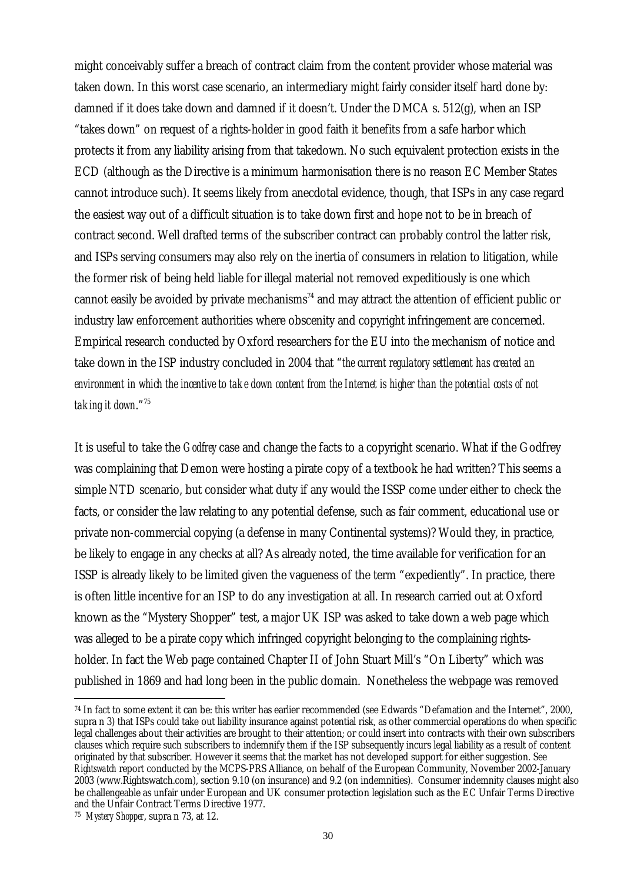might conceivably suffer a breach of contract claim from the content provider whose material was taken down. In this worst case scenario, an intermediary might fairly consider itself hard done by: damned if it does take down and damned if it doesn't. Under the DMCA s. 512(g), when an ISP "takes down" on request of a rights-holder in good faith it benefits from a safe harbor which protects it from any liability arising from that takedown. No such equivalent protection exists in the ECD (although as the Directive is a minimum harmonisation there is no reason EC Member States cannot introduce such). It seems likely from anecdotal evidence, though, that ISPs in any case regard the easiest way out of a difficult situation is to take down first and hope not to be in breach of contract second. Well drafted terms of the subscriber contract can probably control the latter risk, and ISPs serving consumers may also rely on the inertia of consumers in relation to litigation, while the former risk of being held liable for illegal material not removed expeditiously is one which cannot easily be avoided by private mechanisms[74] and may attract the attention of efficient public or industry law enforcement authorities where obscenity and copyright infringement are concerned. Empirical research conducted by Oxford researchers for the EU into the mechanism of notice and take down in the ISP industry concluded in 2004 that "*the current regulatory settlement has created an environment in which the incentive to take down content from the Internet is higher than the potential costs of not taking it down*."[75]

It is useful to take the *Godfrey* case and change the facts to a copyright scenario. What if the Godfrey was complaining that Demon were hosting a pirate copy of a textbook he had written? This seems a simple NTD scenario, but consider what duty if any would the ISSP come under either to check the facts, or consider the law relating to any potential defense, such as fair comment, educational use or private non-commercial copying (a defense in many Continental systems)? Would they, in practice, be likely to engage in any checks at all? As already noted, the time available for verification for an ISSP is already likely to be limited given the vagueness of the term "expediently". In practice, there is often little incentive for an ISP to do any investigation at all. In research carried out at Oxford known as the "Mystery Shopper" test, a major UK ISP was asked to take down a web page which was alleged to be a pirate copy which infringed copyright belonging to the complaining rights-holder. In fact the Web page contained Chapter II of John Stuart Mill's "On Liberty" which was published in 1869 and had long been in the public domain. Nonetheless the webpage was removed

---

[74] In fact to some extent it can be: this writer has earlier recommended (see Edwards "Defamation and the Internet", 2000, supra n 3) that ISPs could take out liability insurance against potential risk, as other commercial operations do when specific legal challenges about their activities are brought to their attention; or could insert into contracts with their own subscribers clauses which require such subscribers to indemnify them if the ISP subsequently incurs legal liability as a result of content originated by that subscriber. However it seems that the market has not developed support for either suggestion. See *Rightswatch* report conducted by the MCPS-PRS Alliance, on behalf of the European Community, November 2002-January 2003 (www.Rightswatch.com), section 9.10 (on insurance) and 9.2 (on indemnities). Consumer indemnity clauses might also be challengeable as unfair under European and UK consumer protection legislation such as the EC Unfair Terms Directive and the Unfair Contract Terms Directive 1977.

[75] *Mystery Shopper*, supra n 73, at 12.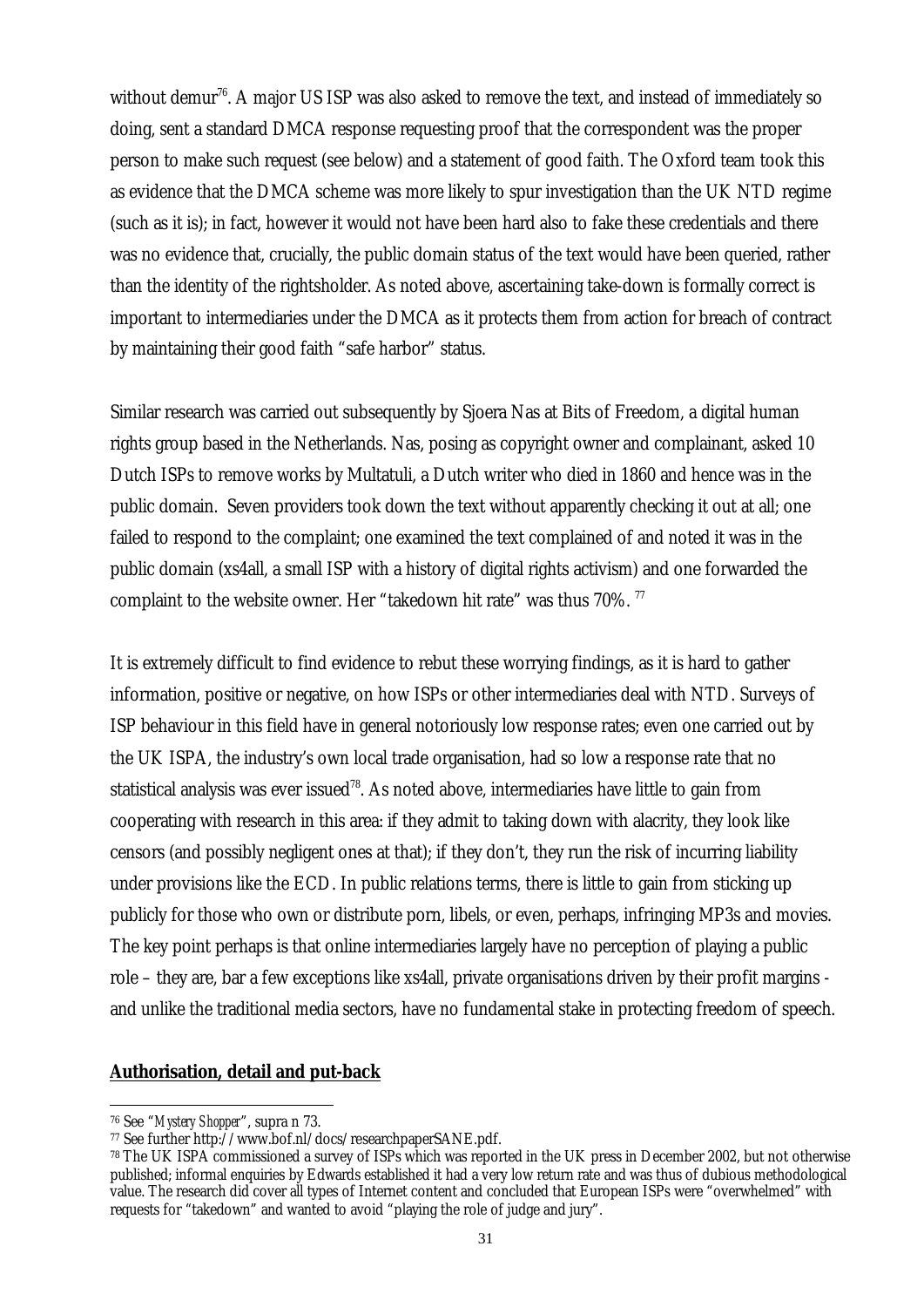without demur[76]. A major US ISP was also asked to remove the text, and instead of immediately so doing, sent a standard DMCA response requesting proof that the correspondent was the proper person to make such request (see below) and a statement of good faith. The Oxford team took this as evidence that the DMCA scheme was more likely to spur investigation than the UK NTD regime (such as it is); in fact, however it would not have been hard also to fake these credentials and there was no evidence that, crucially, the public domain status of the text would have been queried, rather than the identity of the rightsholder. As noted above, ascertaining take-down is formally correct is important to intermediaries under the DMCA as it protects them from action for breach of contract by maintaining their good faith "safe harbor" status.

Similar research was carried out subsequently by Sjoera Nas at Bits of Freedom, a digital human rights group based in the Netherlands. Nas, posing as copyright owner and complainant, asked 10 Dutch ISPs to remove works by Multatuli, a Dutch writer who died in 1860 and hence was in the public domain. Seven providers took down the text without apparently checking it out at all; one failed to respond to the complaint; one examined the text complained of and noted it was in the public domain (xs4all, a small ISP with a history of digital rights activism) and one forwarded the complaint to the website owner. Her "takedown hit rate" was thus 70%. [77]

It is extremely difficult to find evidence to rebut these worrying findings, as it is hard to gather information, positive or negative, on how ISPs or other intermediaries deal with NTD. Surveys of ISP behaviour in this field have in general notoriously low response rates; even one carried out by the UK ISPA, the industry's own local trade organisation, had so low a response rate that no statistical analysis was ever issued[78]. As noted above, intermediaries have little to gain from cooperating with research in this area: if they admit to taking down with alacrity, they look like censors (and possibly negligent ones at that); if they don't, they run the risk of incurring liability under provisions like the ECD. In public relations terms, there is little to gain from sticking up publicly for those who own or distribute porn, libels, or even, perhaps, infringing MP3s and movies. The key point perhaps is that online intermediaries largely have no perception of playing a public role – they are, bar a few exceptions like xs4all, private organisations driven by their profit margins - and unlike the traditional media sectors, have no fundamental stake in protecting freedom of speech.

**Authorisation, detail and put-back**

---

[76] See "*Mystery Shopper*", supra n 73.

[77] See further http://www.bof.nl/docs/researchpaperSANE.pdf.

[78] The UK ISPA commissioned a survey of ISPs which was reported in the UK press in December 2002, but not otherwise published; informal enquiries by Edwards established it had a very low return rate and was thus of dubious methodological value. The research did cover all types of Internet content and concluded that European ISPs were "overwhelmed" with requests for "takedown" and wanted to avoid "playing the role of judge and jury".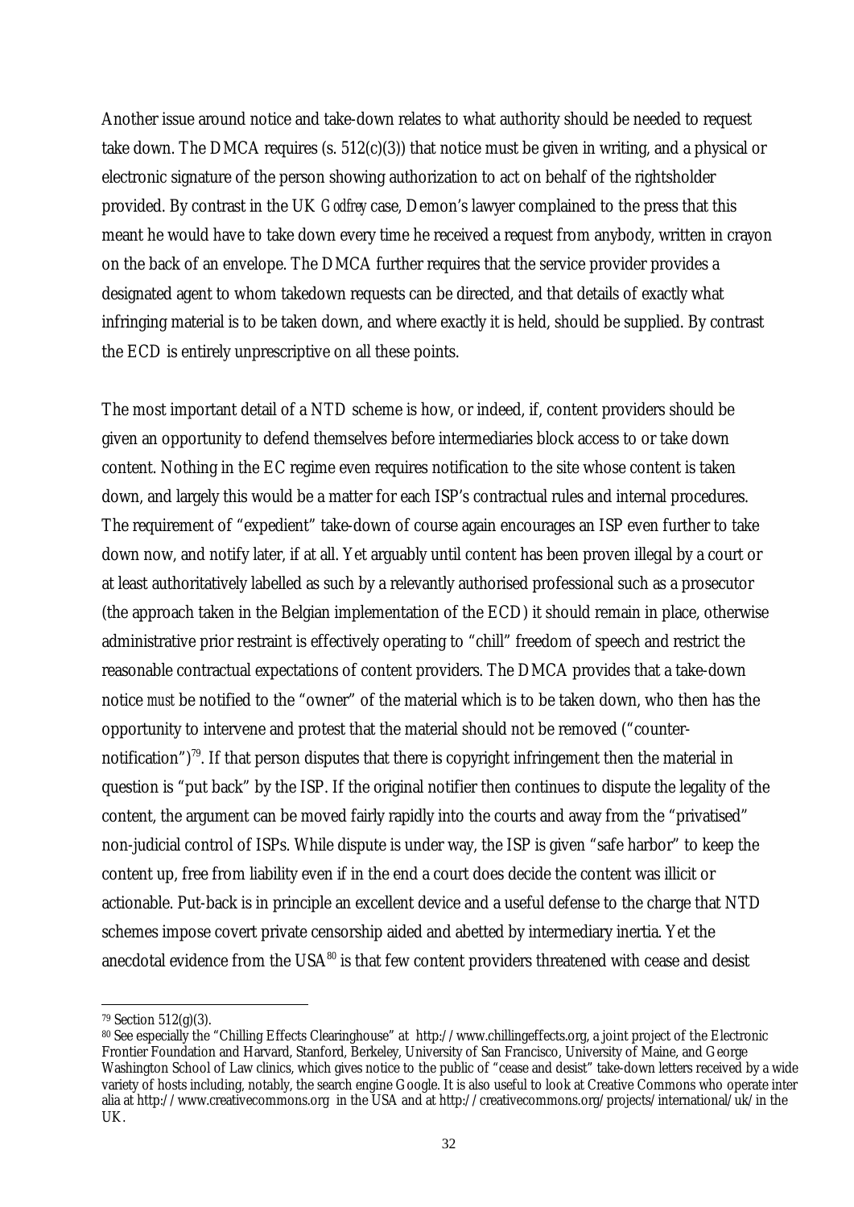Another issue around notice and take-down relates to what authority should be needed to request take down. The DMCA requires (s. 512(c)(3)) that notice must be given in writing, and a physical or electronic signature of the person showing authorization to act on behalf of the rightsholder provided. By contrast in the UK *Godfrey* case, Demon's lawyer complained to the press that this meant he would have to take down every time he received a request from anybody, written in crayon on the back of an envelope. The DMCA further requires that the service provider provides a designated agent to whom takedown requests can be directed, and that details of exactly what infringing material is to be taken down, and where exactly it is held, should be supplied. By contrast the ECD is entirely unprescriptive on all these points.

The most important detail of a NTD scheme is how, or indeed, if, content providers should be given an opportunity to defend themselves before intermediaries block access to or take down content. Nothing in the EC regime even requires notification to the site whose content is taken down, and largely this would be a matter for each ISP's contractual rules and internal procedures. The requirement of "expedient" take-down of course again encourages an ISP even further to take down now, and notify later, if at all. Yet arguably until content has been proven illegal by a court or at least authoritatively labelled as such by a relevantly authorised professional such as a prosecutor (the approach taken in the Belgian implementation of the ECD) it should remain in place, otherwise administrative prior restraint is effectively operating to "chill" freedom of speech and restrict the reasonable contractual expectations of content providers. The DMCA provides that a take-down notice *must* be notified to the "owner" of the material which is to be taken down, who then has the opportunity to intervene and protest that the material should not be removed ("counter-notification")[79]. If that person disputes that there is copyright infringement then the material in question is "put back" by the ISP. If the original notifier then continues to dispute the legality of the content, the argument can be moved fairly rapidly into the courts and away from the "privatised" non-judicial control of ISPs. While dispute is under way, the ISP is given "safe harbor" to keep the content up, free from liability even if in the end a court does decide the content was illicit or actionable. Put-back is in principle an excellent device and a useful defense to the charge that NTD schemes impose covert private censorship aided and abetted by intermediary inertia. Yet the anecdotal evidence from the USA[80] is that few content providers threatened with cease and desist

---

[79] Section 512(g)(3).

[80] See especially the "Chilling Effects Clearinghouse" at http://www.chillingeffects.org, a joint project of the Electronic Frontier Foundation and Harvard, Stanford, Berkeley, University of San Francisco, University of Maine, and George Washington School of Law clinics, which gives notice to the public of "cease and desist" take-down letters received by a wide variety of hosts including, notably, the search engine Google. It is also useful to look at Creative Commons who operate inter alia at http://www.creativecommons.org in the USA and at http://creativecommons.org/projects/international/uk/ in the UK.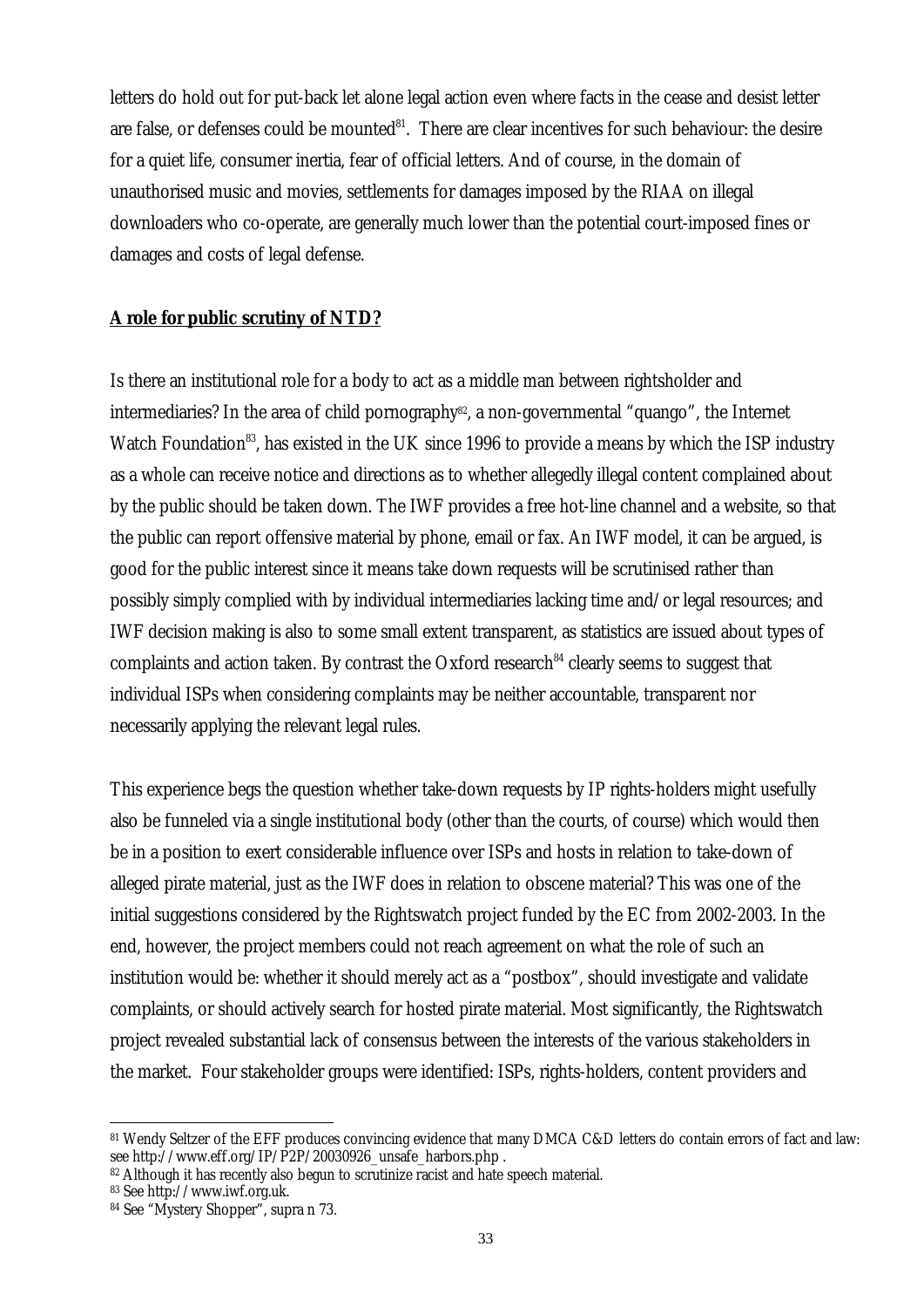letters do hold out for put-back let alone legal action even where facts in the cease and desist letter are false, or defenses could be mounted[81]. There are clear incentives for such behaviour: the desire for a quiet life, consumer inertia, fear of official letters. And of course, in the domain of unauthorised music and movies, settlements for damages imposed by the RIAA on illegal downloaders who co-operate, are generally much lower than the potential court-imposed fines or damages and costs of legal defense.

**A role for public scrutiny of NTD?**

Is there an institutional role for a body to act as a middle man between rightsholder and intermediaries? In the area of child pornography[82], a non-governmental "quango", the Internet Watch Foundation[83], has existed in the UK since 1996 to provide a means by which the ISP industry as a whole can receive notice and directions as to whether allegedly illegal content complained about by the public should be taken down. The IWF provides a free hot-line channel and a website, so that the public can report offensive material by phone, email or fax. An IWF model, it can be argued, is good for the public interest since it means take down requests will be scrutinised rather than possibly simply complied with by individual intermediaries lacking time and/or legal resources; and IWF decision making is also to some small extent transparent, as statistics are issued about types of complaints and action taken. By contrast the Oxford research[84] clearly seems to suggest that individual ISPs when considering complaints may be neither accountable, transparent nor necessarily applying the relevant legal rules.

This experience begs the question whether take-down requests by IP rights-holders might usefully also be funneled via a single institutional body (other than the courts, of course) which would then be in a position to exert considerable influence over ISPs and hosts in relation to take-down of alleged pirate material, just as the IWF does in relation to obscene material? This was one of the initial suggestions considered by the Rightswatch project funded by the EC from 2002-2003. In the end, however, the project members could not reach agreement on what the role of such an institution would be: whether it should merely act as a "postbox", should investigate and validate complaints, or should actively search for hosted pirate material. Most significantly, the Rightswatch project revealed substantial lack of consensus between the interests of the various stakeholders in the market. Four stakeholder groups were identified: ISPs, rights-holders, content providers and

---

[81] Wendy Seltzer of the EFF produces convincing evidence that many DMCA C&D letters do contain errors of fact and law: see http://www.eff.org/IP/P2P/20030926_unsafe_harbors.php .

[82] Although it has recently also begun to scrutinize racist and hate speech material.

[83] See http://www.iwf.org.uk.

[84] See "Mystery Shopper", supra n 73.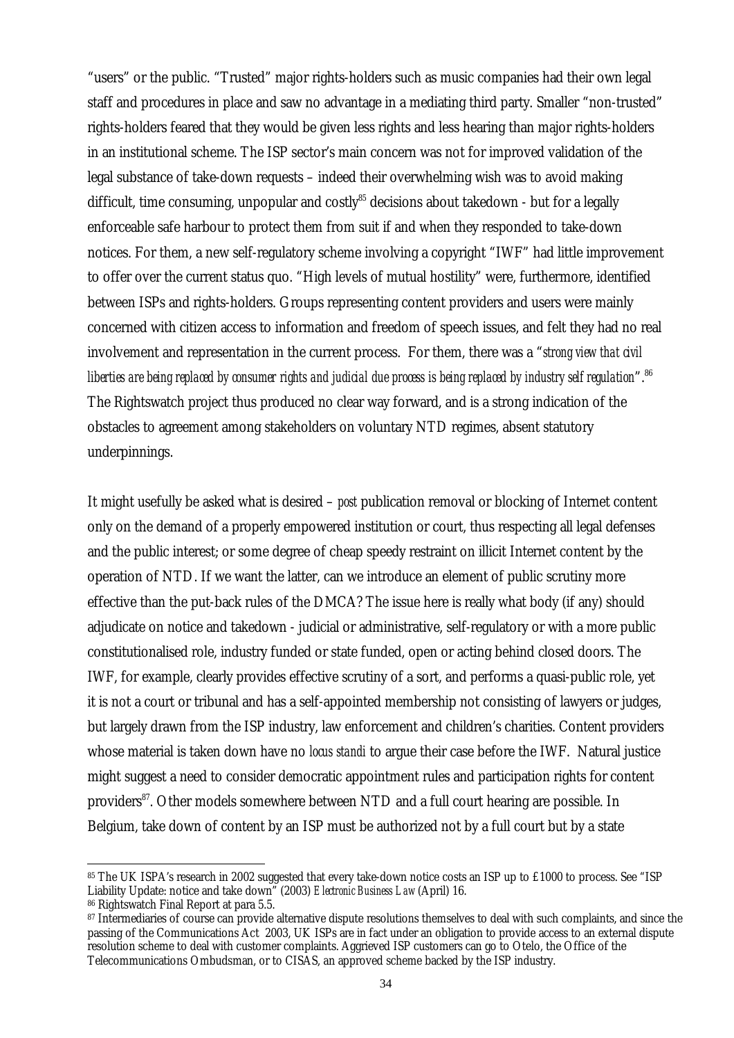"users" or the public. "Trusted" major rights-holders such as music companies had their own legal staff and procedures in place and saw no advantage in a mediating third party. Smaller "non-trusted" rights-holders feared that they would be given less rights and less hearing than major rights-holders in an institutional scheme. The ISP sector's main concern was not for improved validation of the legal substance of take-down requests – indeed their overwhelming wish was to avoid making difficult, time consuming, unpopular and costly[85] decisions about takedown - but for a legally enforceable safe harbour to protect them from suit if and when they responded to take-down notices. For them, a new self-regulatory scheme involving a copyright "IWF" had little improvement to offer over the current status quo. "High levels of mutual hostility" were, furthermore, identified between ISPs and rights-holders. Groups representing content providers and users were mainly concerned with citizen access to information and freedom of speech issues, and felt they had no real involvement and representation in the current process. For them, there was a "*strong view that civil liberties are being replaced by consumer rights and judicial due process is being replaced by industry self regulation*".[86] The Rightswatch project thus produced no clear way forward, and is a strong indication of the obstacles to agreement among stakeholders on voluntary NTD regimes, absent statutory underpinnings.

It might usefully be asked what is desired – *post* publication removal or blocking of Internet content only on the demand of a properly empowered institution or court, thus respecting all legal defenses and the public interest; or some degree of cheap speedy restraint on illicit Internet content by the operation of NTD. If we want the latter, can we introduce an element of public scrutiny more effective than the put-back rules of the DMCA? The issue here is really what body (if any) should adjudicate on notice and takedown - judicial or administrative, self-regulatory or with a more public constitutionalised role, industry funded or state funded, open or acting behind closed doors. The IWF, for example, clearly provides effective scrutiny of a sort, and performs a quasi-public role, yet it is not a court or tribunal and has a self-appointed membership not consisting of lawyers or judges, but largely drawn from the ISP industry, law enforcement and children's charities. Content providers whose material is taken down have no *locus standi* to argue their case before the IWF. Natural justice might suggest a need to consider democratic appointment rules and participation rights for content providers[87]. Other models somewhere between NTD and a full court hearing are possible. In Belgium, take down of content by an ISP must be authorized not by a full court but by a state

[85] The UK ISPA's research in 2002 suggested that every take-down notice costs an ISP up to £1000 to process. See "ISP Liability Update: notice and take down" (2003) *Electronic Business Law* (April) 16.

[86] Rightswatch Final Report at para 5.5.

[87] Intermediaries of course can provide alternative dispute resolutions themselves to deal with such complaints, and since the passing of the Communications Act 2003, UK ISPs are in fact under an obligation to provide access to an external dispute resolution scheme to deal with customer complaints. Aggrieved ISP customers can go to Otelo, the Office of the Telecommunications Ombudsman, or to CISAS, an approved scheme backed by the ISP industry.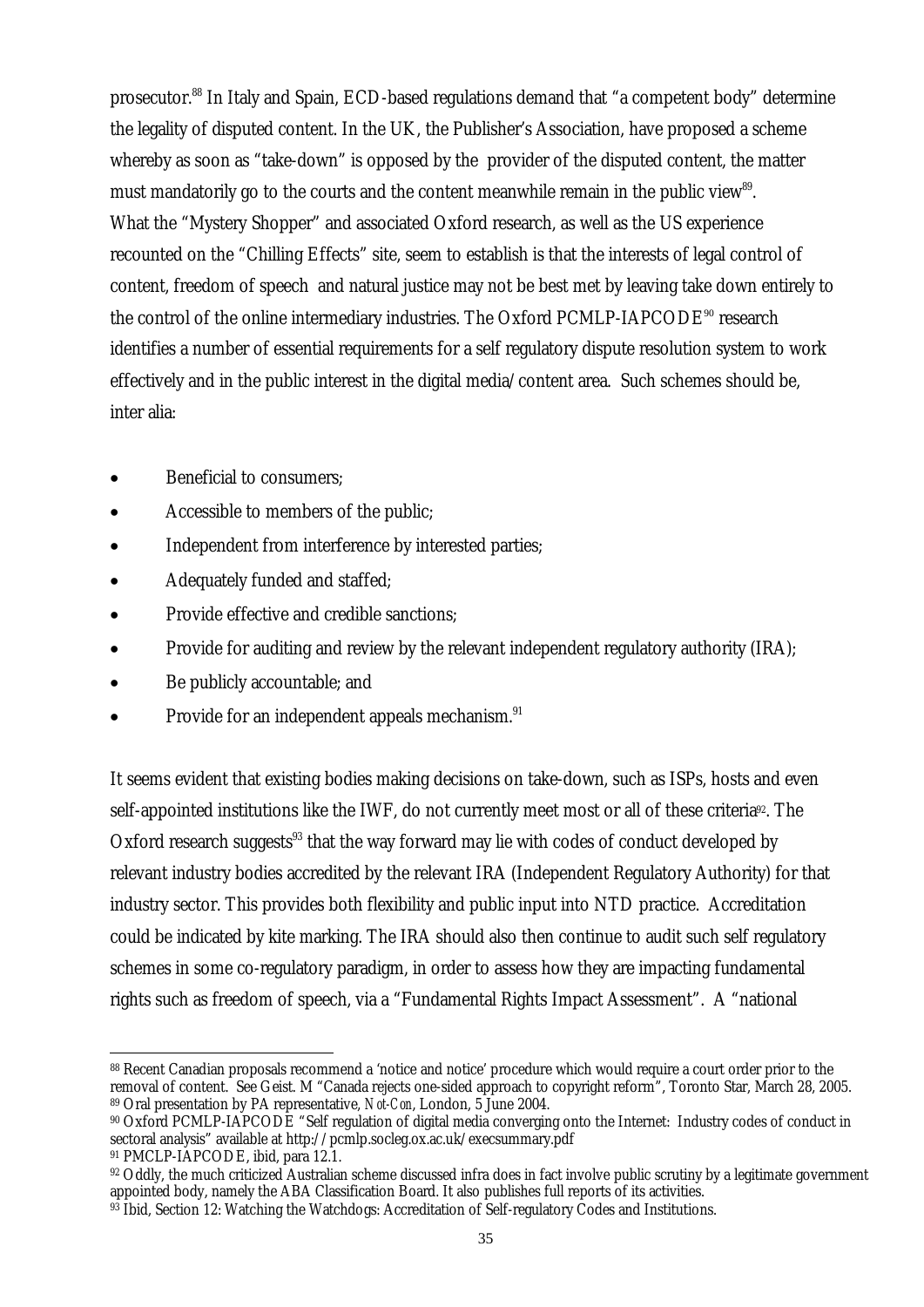prosecutor.[88] In Italy and Spain, ECD-based regulations demand that "a competent body" determine the legality of disputed content. In the UK, the Publisher's Association, have proposed a scheme whereby as soon as "take-down" is opposed by the provider of the disputed content, the matter must mandatorily go to the courts and the content meanwhile remain in the public view[89]. What the "Mystery Shopper" and associated Oxford research, as well as the US experience recounted on the "Chilling Effects" site, seem to establish is that the interests of legal control of content, freedom of speech and natural justice may not be best met by leaving take down entirely to the control of the online intermediary industries. The Oxford PCMLP-IAPCODE[90] research identifies a number of essential requirements for a self regulatory dispute resolution system to work effectively and in the public interest in the digital media/content area. Such schemes should be, inter alia:

- Beneficial to consumers;
- Accessible to members of the public;
- Independent from interference by interested parties;
- Adequately funded and staffed;
- Provide effective and credible sanctions;
- Provide for auditing and review by the relevant independent regulatory authority (IRA);
- Be publicly accountable; and
- Provide for an independent appeals mechanism.[91]

It seems evident that existing bodies making decisions on take-down, such as ISPs, hosts and even self-appointed institutions like the IWF, do not currently meet most or all of these criteria[92]. The Oxford research suggests[93] that the way forward may lie with codes of conduct developed by relevant industry bodies accredited by the relevant IRA (Independent Regulatory Authority) for that industry sector. This provides both flexibility and public input into NTD practice. Accreditation could be indicated by kite marking. The IRA should also then continue to audit such self regulatory schemes in some co-regulatory paradigm, in order to assess how they are impacting fundamental rights such as freedom of speech, via a "Fundamental Rights Impact Assessment". A "national

---

[88] Recent Canadian proposals recommend a 'notice and notice' procedure which would require a court order prior to the removal of content. See Geist. M "Canada rejects one-sided approach to copyright reform", Toronto Star, March 28, 2005.

[89] Oral presentation by PA representative, *Not-Con*, London, 5 June 2004.

[90] Oxford PCMLP-IAPCODE "Self regulation of digital media converging onto the Internet: Industry codes of conduct in sectoral analysis" available at http://pcmlp.socleg.ox.ac.uk/execsummary.pdf

[91] PMCLP-IAPCODE, ibid, para 12.1.

[92] Oddly, the much criticized Australian scheme discussed infra does in fact involve public scrutiny by a legitimate government appointed body, namely the ABA Classification Board. It also publishes full reports of its activities.

[93] Ibid, Section 12: Watching the Watchdogs: Accreditation of Self-regulatory Codes and Institutions.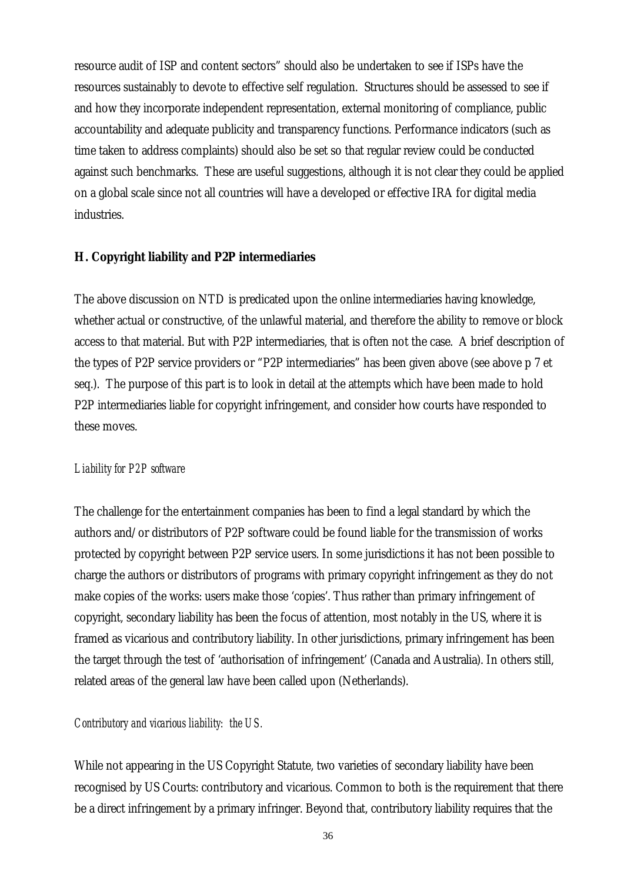resource audit of ISP and content sectors" should also be undertaken to see if ISPs have the resources sustainably to devote to effective self regulation. Structures should be assessed to see if and how they incorporate independent representation, external monitoring of compliance, public accountability and adequate publicity and transparency functions. Performance indicators (such as time taken to address complaints) should also be set so that regular review could be conducted against such benchmarks. These are useful suggestions, although it is not clear they could be applied on a global scale since not all countries will have a developed or effective IRA for digital media industries.

## H. Copyright liability and P2P intermediaries

The above discussion on NTD is predicated upon the online intermediaries having knowledge, whether actual or constructive, of the unlawful material, and therefore the ability to remove or block access to that material. But with P2P intermediaries, that is often not the case. A brief description of the types of P2P service providers or "P2P intermediaries" has been given above (see above p 7 et seq.). The purpose of this part is to look in detail at the attempts which have been made to hold P2P intermediaries liable for copyright infringement, and consider how courts have responded to these moves.

### *Liability for P2P software*

The challenge for the entertainment companies has been to find a legal standard by which the authors and/or distributors of P2P software could be found liable for the transmission of works protected by copyright between P2P service users. In some jurisdictions it has not been possible to charge the authors or distributors of programs with primary copyright infringement as they do not make copies of the works: users make those 'copies'. Thus rather than primary infringement of copyright, secondary liability has been the focus of attention, most notably in the US, where it is framed as vicarious and contributory liability. In other jurisdictions, primary infringement has been the target through the test of 'authorisation of infringement' (Canada and Australia). In others still, related areas of the general law have been called upon (Netherlands).

### *Contributory and vicarious liability: the US.*

While not appearing in the US Copyright Statute, two varieties of secondary liability have been recognised by US Courts: contributory and vicarious. Common to both is the requirement that there be a direct infringement by a primary infringer. Beyond that, contributory liability requires that the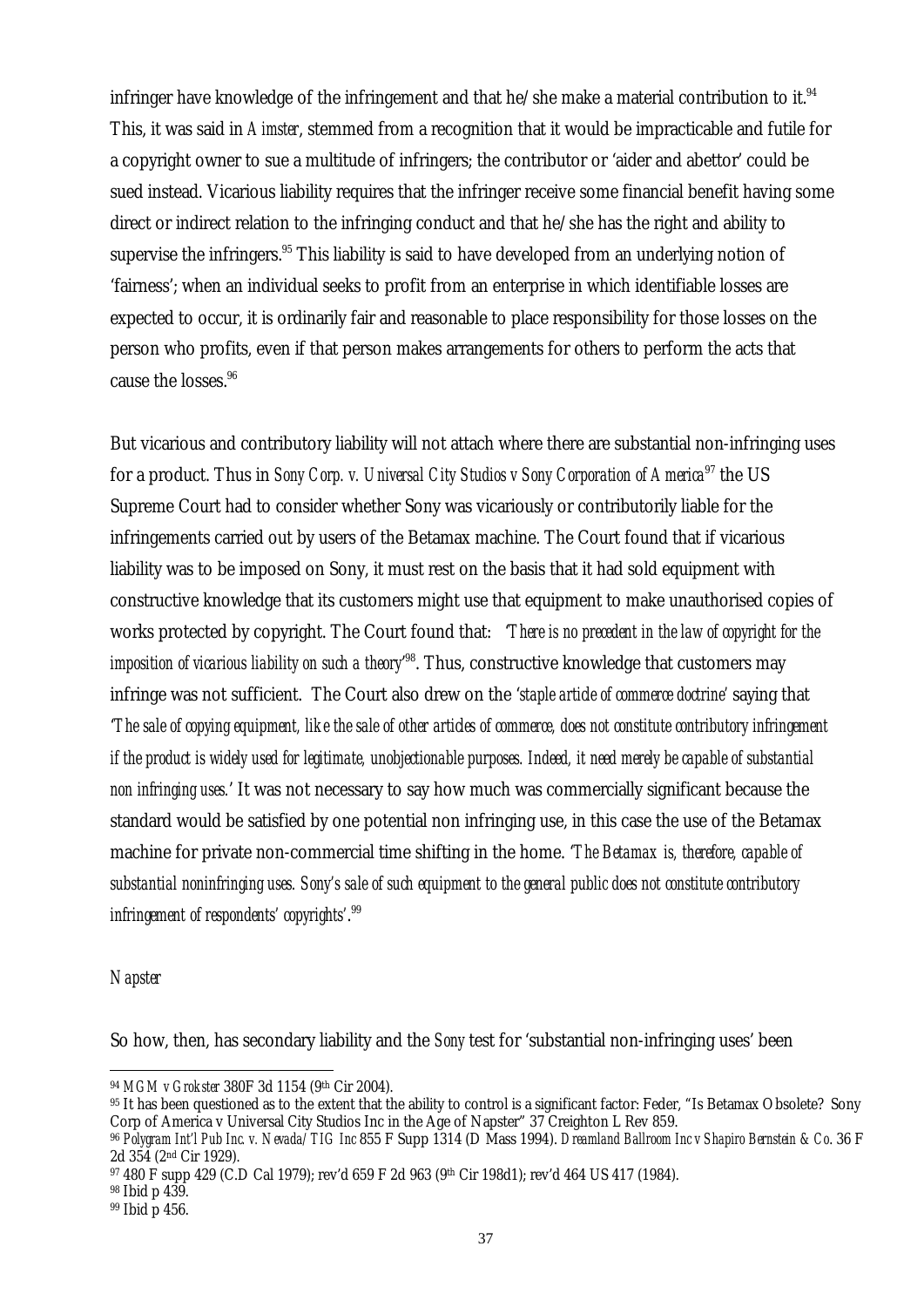infringer have knowledge of the infringement and that he/she make a material contribution to it.[94] This, it was said in *Aimster*, stemmed from a recognition that it would be impracticable and futile for a copyright owner to sue a multitude of infringers; the contributor or 'aider and abettor' could be sued instead. Vicarious liability requires that the infringer receive some financial benefit having some direct or indirect relation to the infringing conduct and that he/she has the right and ability to supervise the infringers.[95] This liability is said to have developed from an underlying notion of 'fairness'; when an individual seeks to profit from an enterprise in which identifiable losses are expected to occur, it is ordinarily fair and reasonable to place responsibility for those losses on the person who profits, even if that person makes arrangements for others to perform the acts that cause the losses.[96]

But vicarious and contributory liability will not attach where there are substantial non-infringing uses for a product. Thus in *Sony Corp. v. Universal City Studios v Sony Corporation of America*[97] the US Supreme Court had to consider whether Sony was vicariously or contributorily liable for the infringements carried out by users of the Betamax machine. The Court found that if vicarious liability was to be imposed on Sony, it must rest on the basis that it had sold equipment with constructive knowledge that its customers might use that equipment to make unauthorised copies of works protected by copyright. The Court found that: *'There is no precedent in the law of copyright for the imposition of vicarious liability on such a theory'*[98]. Thus, constructive knowledge that customers may infringe was not sufficient. The Court also drew on the *'staple article of commerce doctrine'* saying that *'The sale of copying equipment, like the sale of other articles of commerce, does not constitute contributory infringement if the product is widely used for legitimate, unobjectionable purposes. Indeed, it need merely be capable of substantial non infringing uses.'* It was not necessary to say how much was commercially significant because the standard would be satisfied by one potential non infringing use, in this case the use of the Betamax machine for private non-commercial time shifting in the home. *'The Betamax is, therefore, capable of substantial noninfringing uses. Sony's sale of such equipment to the general public does not constitute contributory infringement of respondents' copyrights'*.[99]

*Napster*

So how, then, has secondary liability and the *Sony* test for 'substantial non-infringing uses' been

---

[94] *MGM v Grokster* 380F 3d 1154 (9th Cir 2004).

[95] It has been questioned as to the extent that the ability to control is a significant factor: Feder, "Is Betamax Obsolete? Sony Corp of America v Universal City Studios Inc in the Age of Napster" 37 Creighton L Rev 859.

[96] *Polygram Int'l Pub Inc. v. Nevada/TIG Inc* 855 F Supp 1314 (D Mass 1994). *Dreamland Ballroom Inc v Shapiro Bernstein & Co.* 36 F 2d 354 (2nd Cir 1929).

[97] 480 F supp 429 (C.D Cal 1979); rev'd 659 F 2d 963 (9th Cir 198d1); rev'd 464 US 417 (1984).

[98] Ibid p 439.

[99] Ibid p 456.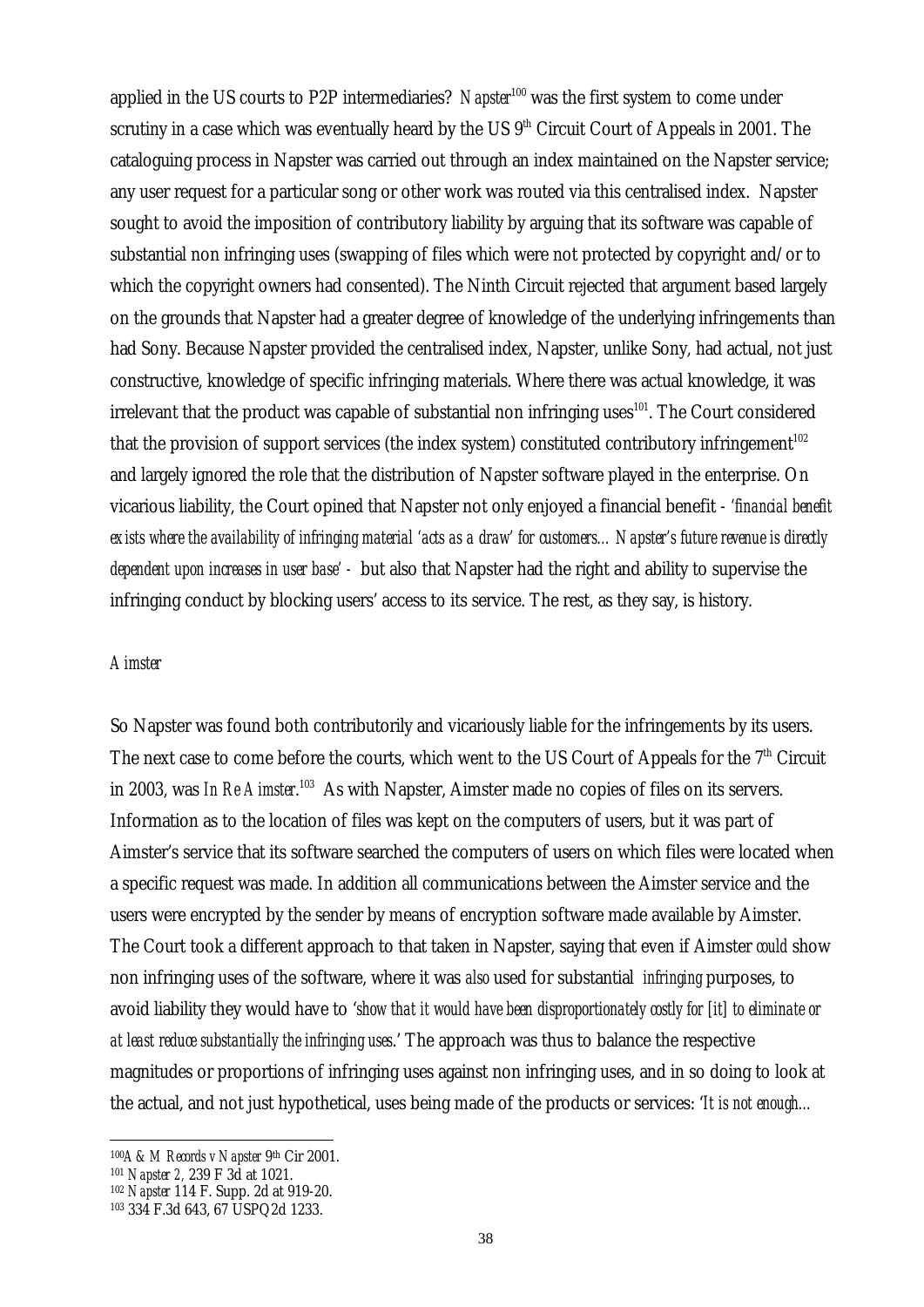applied in the US courts to P2P intermediaries? *Napster*[100] was the first system to come under scrutiny in a case which was eventually heard by the US 9th Circuit Court of Appeals in 2001. The cataloguing process in Napster was carried out through an index maintained on the Napster service; any user request for a particular song or other work was routed via this centralised index. Napster sought to avoid the imposition of contributory liability by arguing that its software was capable of substantial non infringing uses (swapping of files which were not protected by copyright and/or to which the copyright owners had consented). The Ninth Circuit rejected that argument based largely on the grounds that Napster had a greater degree of knowledge of the underlying infringements than had Sony. Because Napster provided the centralised index, Napster, unlike Sony, had actual, not just constructive, knowledge of specific infringing materials. Where there was actual knowledge, it was irrelevant that the product was capable of substantial non infringing uses[101]. The Court considered that the provision of support services (the index system) constituted contributory infringement[102] and largely ignored the role that the distribution of Napster software played in the enterprise. On vicarious liability, the Court opined that Napster not only enjoyed a financial benefit - *'financial benefit exists where the availability of infringing material 'acts as a draw' for customers… Napster's future revenue is directly dependent upon increases in user base'* - but also that Napster had the right and ability to supervise the infringing conduct by blocking users' access to its service. The rest, as they say, is history.

*Aimster*

So Napster was found both contributorily and vicariously liable for the infringements by its users. The next case to come before the courts, which went to the US Court of Appeals for the 7th Circuit in 2003, was *In Re Aimster*.[103] As with Napster, Aimster made no copies of files on its servers. Information as to the location of files was kept on the computers of users, but it was part of Aimster's service that its software searched the computers of users on which files were located when a specific request was made. In addition all communications between the Aimster service and the users were encrypted by the sender by means of encryption software made available by Aimster. The Court took a different approach to that taken in Napster, saying that even if Aimster *could* show non infringing uses of the software, where it was *also* used for substantial *infringing* purposes, to avoid liability they would have to '*show that it would have been disproportionately costly for [it] to eliminate or at least reduce substantially the infringing uses*.' The approach was thus to balance the respective magnitudes or proportions of infringing uses against non infringing uses, and in so doing to look at the actual, and not just hypothetical, uses being made of the products or services: '*It is not enough…*

---

[100] *A & M Records v Napster* 9th Cir 2001.

[101] *Napster 2,* 239 F 3d at 1021.

[102] *Napster* 114 F. Supp. 2d at 919-20.

[103] 334 F.3d 643, 67 USPQ2d 1233.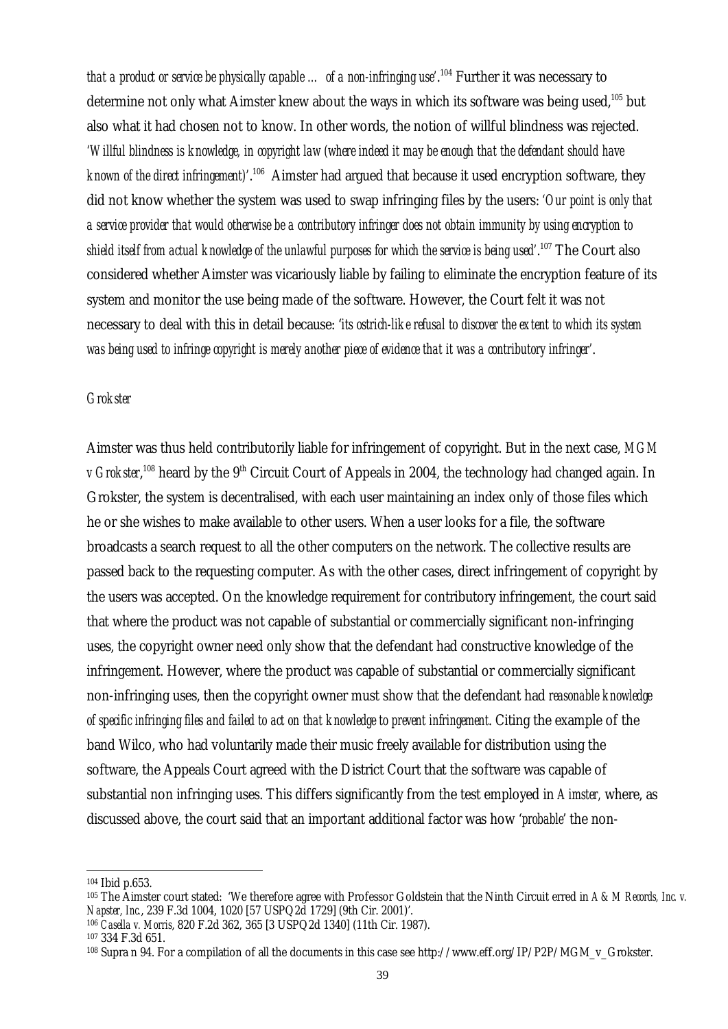*that a product or service be physically capable … of a non-infringing use*'.[104] Further it was necessary to determine not only what Aimster knew about the ways in which its software was being used,[105] but also what it had chosen not to know. In other words, the notion of willful blindness was rejected. '*Willful blindness is knowledge, in copyright law (where indeed it may be enough that the defendant should have known of the direct infringement)*'.[106] Aimster had argued that because it used encryption software, they did not know whether the system was used to swap infringing files by the users: '*Our point is only that a service provider that would otherwise be a contributory infringer does not obtain immunity by using encryption to shield itself from actual knowledge of the unlawful purposes for which the service is being used*'.[107] The Court also considered whether Aimster was vicariously liable by failing to eliminate the encryption feature of its system and monitor the use being made of the software. However, the Court felt it was not necessary to deal with this in detail because: '*its ostrich-like refusal to discover the extent to which its system was being used to infringe copyright is merely another piece of evidence that it was a contributory infringer*'.

*Grokster*

Aimster was thus held contributorily liable for infringement of copyright. But in the next case, *MGM v Grokster*,[108] heard by the 9th Circuit Court of Appeals in 2004, the technology had changed again. In Grokster, the system is decentralised, with each user maintaining an index only of those files which he or she wishes to make available to other users. When a user looks for a file, the software broadcasts a search request to all the other computers on the network. The collective results are passed back to the requesting computer. As with the other cases, direct infringement of copyright by the users was accepted. On the knowledge requirement for contributory infringement, the court said that where the product was not capable of substantial or commercially significant non-infringing uses, the copyright owner need only show that the defendant had constructive knowledge of the infringement. However, where the product *was* capable of substantial or commercially significant non-infringing uses, then the copyright owner must show that the defendant had *reasonable knowledge of specific infringing files and failed to act on that knowledge to prevent infringement*. Citing the example of the band Wilco, who had voluntarily made their music freely available for distribution using the software, the Appeals Court agreed with the District Court that the software was capable of substantial non infringing uses. This differs significantly from the test employed in *Aimster,* where, as discussed above, the court said that an important additional factor was how '*probable*' the non-

---

[104] Ibid p.653.

[105] The Aimster court stated: 'We therefore agree with Professor Goldstein that the Ninth Circuit erred in *A & M Records, Inc. v. Napster, Inc.*, 239 F.3d 1004, 1020 [57 USPQ2d 1729] (9th Cir. 2001)'.

[106] *Casella v. Morris*, 820 F.2d 362, 365 [3 USPQ2d 1340] (11th Cir. 1987).

[107] 334 F.3d 651.

[108] Supra n 94. For a compilation of all the documents in this case see http://www.eff.org/IP/P2P/MGM_v_Grokster.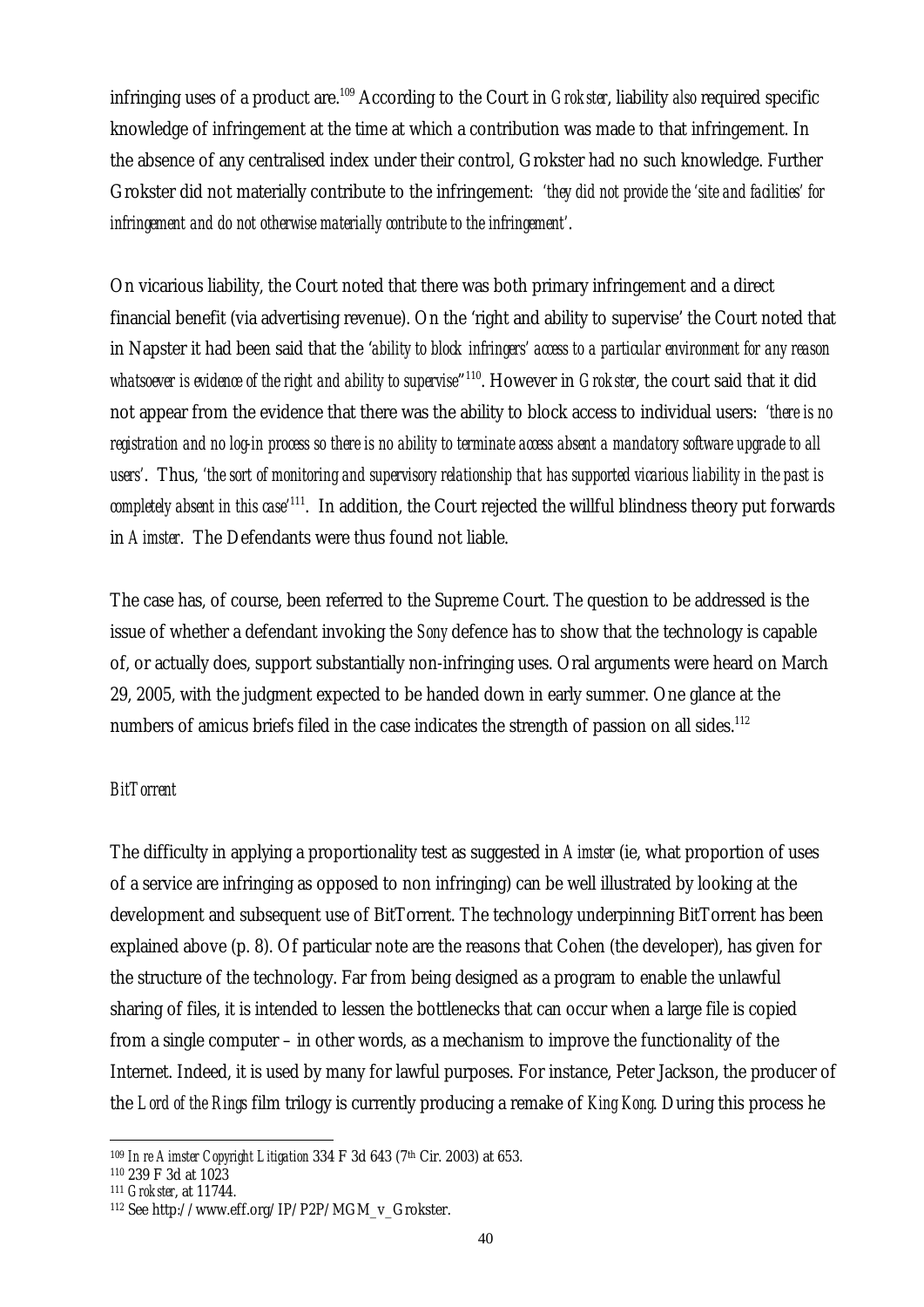infringing uses of a product are.[109] According to the Court in *Grokster*, liability *also* required specific knowledge of infringement at the time at which a contribution was made to that infringement. In the absence of any centralised index under their control, Grokster had no such knowledge. Further Grokster did not materially contribute to the infringement: *'they did not provide the 'site and facilities' for infringement and do not otherwise materially contribute to the infringement'*.

On vicarious liability, the Court noted that there was both primary infringement and a direct financial benefit (via advertising revenue). On the 'right and ability to supervise' the Court noted that in Napster it had been said that the *'ability to block infringers' access to a particular environment for any reason whatsoever is evidence of the right and ability to supervise"*[110]. However in *Grokster*, the court said that it did not appear from the evidence that there was the ability to block access to individual users: *'there is no registration and no log-in process so there is no ability to terminate access absent a mandatory software upgrade to all users'*. Thus, *'the sort of monitoring and supervisory relationship that has supported vicarious liability in the past is completely absent in this case'*[111]. In addition, the Court rejected the willful blindness theory put forwards in *Aimster*. The Defendants were thus found not liable.

The case has, of course, been referred to the Supreme Court. The question to be addressed is the issue of whether a defendant invoking the *Sony* defence has to show that the technology is capable of, or actually does, support substantially non-infringing uses. Oral arguments were heard on March 29, 2005, with the judgment expected to be handed down in early summer. One glance at the numbers of amicus briefs filed in the case indicates the strength of passion on all sides.[112]

*BitTorrent*

The difficulty in applying a proportionality test as suggested in *Aimster* (ie, what proportion of uses of a service are infringing as opposed to non infringing) can be well illustrated by looking at the development and subsequent use of BitTorrent. The technology underpinning BitTorrent has been explained above (p. 8). Of particular note are the reasons that Cohen (the developer), has given for the structure of the technology. Far from being designed as a program to enable the unlawful sharing of files, it is intended to lessen the bottlenecks that can occur when a large file is copied from a single computer – in other words, as a mechanism to improve the functionality of the Internet. Indeed, it is used by many for lawful purposes. For instance, Peter Jackson, the producer of the *Lord of the Rings* film trilogy is currently producing a remake of *King Kong*. During this process he

---

[109] *In re Aimster Copyright Litigation* 334 F 3d 643 (7th Cir. 2003) at 653.

[110] 239 F 3d at 1023

[111] *Grokster*, at 11744.

[112] See http://www.eff.org/IP/P2P/MGM_v_Grokster.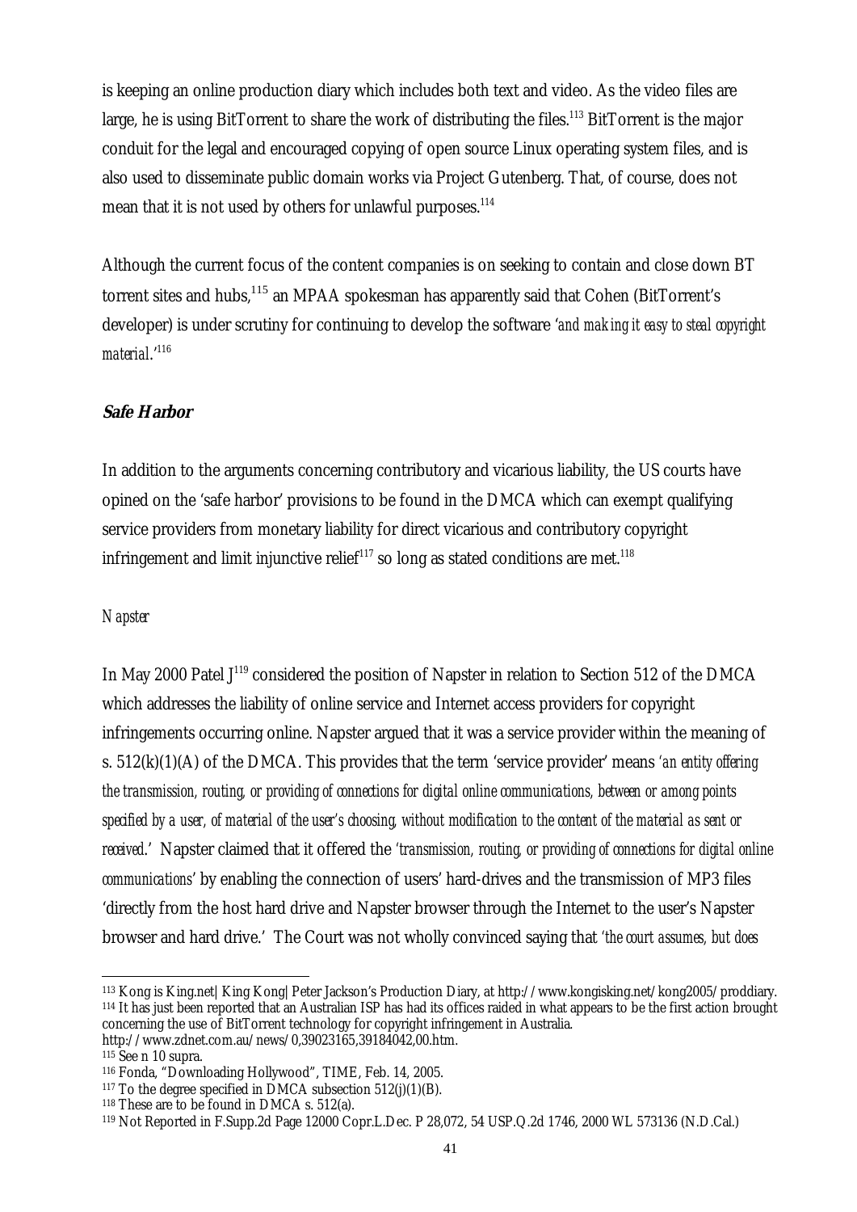is keeping an online production diary which includes both text and video. As the video files are large, he is using BitTorrent to share the work of distributing the files.[113] BitTorrent is the major conduit for the legal and encouraged copying of open source Linux operating system files, and is also used to disseminate public domain works via Project Gutenberg. That, of course, does not mean that it is not used by others for unlawful purposes.[114]

Although the current focus of the content companies is on seeking to contain and close down BT torrent sites and hubs,[115] an MPAA spokesman has apparently said that Cohen (BitTorrent's developer) is under scrutiny for continuing to develop the software '*and making it easy to steal copyright material*.'[116]

### **Safe Harbor**

In addition to the arguments concerning contributory and vicarious liability, the US courts have opined on the 'safe harbor' provisions to be found in the DMCA which can exempt qualifying service providers from monetary liability for direct vicarious and contributory copyright infringement and limit injunctive relief[117] so long as stated conditions are met.[118]

#### *Napster*

In May 2000 Patel J[119] considered the position of Napster in relation to Section 512 of the DMCA which addresses the liability of online service and Internet access providers for copyright infringements occurring online. Napster argued that it was a service provider within the meaning of s. 512(k)(1)(A) of the DMCA. This provides that the term 'service provider' means '*an entity offering the transmission, routing, or providing of connections for digital online communications, between or among points specified by a user, of material of the user's choosing, without modification to the content of the material as sent or received*.' Napster claimed that it offered the '*transmission, routing, or providing of connections for digital online communications*' by enabling the connection of users' hard-drives and the transmission of MP3 files 'directly from the host hard drive and Napster browser through the Internet to the user's Napster browser and hard drive.' The Court was not wholly convinced saying that *'the court assumes, but does*

---

113 Kong is King.net| King Kong| Peter Jackson's Production Diary, at http://www.kongisking.net/kong2005/proddiary.

114 It has just been reported that an Australian ISP has had its offices raided in what appears to be the first action brought concerning the use of BitTorrent technology for copyright infringement in Australia. http://www.zdnet.com.au/news/0,39023165,39184042,00.htm.

115 See n 10 supra.

116 Fonda, "Downloading Hollywood", TIME, Feb. 14, 2005.

117 To the degree specified in DMCA subsection 512(j)(1)(B).

118 These are to be found in DMCA s. 512(a).

119 Not Reported in F.Supp.2d Page 12000 Copr.L.Dec. P 28,072, 54 USP.Q.2d 1746, 2000 WL 573136 (N.D.Cal.)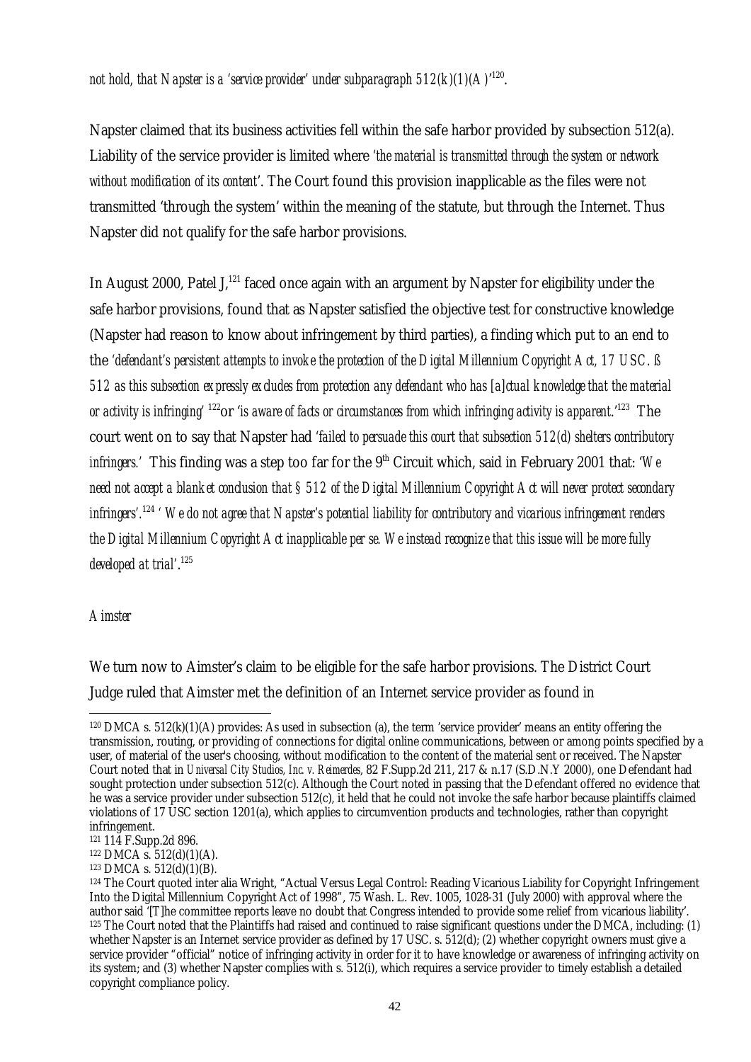*not hold, that Napster is a 'service provider' under subparagraph 512(k)(1)(A)'*[120].

Napster claimed that its business activities fell within the safe harbor provided by subsection 512(a). Liability of the service provider is limited where *'the material is transmitted through the system or network without modification of its content'*. The Court found this provision inapplicable as the files were not transmitted 'through the system' within the meaning of the statute, but through the Internet. Thus Napster did not qualify for the safe harbor provisions.

In August 2000, Patel J,[121] faced once again with an argument by Napster for eligibility under the safe harbor provisions, found that as Napster satisfied the objective test for constructive knowledge (Napster had reason to know about infringement by third parties), a finding which put to an end to the *'defendant's persistent attempts to invoke the protection of the Digital Millennium Copyright Act, 17 USC. ß 512 as this subsection expressly excludes from protection any defendant who has [a]ctual knowledge that the material or activity is infringing'* [122]or *'is aware of facts or circumstances from which infringing activity is apparent.'*[123] The court went on to say that Napster had *'failed to persuade this court that subsection 512(d) shelters contributory infringers.'* This finding was a step too far for the 9th Circuit which, said in February 2001 that: *'We need not accept a blanket conclusion that § 512 of the Digital Millennium Copyright Act will never protect secondary infringers'*.[124] *' We do not agree that Napster's potential liability for contributory and vicarious infringement renders the Digital Millennium Copyright Act inapplicable per se. We instead recognize that this issue will be more fully developed at trial'*.[125]

*Aimster*

We turn now to Aimster's claim to be eligible for the safe harbor provisions. The District Court Judge ruled that Aimster met the definition of an Internet service provider as found in

---

[120] DMCA s. 512(k)(1)(A) provides: As used in subsection (a), the term 'service provider' means an entity offering the transmission, routing, or providing of connections for digital online communications, between or among points specified by a user, of material of the user's choosing, without modification to the content of the material sent or received. The Napster Court noted that in *Universal City Studios, Inc. v. Reimerdes*, 82 F.Supp.2d 211, 217 & n.17 (S.D.N.Y 2000), one Defendant had sought protection under subsection 512(c). Although the Court noted in passing that the Defendant offered no evidence that he was a service provider under subsection 512(c), it held that he could not invoke the safe harbor because plaintiffs claimed violations of 17 USC section 1201(a), which applies to circumvention products and technologies, rather than copyright infringement.

[121] 114 F.Supp.2d 896.

[122] DMCA s. 512(d)(1)(A).

[123] DMCA s. 512(d)(1)(B).

[124] The Court quoted inter alia Wright, "Actual Versus Legal Control: Reading Vicarious Liability for Copyright Infringement Into the Digital Millennium Copyright Act of 1998", 75 Wash. L. Rev. 1005, 1028-31 (July 2000) with approval where the author said '[T]he committee reports leave no doubt that Congress intended to provide some relief from vicarious liability'.

[125] The Court noted that the Plaintiffs had raised and continued to raise significant questions under the DMCA, including: (1) whether Napster is an Internet service provider as defined by 17 USC. s. 512(d); (2) whether copyright owners must give a service provider "official" notice of infringing activity in order for it to have knowledge or awareness of infringing activity on its system; and (3) whether Napster complies with s. 512(i), which requires a service provider to timely establish a detailed copyright compliance policy.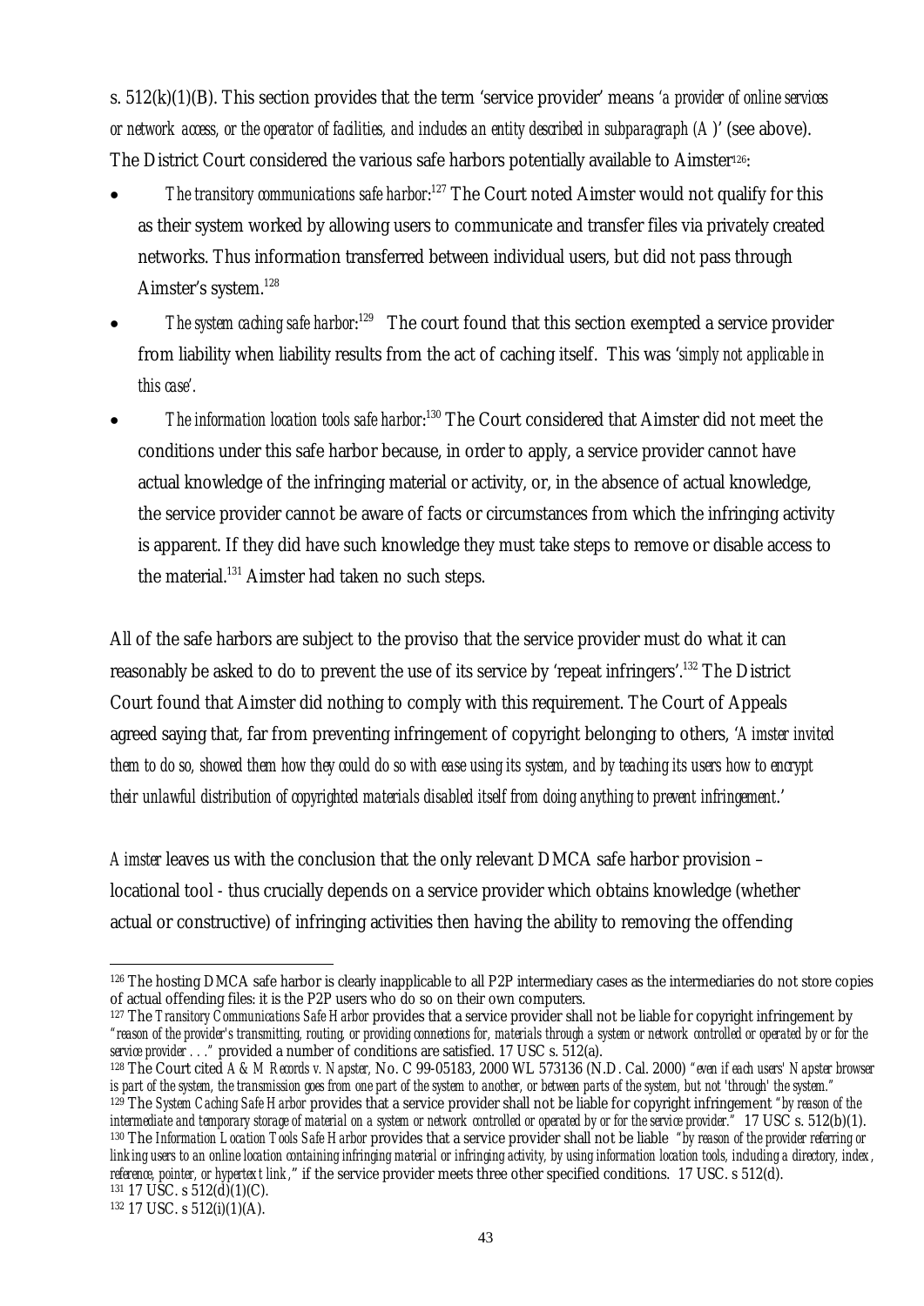s. 512(k)(1)(B). This section provides that the term 'service provider' means *'a provider of online services or network access, or the operator of facilities, and includes an entity described in subparagraph (A)'* (see above). The District Court considered the various safe harbors potentially available to Aimster[126]:

- *The transitory communications safe harbor*:[127] The Court noted Aimster would not qualify for this as their system worked by allowing users to communicate and transfer files via privately created networks. Thus information transferred between individual users, but did not pass through Aimster's system.[128]
- *The system caching safe harbor*:[129] The court found that this section exempted a service provider from liability when liability results from the act of caching itself. This was *'simply not applicable in this case'.*
- *The information location tools safe harbor*:[130] The Court considered that Aimster did not meet the conditions under this safe harbor because, in order to apply, a service provider cannot have actual knowledge of the infringing material or activity, or, in the absence of actual knowledge, the service provider cannot be aware of facts or circumstances from which the infringing activity is apparent. If they did have such knowledge they must take steps to remove or disable access to the material.[131] Aimster had taken no such steps.

All of the safe harbors are subject to the proviso that the service provider must do what it can reasonably be asked to do to prevent the use of its service by 'repeat infringers'.[132] The District Court found that Aimster did nothing to comply with this requirement. The Court of Appeals agreed saying that, far from preventing infringement of copyright belonging to others, *'Aimster invited them to do so, showed them how they could do so with ease using its system, and by teaching its users how to encrypt their unlawful distribution of copyrighted materials disabled itself from doing anything to prevent infringement.'*

*Aimster* leaves us with the conclusion that the only relevant DMCA safe harbor provision – locational tool - thus crucially depends on a service provider which obtains knowledge (whether actual or constructive) of infringing activities then having the ability to removing the offending

---

[126] The hosting DMCA safe harbor is clearly inapplicable to all P2P intermediary cases as the intermediaries do not store copies of actual offending files: it is the P2P users who do so on their own computers.

[127] The *Transitory Communications Safe Harbor* provides that a service provider shall not be liable for copyright infringement by "*reason of the provider's transmitting, routing, or providing connections for, materials through a system or network controlled or operated by or for the service provider . . .*" provided a number of conditions are satisfied. 17 USC s. 512(a).

[128] The Court cited *A & M Records v. Napster*, No. C 99-05183, 2000 WL 573136 (N.D. Cal. 2000) *"even if each users' Napster browser is part of the system, the transmission goes from one part of the system to another, or between parts of the system, but not 'through' the system."*

[129] The *System Caching Safe Harbor* provides that a service provider shall not be liable for copyright infringement *"by reason of the intermediate and temporary storage of material on a system or network controlled or operated by or for the service provider."* 17 USC s. 512(b)(1).

[130] The *Information Location Tools Safe Harbor* provides that a service provider shall not be liable *"by reason of the provider referring or linking users to an online location containing infringing material or infringing activity, by using information location tools, including a directory, index, reference, pointer, or hypertext link,"* if the service provider meets three other specified conditions. 17 USC. s 512(d).

[131] 17 USC. s 512(d)(1)(C).

[132] 17 USC. s 512(i)(1)(A).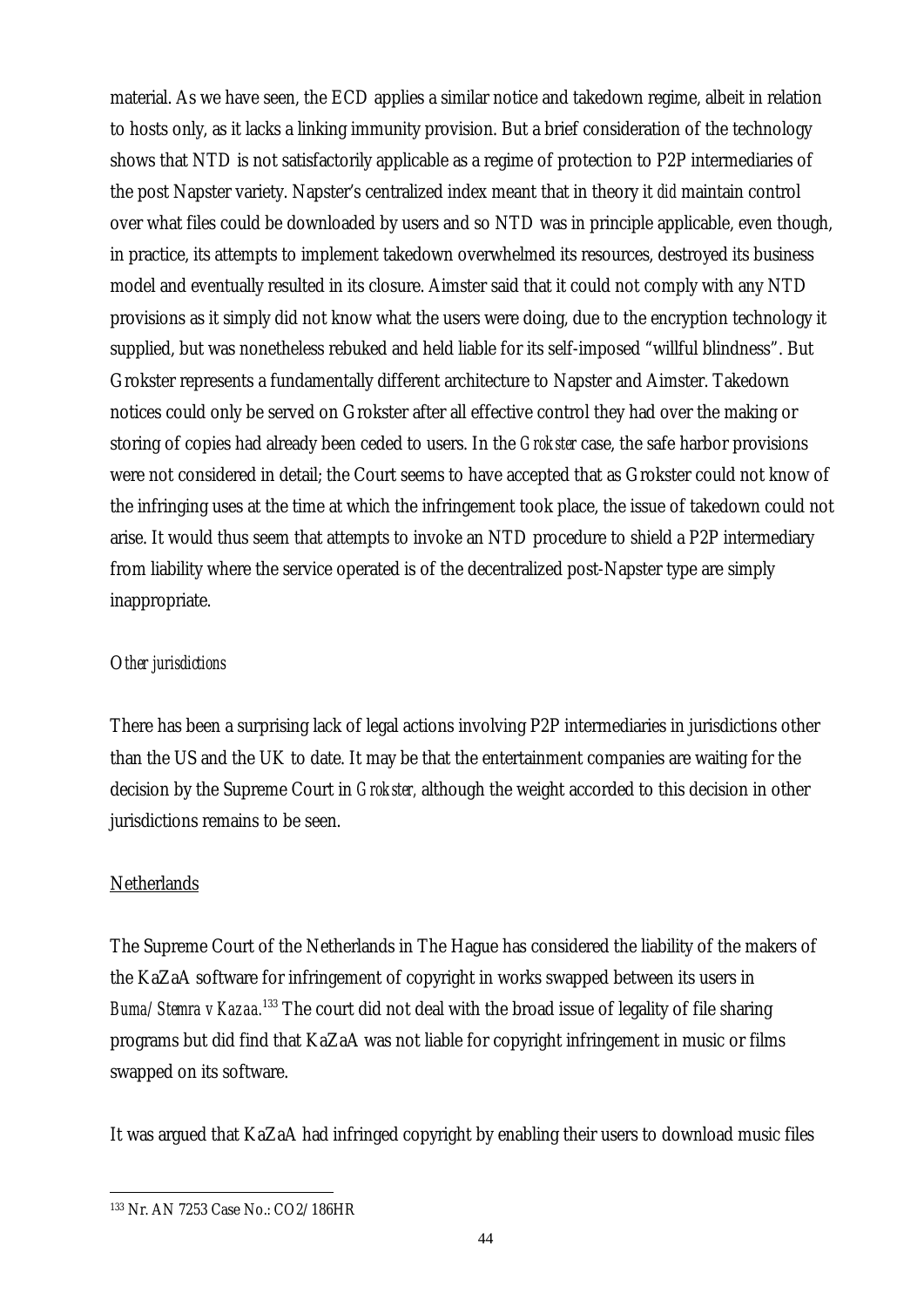material. As we have seen, the ECD applies a similar notice and takedown regime, albeit in relation to hosts only, as it lacks a linking immunity provision. But a brief consideration of the technology shows that NTD is not satisfactorily applicable as a regime of protection to P2P intermediaries of the post Napster variety. Napster's centralized index meant that in theory it *did* maintain control over what files could be downloaded by users and so NTD was in principle applicable, even though, in practice, its attempts to implement takedown overwhelmed its resources, destroyed its business model and eventually resulted in its closure. Aimster said that it could not comply with any NTD provisions as it simply did not know what the users were doing, due to the encryption technology it supplied, but was nonetheless rebuked and held liable for its self-imposed "willful blindness". But Grokster represents a fundamentally different architecture to Napster and Aimster. Takedown notices could only be served on Grokster after all effective control they had over the making or storing of copies had already been ceded to users. In the *Grokster* case, the safe harbor provisions were not considered in detail; the Court seems to have accepted that as Grokster could not know of the infringing uses at the time at which the infringement took place, the issue of takedown could not arise. It would thus seem that attempts to invoke an NTD procedure to shield a P2P intermediary from liability where the service operated is of the decentralized post-Napster type are simply inappropriate.

*Other jurisdictions*

There has been a surprising lack of legal actions involving P2P intermediaries in jurisdictions other than the US and the UK to date. It may be that the entertainment companies are waiting for the decision by the Supreme Court in *Grokster,* although the weight accorded to this decision in other jurisdictions remains to be seen.

<u>Netherlands</u>

The Supreme Court of the Netherlands in The Hague has considered the liability of the makers of the KaZaA software for infringement of copyright in works swapped between its users in *Buma/Stemra v Kazaa.*[133] The court did not deal with the broad issue of legality of file sharing programs but did find that KaZaA was not liable for copyright infringement in music or films swapped on its software.

It was argued that KaZaA had infringed copyright by enabling their users to download music files

[133] Nr. AN 7253 Case No.: CO2/186HR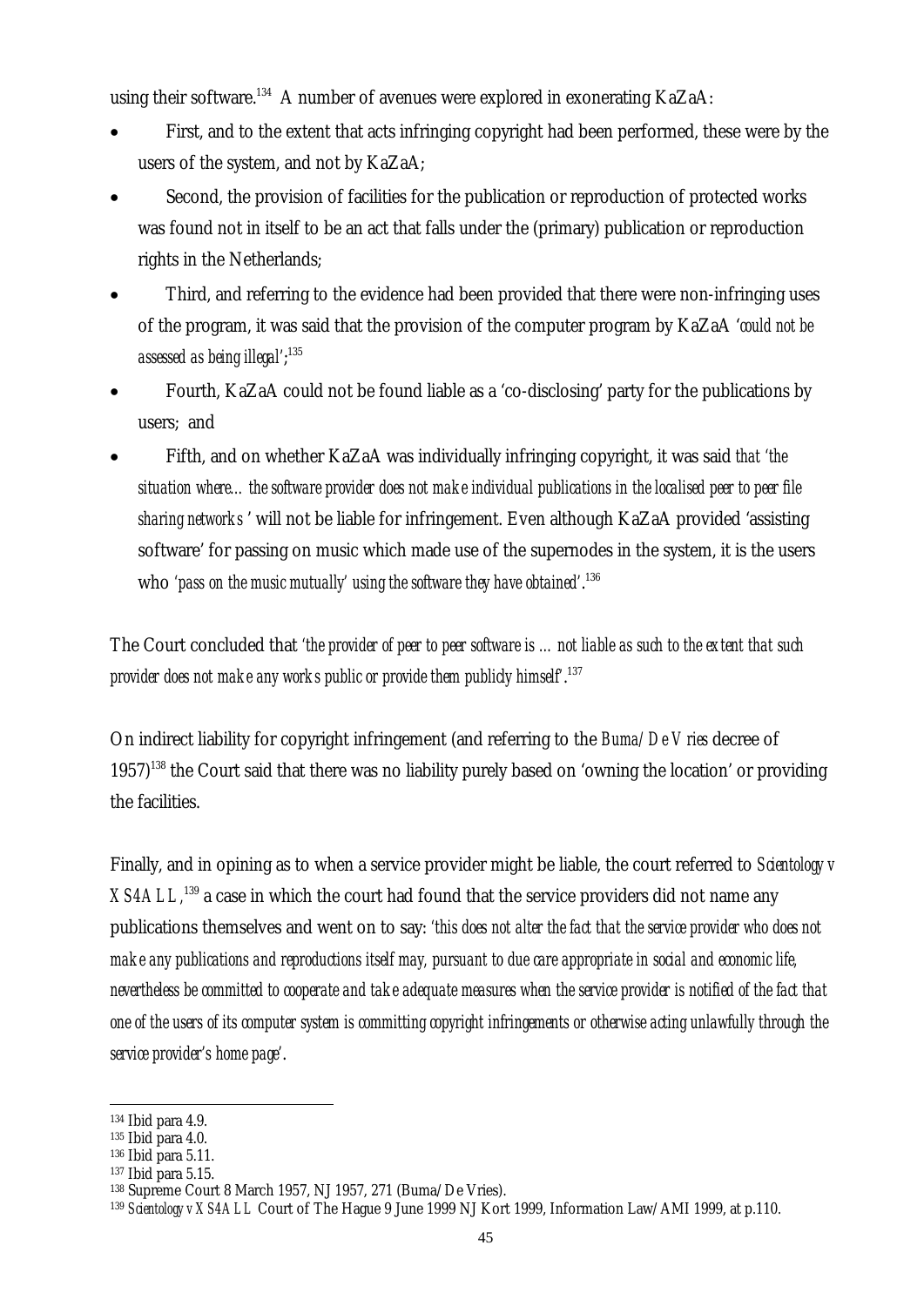using their software.[134] A number of avenues were explored in exonerating KaZaA:

- First, and to the extent that acts infringing copyright had been performed, these were by the users of the system, and not by KaZaA;
- Second, the provision of facilities for the publication or reproduction of protected works was found not in itself to be an act that falls under the (primary) publication or reproduction rights in the Netherlands;
- Third, and referring to the evidence had been provided that there were non-infringing uses of the program, it was said that the provision of the computer program by KaZaA '*could not be assessed as being illegal*';[135]
- Fourth, KaZaA could not be found liable as a 'co-disclosing' party for the publications by users; and
- Fifth, and on whether KaZaA was individually infringing copyright, it was said *that 'the situation where… the software provider does not make individual publications in the localised peer to peer file sharing networks* ' will not be liable for infringement. Even although KaZaA provided 'assisting software' for passing on music which made use of the supernodes in the system, it is the users who *'pass on the music mutually' using the software they have obtained'*.[136]

The Court concluded that *'the provider of peer to peer software is … not liable as such to the extent that such provider does not make any works public or provide them publicly himself'*.[137]

On indirect liability for copyright infringement (and referring to the *Buma/De Vries* decree of 1957)[138] the Court said that there was no liability purely based on 'owning the location' or providing the facilities.

Finally, and in opining as to when a service provider might be liable, the court referred to *Scientology v XS4ALL*,[139] a case in which the court had found that the service providers did not name any publications themselves and went on to say: *'this does not alter the fact that the service provider who does not make any publications and reproductions itself may, pursuant to due care appropriate in social and economic life, nevertheless be committed to cooperate and take adequate measures when the service provider is notified of the fact that one of the users of its computer system is committing copyright infringements or otherwise acting unlawfully through the service provider's home page'*.

---

[134] Ibid para 4.9.

[135] Ibid para 4.0.

[136] Ibid para 5.11.

[137] Ibid para 5.15.

[138] Supreme Court 8 March 1957, NJ 1957, 271 (Buma/De Vries).

[139] *Scientology v XS4ALL* Court of The Hague 9 June 1999 NJ Kort 1999, Information Law/AMI 1999, at p.110.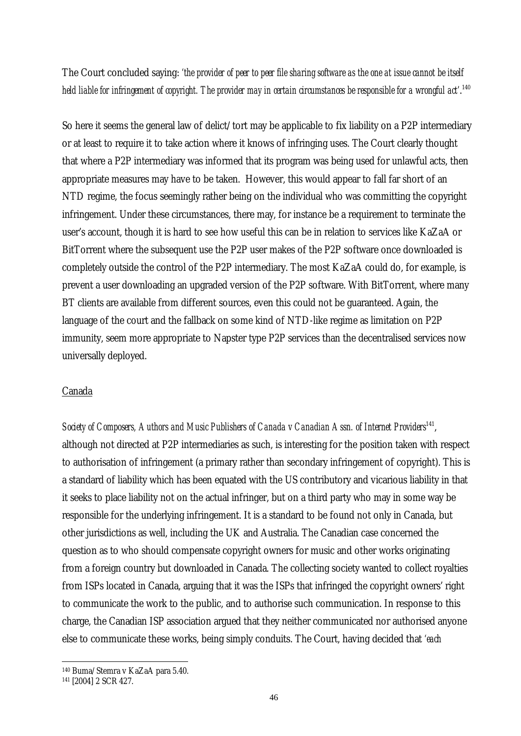The Court concluded saying: *'the provider of peer to peer file sharing software as the one at issue cannot be itself held liable for infringement of copyright. The provider may in certain circumstances be responsible for a wrongful act'*.[140]

So here it seems the general law of delict/tort may be applicable to fix liability on a P2P intermediary or at least to require it to take action where it knows of infringing uses. The Court clearly thought that where a P2P intermediary was informed that its program was being used for unlawful acts, then appropriate measures may have to be taken. However, this would appear to fall far short of an NTD regime, the focus seemingly rather being on the individual who was committing the copyright infringement. Under these circumstances, there may, for instance be a requirement to terminate the user's account, though it is hard to see how useful this can be in relation to services like KaZaA or BitTorrent where the subsequent use the P2P user makes of the P2P software once downloaded is completely outside the control of the P2P intermediary. The most KaZaA could do, for example, is prevent a user downloading an upgraded version of the P2P software. With BitTorrent, where many BT clients are available from different sources, even this could not be guaranteed. Again, the language of the court and the fallback on some kind of NTD-like regime as limitation on P2P immunity, seem more appropriate to Napster type P2P services than the decentralised services now universally deployed.

<u>Canada</u>

*Society of Composers, Authors and Music Publishers of Canada v Canadian Assn. of Internet Providers*[141], although not directed at P2P intermediaries as such, is interesting for the position taken with respect to authorisation of infringement (a primary rather than secondary infringement of copyright). This is a standard of liability which has been equated with the US contributory and vicarious liability in that it seeks to place liability not on the actual infringer, but on a third party who may in some way be responsible for the underlying infringement. It is a standard to be found not only in Canada, but other jurisdictions as well, including the UK and Australia. The Canadian case concerned the question as to who should compensate copyright owners for music and other works originating from a foreign country but downloaded in Canada. The collecting society wanted to collect royalties from ISPs located in Canada, arguing that it was the ISPs that infringed the copyright owners' right to communicate the work to the public, and to authorise such communication. In response to this charge, the Canadian ISP association argued that they neither communicated nor authorised anyone else to communicate these works, being simply conduits. The Court, having decided that *'each*

[140] Buma/Stemra v KaZaA para 5.40.

[141] [2004] 2 SCR 427.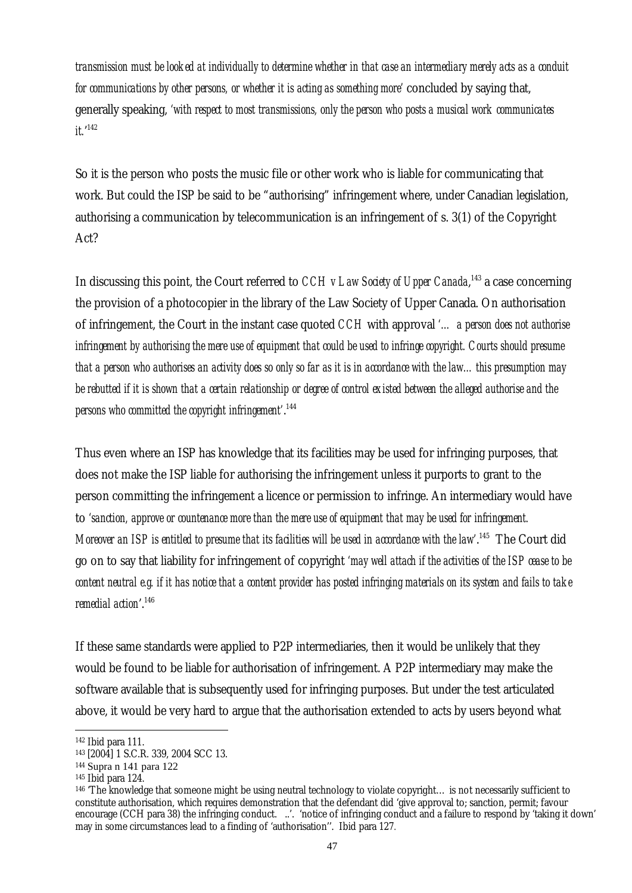*transmission must be looked at individually to determine whether in that case an intermediary merely acts as a conduit for communications by other persons, or whether it is acting as something more'* concluded by saying that, generally speaking, *'with respect to most transmissions, only the person who posts a musical work communicates it.'*[142]

So it is the person who posts the music file or other work who is liable for communicating that work. But could the ISP be said to be "authorising" infringement where, under Canadian legislation, authorising a communication by telecommunication is an infringement of s. 3(1) of the Copyright Act?

In discussing this point, the Court referred to *CCH v Law Society of Upper Canada*,[143] a case concerning the provision of a photocopier in the library of the Law Society of Upper Canada. On authorisation of infringement, the Court in the instant case quoted *CCH* with approval *'… a person does not authorise infringement by authorising the mere use of equipment that could be used to infringe copyright. Courts should presume that a person who authorises an activity does so only so far as it is in accordance with the law… this presumption may be rebutted if it is shown that a certain relationship or degree of control existed between the alleged authorise and the persons who committed the copyright infringement'*.[144]

Thus even where an ISP has knowledge that its facilities may be used for infringing purposes, that does not make the ISP liable for authorising the infringement unless it purports to grant to the person committing the infringement a licence or permission to infringe. An intermediary would have to *'sanction, approve or countenance more than the mere use of equipment that may be used for infringement. Moreover an ISP is entitled to presume that its facilities will be used in accordance with the law'*.[145] The Court did go on to say that liability for infringement of copyright *'may well attach if the activities of the ISP cease to be content neutral e.g. if it has notice that a content provider has posted infringing materials on its system and fails to take remedial action'*.[146]

If these same standards were applied to P2P intermediaries, then it would be unlikely that they would be found to be liable for authorisation of infringement. A P2P intermediary may make the software available that is subsequently used for infringing purposes. But under the test articulated above, it would be very hard to argue that the authorisation extended to acts by users beyond what

---

[142] Ibid para 111.

[143] [2004] 1 S.C.R. 339, 2004 SCC 13.

[144] Supra n 141 para 122

[145] Ibid para 124.

[146] 'The knowledge that someone might be using neutral technology to violate copyright… is not necessarily sufficient to constitute authorisation, which requires demonstration that the defendant did 'give approval to; sanction, permit; favour encourage (CCH para 38) the infringing conduct. ..'. 'notice of infringing conduct and a failure to respond by 'taking it down' may in some circumstances lead to a finding of 'authorisation''. Ibid para 127.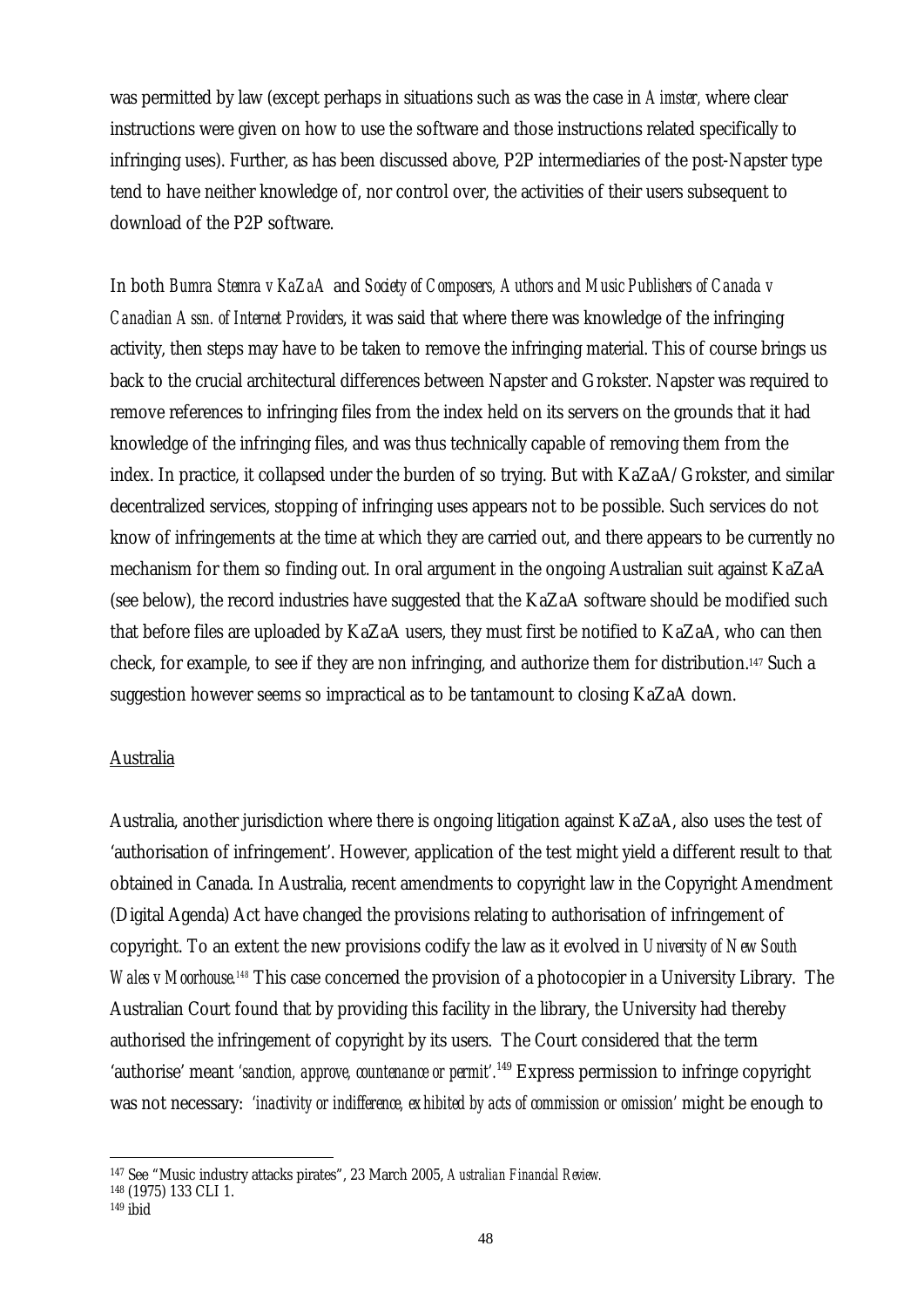was permitted by law (except perhaps in situations such as was the case in *Aimster,* where clear instructions were given on how to use the software and those instructions related specifically to infringing uses). Further, as has been discussed above, P2P intermediaries of the post-Napster type tend to have neither knowledge of, nor control over, the activities of their users subsequent to download of the P2P software.

In both *Bumra Stemra v KaZaA* and *Society of Composers, Authors and Music Publishers of Canada v Canadian Assn. of Internet Providers*, it was said that where there was knowledge of the infringing activity, then steps may have to be taken to remove the infringing material. This of course brings us back to the crucial architectural differences between Napster and Grokster. Napster was required to remove references to infringing files from the index held on its servers on the grounds that it had knowledge of the infringing files, and was thus technically capable of removing them from the index. In practice, it collapsed under the burden of so trying. But with KaZaA/Grokster, and similar decentralized services, stopping of infringing uses appears not to be possible. Such services do not know of infringements at the time at which they are carried out, and there appears to be currently no mechanism for them so finding out. In oral argument in the ongoing Australian suit against KaZaA (see below), the record industries have suggested that the KaZaA software should be modified such that before files are uploaded by KaZaA users, they must first be notified to KaZaA, who can then check, for example, to see if they are non infringing, and authorize them for distribution.[147] Such a suggestion however seems so impractical as to be tantamount to closing KaZaA down.

<u>Australia</u>

Australia, another jurisdiction where there is ongoing litigation against KaZaA, also uses the test of 'authorisation of infringement'. However, application of the test might yield a different result to that obtained in Canada. In Australia, recent amendments to copyright law in the Copyright Amendment (Digital Agenda) Act have changed the provisions relating to authorisation of infringement of copyright. To an extent the new provisions codify the law as it evolved in *University of New South Wales v Moorhouse.*[148] This case concerned the provision of a photocopier in a University Library. The Australian Court found that by providing this facility in the library, the University had thereby authorised the infringement of copyright by its users. The Court considered that the term 'authorise' meant *'sanction, approve, countenance or permit'*.[149] Express permission to infringe copyright was not necessary: *'inactivity or indifference, exhibited by acts of commission or omission'* might be enough to

---

[147] See "Music industry attacks pirates", 23 March 2005, *Australian Financial Review.*

[148] (1975) 133 CLI 1.

[149] ibid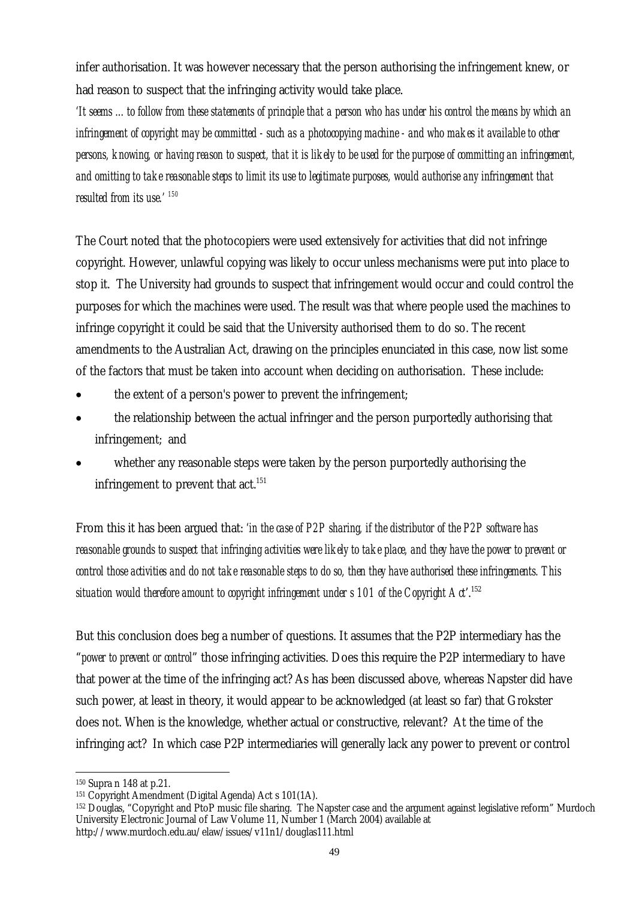infer authorisation. It was however necessary that the person authorising the infringement knew, or had reason to suspect that the infringing activity would take place.

*'It seems ... to follow from these statements of principle that a person who has under his control the means by which an infringement of copyright may be committed - such as a photocopying machine - and who makes it available to other persons, knowing, or having reason to suspect, that it is likely to be used for the purpose of committing an infringement, and omitting to take reasonable steps to limit its use to legitimate purposes, would authorise any infringement that resulted from its use.'* [150]

The Court noted that the photocopiers were used extensively for activities that did not infringe copyright. However, unlawful copying was likely to occur unless mechanisms were put into place to stop it. The University had grounds to suspect that infringement would occur and could control the purposes for which the machines were used. The result was that where people used the machines to infringe copyright it could be said that the University authorised them to do so. The recent amendments to the Australian Act, drawing on the principles enunciated in this case, now list some of the factors that must be taken into account when deciding on authorisation. These include:

- the extent of a person's power to prevent the infringement;
- the relationship between the actual infringer and the person purportedly authorising that infringement; and
- whether any reasonable steps were taken by the person purportedly authorising the infringement to prevent that act.[151]

From this it has been argued that: *'in the case of P2P sharing, if the distributor of the P2P software has reasonable grounds to suspect that infringing activities were likely to take place, and they have the power to prevent or control those activities and do not take reasonable steps to do so, then they have authorised these infringements. This situation would therefore amount to copyright infringement under s 101 of the Copyright Act'*.[152]

But this conclusion does beg a number of questions. It assumes that the P2P intermediary has the "*power to prevent or control*" those infringing activities. Does this require the P2P intermediary to have that power at the time of the infringing act? As has been discussed above, whereas Napster did have such power, at least in theory, it would appear to be acknowledged (at least so far) that Grokster does not. When is the knowledge, whether actual or constructive, relevant? At the time of the infringing act? In which case P2P intermediaries will generally lack any power to prevent or control

---

[150] Supra n 148 at p.21.

[151] Copyright Amendment (Digital Agenda) Act s 101(1A).

[152] Douglas, "Copyright and PtoP music file sharing. The Napster case and the argument against legislative reform" Murdoch University Electronic Journal of Law Volume 11, Number 1 (March 2004) available at http://www.murdoch.edu.au/elaw/issues/v11n1/douglas111.html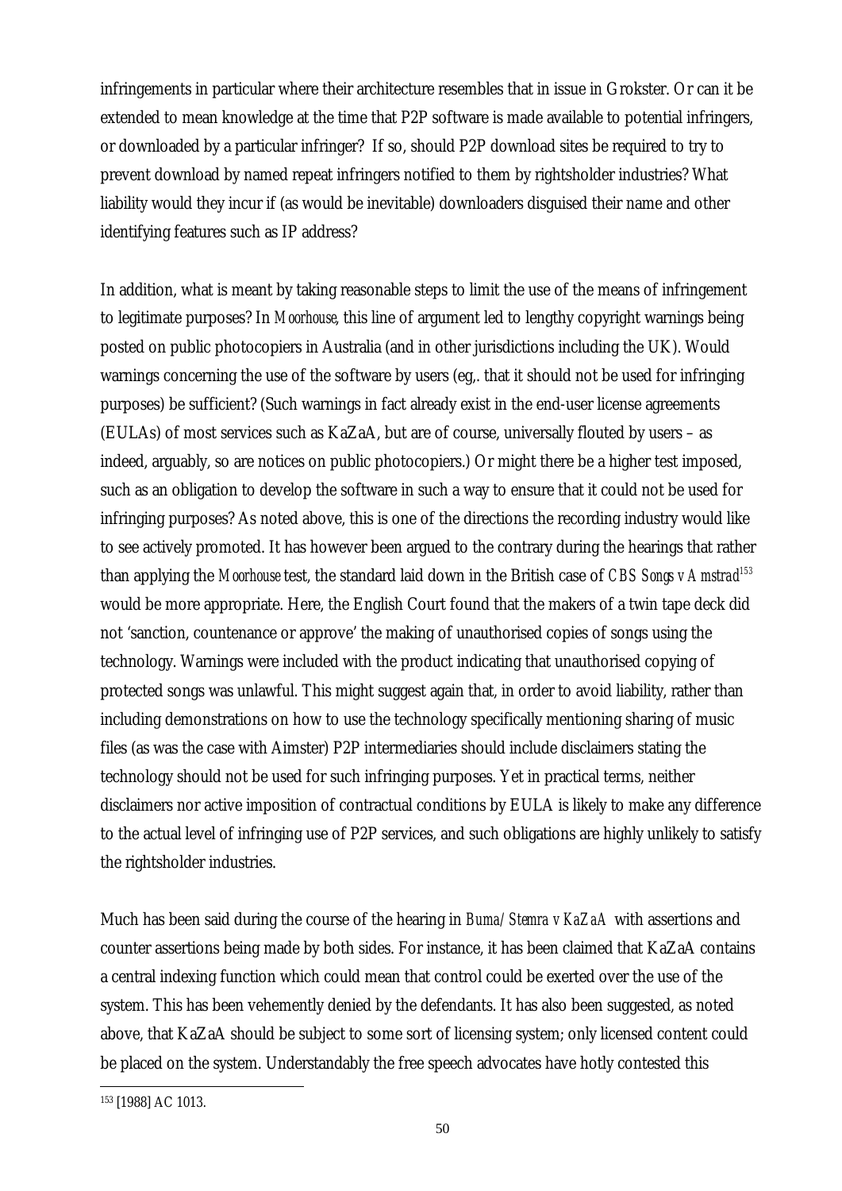infringements in particular where their architecture resembles that in issue in Grokster. Or can it be extended to mean knowledge at the time that P2P software is made available to potential infringers, or downloaded by a particular infringer? If so, should P2P download sites be required to try to prevent download by named repeat infringers notified to them by rightsholder industries? What liability would they incur if (as would be inevitable) downloaders disguised their name and other identifying features such as IP address?

In addition, what is meant by taking reasonable steps to limit the use of the means of infringement to legitimate purposes? In *Moorhouse*, this line of argument led to lengthy copyright warnings being posted on public photocopiers in Australia (and in other jurisdictions including the UK). Would warnings concerning the use of the software by users (eg,. that it should not be used for infringing purposes) be sufficient? (Such warnings in fact already exist in the end-user license agreements (EULAs) of most services such as KaZaA, but are of course, universally flouted by users – as indeed, arguably, so are notices on public photocopiers.) Or might there be a higher test imposed, such as an obligation to develop the software in such a way to ensure that it could not be used for infringing purposes? As noted above, this is one of the directions the recording industry would like to see actively promoted. It has however been argued to the contrary during the hearings that rather than applying the *Moorhouse* test, the standard laid down in the British case of *CBS Songs v Amstrad*[153] would be more appropriate. Here, the English Court found that the makers of a twin tape deck did not 'sanction, countenance or approve' the making of unauthorised copies of songs using the technology. Warnings were included with the product indicating that unauthorised copying of protected songs was unlawful. This might suggest again that, in order to avoid liability, rather than including demonstrations on how to use the technology specifically mentioning sharing of music files (as was the case with Aimster) P2P intermediaries should include disclaimers stating the technology should not be used for such infringing purposes. Yet in practical terms, neither disclaimers nor active imposition of contractual conditions by EULA is likely to make any difference to the actual level of infringing use of P2P services, and such obligations are highly unlikely to satisfy the rightsholder industries.

Much has been said during the course of the hearing in *Buma/Stemra v KaZaA* with assertions and counter assertions being made by both sides. For instance, it has been claimed that KaZaA contains a central indexing function which could mean that control could be exerted over the use of the system. This has been vehemently denied by the defendants. It has also been suggested, as noted above, that KaZaA should be subject to some sort of licensing system; only licensed content could be placed on the system. Understandably the free speech advocates have hotly contested this

[153] [1988] AC 1013.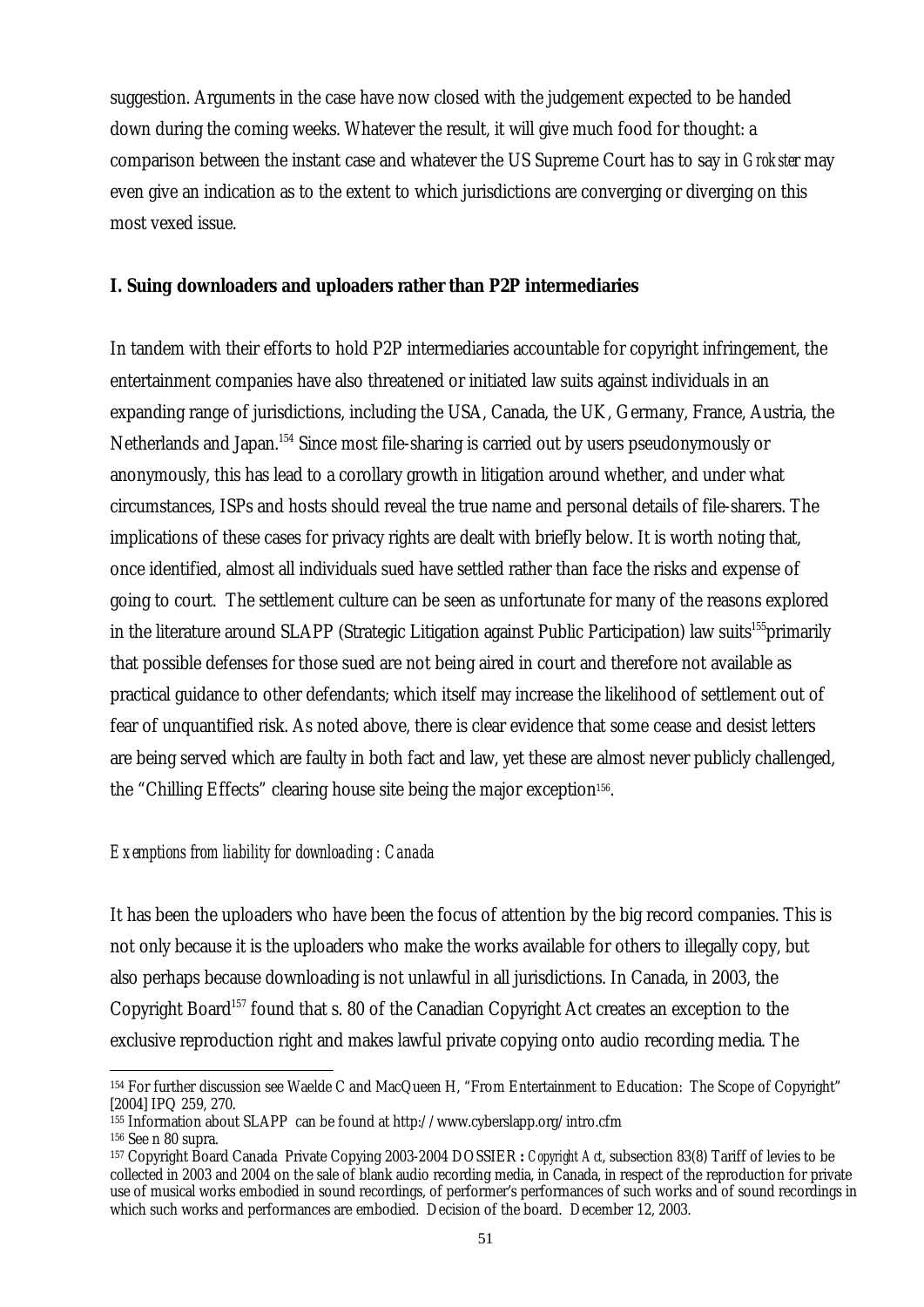suggestion. Arguments in the case have now closed with the judgement expected to be handed down during the coming weeks. Whatever the result, it will give much food for thought: a comparison between the instant case and whatever the US Supreme Court has to say in *Grokster* may even give an indication as to the extent to which jurisdictions are converging or diverging on this most vexed issue.

**I. Suing downloaders and uploaders rather than P2P intermediaries**

In tandem with their efforts to hold P2P intermediaries accountable for copyright infringement, the entertainment companies have also threatened or initiated law suits against individuals in an expanding range of jurisdictions, including the USA, Canada, the UK, Germany, France, Austria, the Netherlands and Japan.[154] Since most file-sharing is carried out by users pseudonymously or anonymously, this has lead to a corollary growth in litigation around whether, and under what circumstances, ISPs and hosts should reveal the true name and personal details of file-sharers. The implications of these cases for privacy rights are dealt with briefly below. It is worth noting that, once identified, almost all individuals sued have settled rather than face the risks and expense of going to court. The settlement culture can be seen as unfortunate for many of the reasons explored in the literature around SLAPP (Strategic Litigation against Public Participation) law suits[155]primarily that possible defenses for those sued are not being aired in court and therefore not available as practical guidance to other defendants; which itself may increase the likelihood of settlement out of fear of unquantified risk. As noted above, there is clear evidence that some cease and desist letters are being served which are faulty in both fact and law, yet these are almost never publicly challenged, the "Chilling Effects" clearing house site being the major exception[156].

*Exemptions from liability for downloading: Canada*

It has been the uploaders who have been the focus of attention by the big record companies. This is not only because it is the uploaders who make the works available for others to illegally copy, but also perhaps because downloading is not unlawful in all jurisdictions. In Canada, in 2003, the Copyright Board[157] found that s. 80 of the Canadian Copyright Act creates an exception to the exclusive reproduction right and makes lawful private copying onto audio recording media. The

---

[154] For further discussion see Waelde C and MacQueen H, "From Entertainment to Education: The Scope of Copyright" [2004] IPQ 259, 270.

[155] Information about SLAPP can be found at http://www.cyberslapp.org/intro.cfm

[156] See n 80 supra.

[157] Copyright Board Canada Private Copying 2003-2004 DOSSIER : *Copyright Act*, subsection 83(8) Tariff of levies to be collected in 2003 and 2004 on the sale of blank audio recording media, in Canada, in respect of the reproduction for private use of musical works embodied in sound recordings, of performer's performances of such works and of sound recordings in which such works and performances are embodied. Decision of the board. December 12, 2003.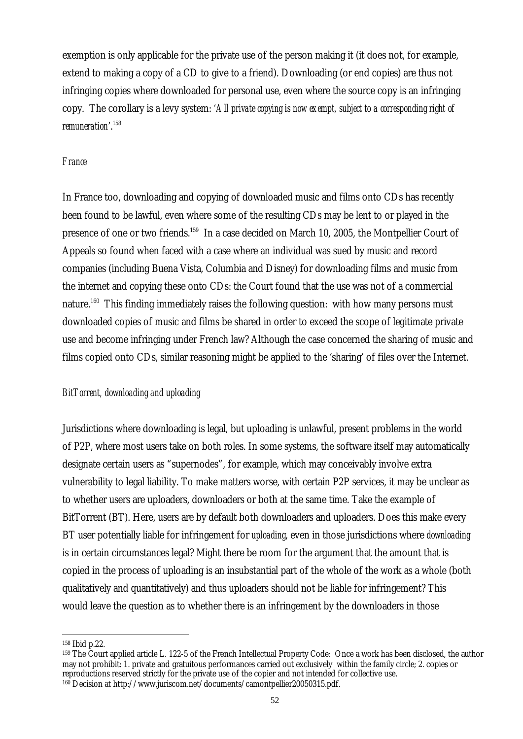exemption is only applicable for the private use of the person making it (it does not, for example, extend to making a copy of a CD to give to a friend). Downloading (or end copies) are thus not infringing copies where downloaded for personal use, even where the source copy is an infringing copy. The corollary is a levy system: *'All private copying is now exempt, subject to a corresponding right of remuneration'*.[158]

*France*

In France too, downloading and copying of downloaded music and films onto CDs has recently been found to be lawful, even where some of the resulting CDs may be lent to or played in the presence of one or two friends.[159] In a case decided on March 10, 2005, the Montpellier Court of Appeals so found when faced with a case where an individual was sued by music and record companies (including Buena Vista, Columbia and Disney) for downloading films and music from the internet and copying these onto CDs: the Court found that the use was not of a commercial nature.[160] This finding immediately raises the following question: with how many persons must downloaded copies of music and films be shared in order to exceed the scope of legitimate private use and become infringing under French law? Although the case concerned the sharing of music and films copied onto CDs, similar reasoning might be applied to the 'sharing' of files over the Internet.

*BitTorrent, downloading and uploading*

Jurisdictions where downloading is legal, but uploading is unlawful, present problems in the world of P2P, where most users take on both roles. In some systems, the software itself may automatically designate certain users as "supernodes", for example, which may conceivably involve extra vulnerability to legal liability. To make matters worse, with certain P2P services, it may be unclear as to whether users are uploaders, downloaders or both at the same time. Take the example of BitTorrent (BT). Here, users are by default both downloaders and uploaders. Does this make every BT user potentially liable for infringement for *uploading*, even in those jurisdictions where *downloading* is in certain circumstances legal? Might there be room for the argument that the amount that is copied in the process of uploading is an insubstantial part of the whole of the work as a whole (both qualitatively and quantitatively) and thus uploaders should not be liable for infringement? This would leave the question as to whether there is an infringement by the downloaders in those

---

[158] Ibid p.22.

[159] The Court applied article L. 122-5 of the French Intellectual Property Code: Once a work has been disclosed, the author may not prohibit: 1. private and gratuitous performances carried out exclusively within the family circle; 2. copies or reproductions reserved strictly for the private use of the copier and not intended for collective use.

[160] Decision at http://www.juriscom.net/documents/camontpellier20050315.pdf.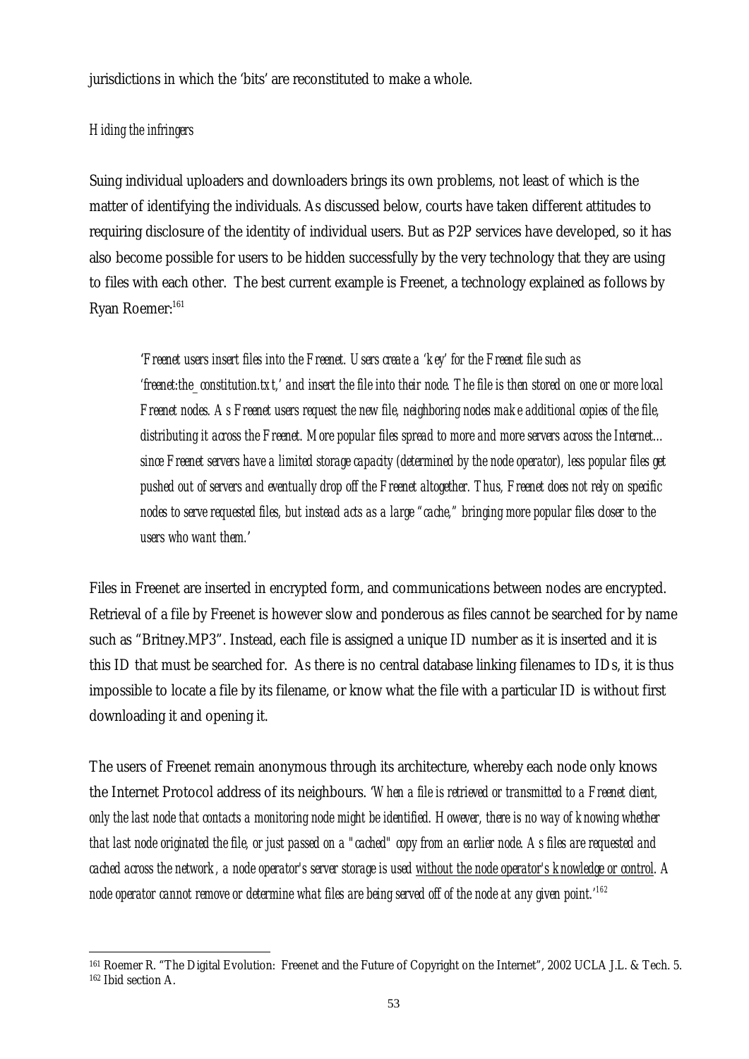jurisdictions in which the 'bits' are reconstituted to make a whole.

*Hiding the infringers*

Suing individual uploaders and downloaders brings its own problems, not least of which is the matter of identifying the individuals. As discussed below, courts have taken different attitudes to requiring disclosure of the identity of individual users. But as P2P services have developed, so it has also become possible for users to be hidden successfully by the very technology that they are using to files with each other. The best current example is Freenet, a technology explained as follows by Ryan Roemer:[161]

> *'Freenet users insert files into the Freenet. Users create a 'key' for the Freenet file such as 'freenet:the_constitution.txt,' and insert the file into their node. The file is then stored on one or more local Freenet nodes. As Freenet users request the new file, neighboring nodes make additional copies of the file, distributing it across the Freenet. More popular files spread to more and more servers across the Internet... since Freenet servers have a limited storage capacity (determined by the node operator), less popular files get pushed out of servers and eventually drop off the Freenet altogether. Thus, Freenet does not rely on specific nodes to serve requested files, but instead acts as a large "cache," bringing more popular files closer to the users who want them.'*

Files in Freenet are inserted in encrypted form, and communications between nodes are encrypted. Retrieval of a file by Freenet is however slow and ponderous as files cannot be searched for by name such as "Britney.MP3". Instead, each file is assigned a unique ID number as it is inserted and it is this ID that must be searched for. As there is no central database linking filenames to IDs, it is thus impossible to locate a file by its filename, or know what the file with a particular ID is without first downloading it and opening it.

The users of Freenet remain anonymous through its architecture, whereby each node only knows the Internet Protocol address of its neighbours. *'When a file is retrieved or transmitted to a Freenet client, only the last node that contacts a monitoring node might be identified. However, there is no way of knowing whether that last node originated the file, or just passed on a "cached" copy from an earlier node. As files are requested and cached across the network, a node operator's server storage is used <u>without the node operator's knowledge or control</u>. A node operator cannot remove or determine what files are being served off of the node at any given point.'*[162]

---

[161] Roemer R. "The Digital Evolution: Freenet and the Future of Copyright on the Internet", 2002 UCLA J.L. & Tech. 5.
[162] Ibid section A.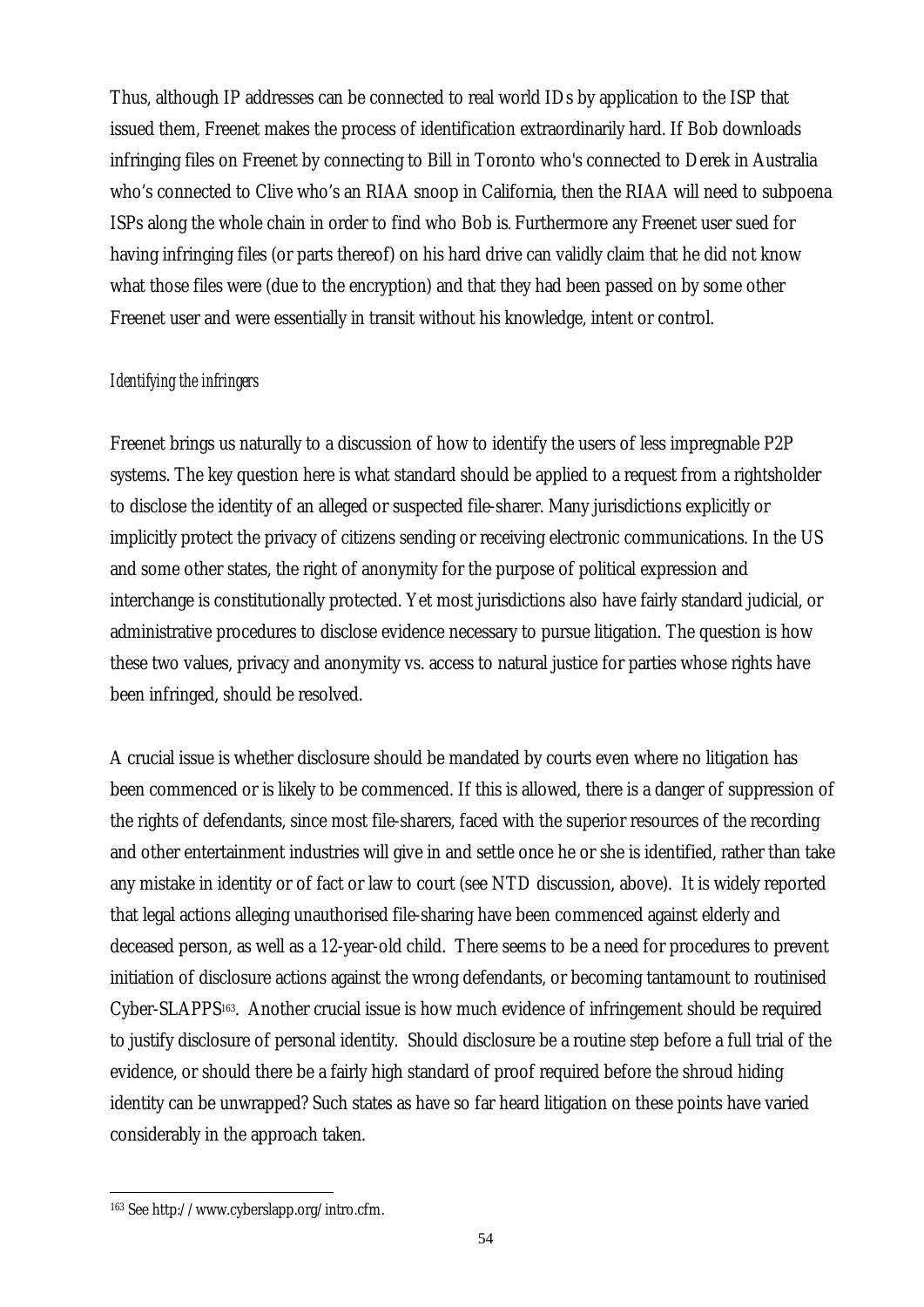Thus, although IP addresses can be connected to real world IDs by application to the ISP that issued them, Freenet makes the process of identification extraordinarily hard. If Bob downloads infringing files on Freenet by connecting to Bill in Toronto who's connected to Derek in Australia who's connected to Clive who's an RIAA snoop in California, then the RIAA will need to subpoena ISPs along the whole chain in order to find who Bob is. Furthermore any Freenet user sued for having infringing files (or parts thereof) on his hard drive can validly claim that he did not know what those files were (due to the encryption) and that they had been passed on by some other Freenet user and were essentially in transit without his knowledge, intent or control.

*Identifying the infringers*

Freenet brings us naturally to a discussion of how to identify the users of less impregnable P2P systems. The key question here is what standard should be applied to a request from a rightsholder to disclose the identity of an alleged or suspected file-sharer. Many jurisdictions explicitly or implicitly protect the privacy of citizens sending or receiving electronic communications. In the US and some other states, the right of anonymity for the purpose of political expression and interchange is constitutionally protected. Yet most jurisdictions also have fairly standard judicial, or administrative procedures to disclose evidence necessary to pursue litigation. The question is how these two values, privacy and anonymity vs. access to natural justice for parties whose rights have been infringed, should be resolved.

A crucial issue is whether disclosure should be mandated by courts even where no litigation has been commenced or is likely to be commenced. If this is allowed, there is a danger of suppression of the rights of defendants, since most file-sharers, faced with the superior resources of the recording and other entertainment industries will give in and settle once he or she is identified, rather than take any mistake in identity or of fact or law to court (see NTD discussion, above). It is widely reported that legal actions alleging unauthorised file-sharing have been commenced against elderly and deceased person, as well as a 12-year-old child. There seems to be a need for procedures to prevent initiation of disclosure actions against the wrong defendants, or becoming tantamount to routinised Cyber-SLAPPS[163]. Another crucial issue is how much evidence of infringement should be required to justify disclosure of personal identity. Should disclosure be a routine step before a full trial of the evidence, or should there be a fairly high standard of proof required before the shroud hiding identity can be unwrapped? Such states as have so far heard litigation on these points have varied considerably in the approach taken.

[163] See http://www.cyberslapp.org/intro.cfm.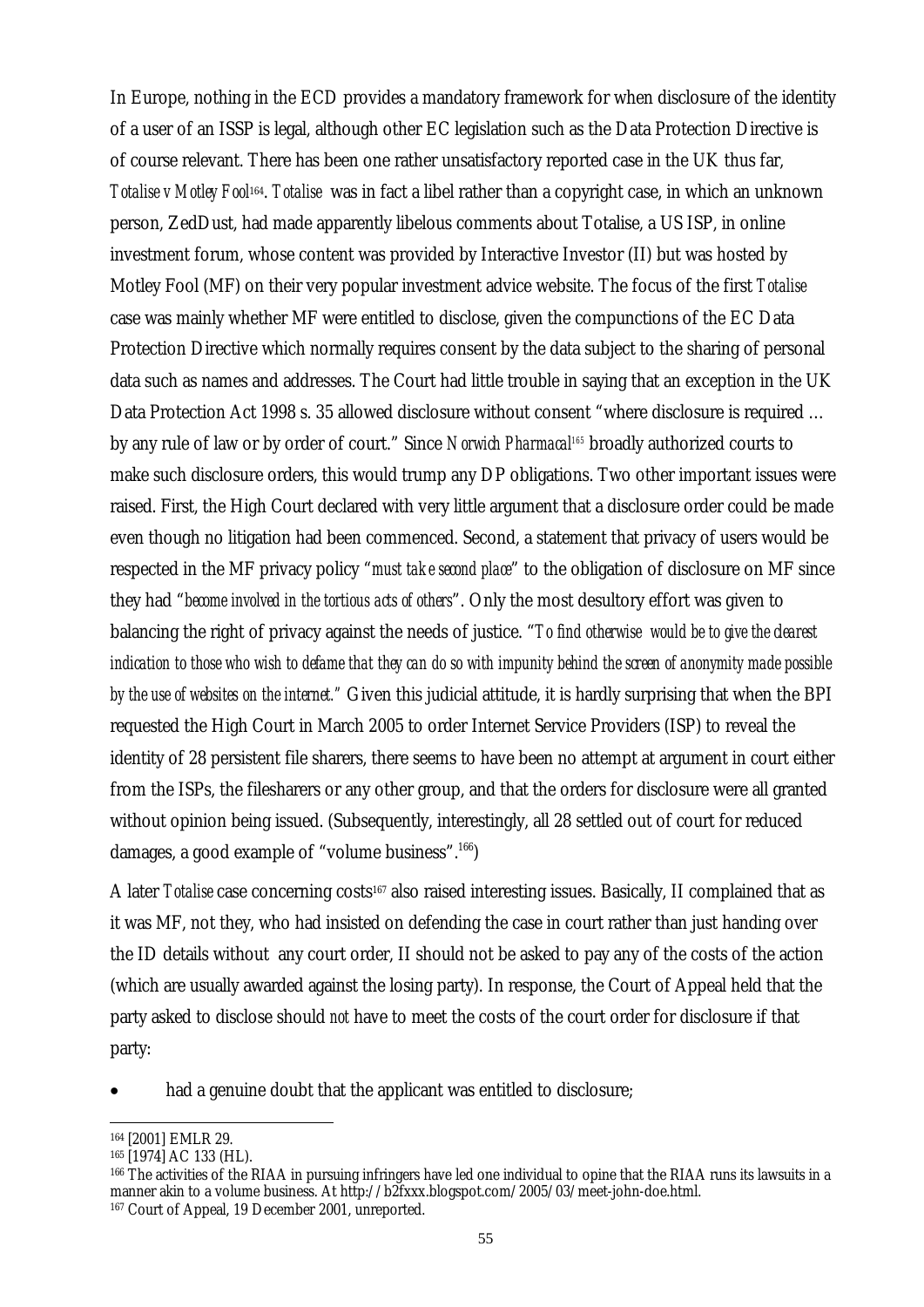In Europe, nothing in the ECD provides a mandatory framework for when disclosure of the identity of a user of an ISSP is legal, although other EC legislation such as the Data Protection Directive is of course relevant. There has been one rather unsatisfactory reported case in the UK thus far, *Totalise v Motley Fool*[164]. *Totalise* was in fact a libel rather than a copyright case, in which an unknown person, ZedDust, had made apparently libelous comments about Totalise, a US ISP, in online investment forum, whose content was provided by Interactive Investor (II) but was hosted by Motley Fool (MF) on their very popular investment advice website. The focus of the first *Totalise* case was mainly whether MF were entitled to disclose, given the compunctions of the EC Data Protection Directive which normally requires consent by the data subject to the sharing of personal data such as names and addresses. The Court had little trouble in saying that an exception in the UK Data Protection Act 1998 s. 35 allowed disclosure without consent "where disclosure is required … by any rule of law or by order of court." Since *Norwich Pharmacal*[165] broadly authorized courts to make such disclosure orders, this would trump any DP obligations. Two other important issues were raised. First, the High Court declared with very little argument that a disclosure order could be made even though no litigation had been commenced. Second, a statement that privacy of users would be respected in the MF privacy policy "*must take second place*" to the obligation of disclosure on MF since they had "*become involved in the tortious acts of others*". Only the most desultory effort was given to balancing the right of privacy against the needs of justice. "*To find otherwise would be to give the clearest indication to those who wish to defame that they can do so with impunity behind the screen of anonymity made possible by the use of websites on the internet.*" Given this judicial attitude, it is hardly surprising that when the BPI requested the High Court in March 2005 to order Internet Service Providers (ISP) to reveal the identity of 28 persistent file sharers, there seems to have been no attempt at argument in court either from the ISPs, the filesharers or any other group, and that the orders for disclosure were all granted without opinion being issued. (Subsequently, interestingly, all 28 settled out of court for reduced damages, a good example of "volume business".[166])

A later *Totalise* case concerning costs[167] also raised interesting issues. Basically, II complained that as it was MF, not they, who had insisted on defending the case in court rather than just handing over the ID details without any court order, II should not be asked to pay any of the costs of the action (which are usually awarded against the losing party). In response, the Court of Appeal held that the party asked to disclose should *not* have to meet the costs of the court order for disclosure if that party:

- had a genuine doubt that the applicant was entitled to disclosure;

---

[164] [2001] EMLR 29.

[165] [1974] AC 133 (HL).

[166] The activities of the RIAA in pursuing infringers have led one individual to opine that the RIAA runs its lawsuits in a manner akin to a volume business. At http://b2fxxx.blogspot.com/2005/03/meet-john-doe.html.

[167] Court of Appeal, 19 December 2001, unreported.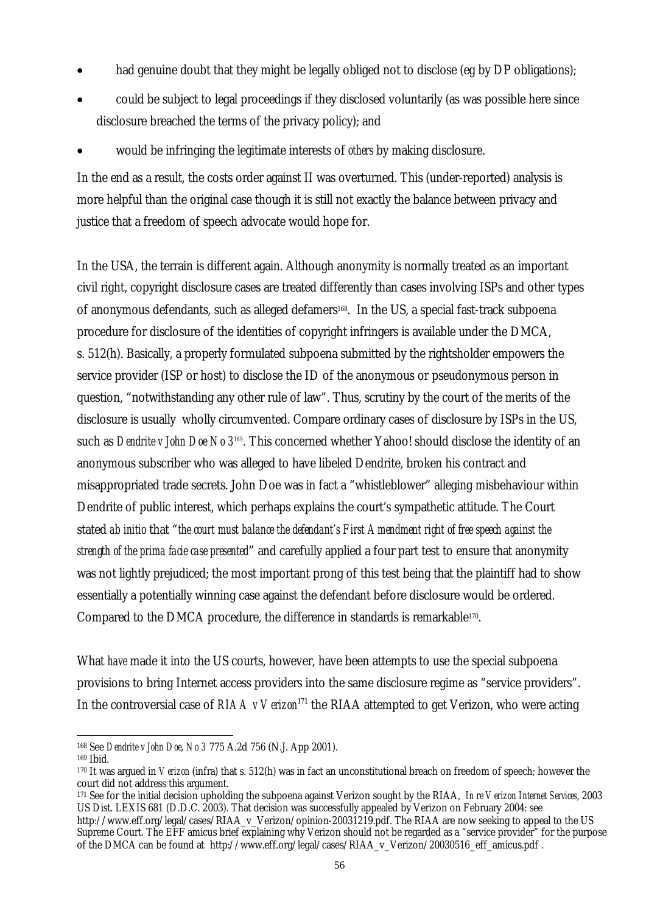- had genuine doubt that they might be legally obliged not to disclose (eg by DP obligations);
- could be subject to legal proceedings if they disclosed voluntarily (as was possible here since disclosure breached the terms of the privacy policy); and
- would be infringing the legitimate interests of *others* by making disclosure.

In the end as a result, the costs order against II was overturned. This (under-reported) analysis is more helpful than the original case though it is still not exactly the balance between privacy and justice that a freedom of speech advocate would hope for.

In the USA, the terrain is different again. Although anonymity is normally treated as an important civil right, copyright disclosure cases are treated differently than cases involving ISPs and other types of anonymous defendants, such as alleged defamers[168]. In the US, a special fast-track subpoena procedure for disclosure of the identities of copyright infringers is available under the DMCA, s. 512(h). Basically, a properly formulated subpoena submitted by the rightsholder empowers the service provider (ISP or host) to disclose the ID of the anonymous or pseudonymous person in question, "notwithstanding any other rule of law". Thus, scrutiny by the court of the merits of the disclosure is usually wholly circumvented. Compare ordinary cases of disclosure by ISPs in the US, such as *Dendrite v John Doe No 3*[169]. This concerned whether Yahoo! should disclose the identity of an anonymous subscriber who was alleged to have libeled Dendrite, broken his contract and misappropriated trade secrets. John Doe was in fact a "whistleblower" alleging misbehaviour within Dendrite of public interest, which perhaps explains the court's sympathetic attitude. The Court stated *ab initio* that "*the court must balance the defendant's First Amendment right of free speech against the strength of the prima facie case presented*" and carefully applied a four part test to ensure that anonymity was not lightly prejudiced; the most important prong of this test being that the plaintiff had to show essentially a potentially winning case against the defendant before disclosure would be ordered. Compared to the DMCA procedure, the difference in standards is remarkable[170].

What *have* made it into the US courts, however, have been attempts to use the special subpoena provisions to bring Internet access providers into the same disclosure regime as "service providers". In the controversial case of *RIAA v Verizon*[171] the RIAA attempted to get Verizon, who were acting

---

[168] See *Dendrite v John Doe, No 3* 775 A.2d 756 (N.J. App 2001).

[169] Ibid.

[170] It was argued in *Verizon* (infra) that s. 512(h) was in fact an unconstitutional breach on freedom of speech; however the court did not address this argument.

[171] See for the initial decision upholding the subpoena against Verizon sought by the RIAA, *In re Verizon Internet Services*, 2003 US Dist. LEXIS 681 (D.D.C. 2003). That decision was successfully appealed by Verizon on February 2004: see http://www.eff.org/legal/cases/RIAA_v_Verizon/opinion-20031219.pdf. The RIAA are now seeking to appeal to the US Supreme Court. The EFF amicus brief explaining why Verizon should not be regarded as a "service provider" for the purpose of the DMCA can be found at http://www.eff.org/legal/cases/RIAA_v_Verizon/20030516_eff_amicus.pdf .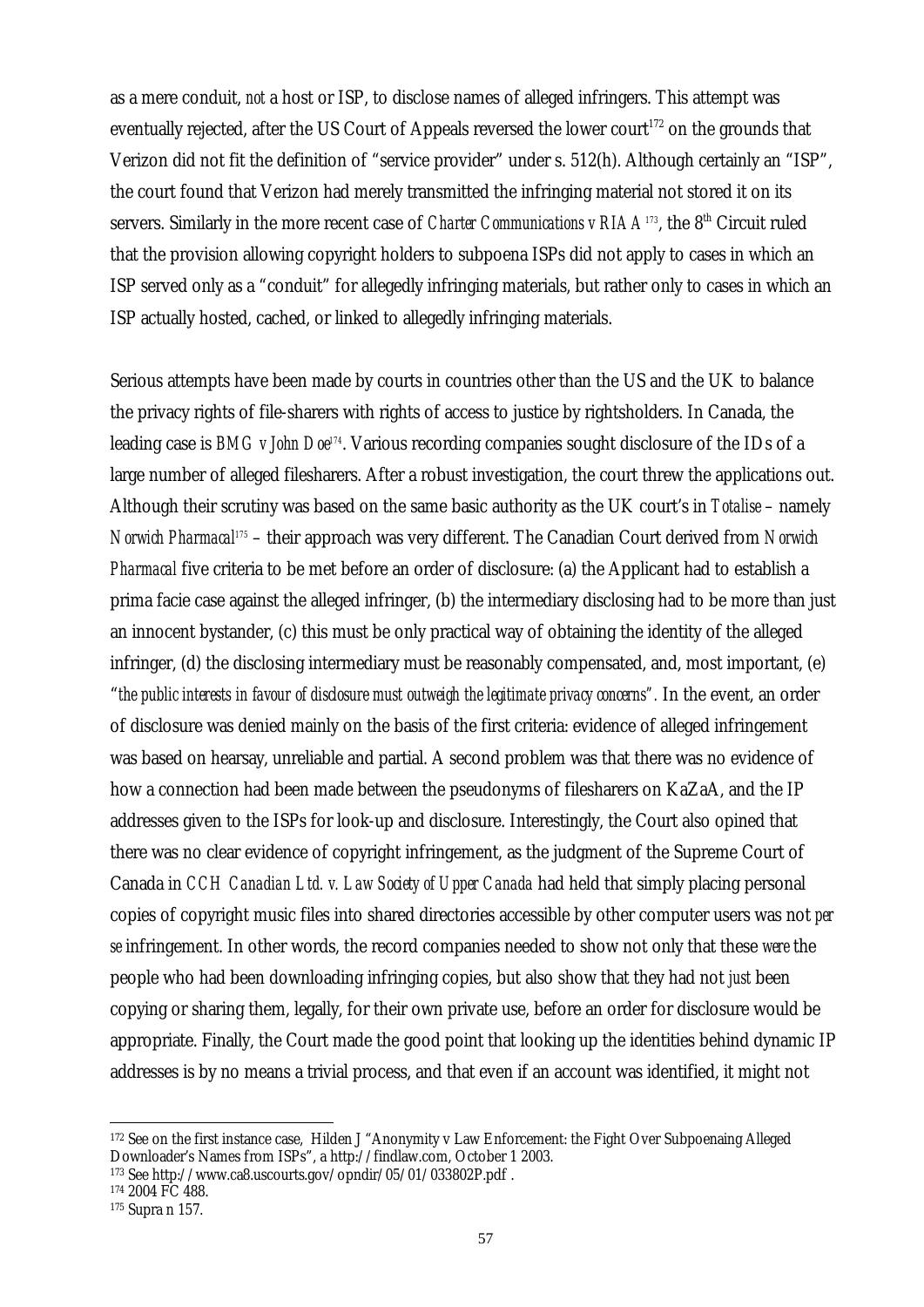as a mere conduit, *not* a host or ISP, to disclose names of alleged infringers. This attempt was eventually rejected, after the US Court of Appeals reversed the lower court[172] on the grounds that Verizon did not fit the definition of "service provider" under s. 512(h). Although certainly an "ISP", the court found that Verizon had merely transmitted the infringing material not stored it on its servers. Similarly in the more recent case of *Charter Communications v RIAA*[173], the 8th Circuit ruled that the provision allowing copyright holders to subpoena ISPs did not apply to cases in which an ISP served only as a "conduit" for allegedly infringing materials, but rather only to cases in which an ISP actually hosted, cached, or linked to allegedly infringing materials.

Serious attempts have been made by courts in countries other than the US and the UK to balance the privacy rights of file-sharers with rights of access to justice by rightsholders. In Canada, the leading case is *BMG v John Doe*[174]. Various recording companies sought disclosure of the IDs of a large number of alleged filesharers. After a robust investigation, the court threw the applications out. Although their scrutiny was based on the same basic authority as the UK court's in *Totalise* – namely *Norwich Pharmacal*[175] – their approach was very different. The Canadian Court derived from *Norwich Pharmacal* five criteria to be met before an order of disclosure: (a) the Applicant had to establish a prima facie case against the alleged infringer, (b) the intermediary disclosing had to be more than just an innocent bystander, (c) this must be only practical way of obtaining the identity of the alleged infringer, (d) the disclosing intermediary must be reasonably compensated, and, most important, (e) "*the public interests in favour of disclosure must outweigh the legitimate privacy concerns*". In the event, an order of disclosure was denied mainly on the basis of the first criteria: evidence of alleged infringement was based on hearsay, unreliable and partial. A second problem was that there was no evidence of how a connection had been made between the pseudonyms of filesharers on KaZaA, and the IP addresses given to the ISPs for look-up and disclosure. Interestingly, the Court also opined that there was no clear evidence of copyright infringement, as the judgment of the Supreme Court of Canada in *CCH Canadian Ltd. v. Law Society of Upper Canada* had held that simply placing personal copies of copyright music files into shared directories accessible by other computer users was not *per se* infringement. In other words, the record companies needed to show not only that these *were* the people who had been downloading infringing copies, but also show that they had not *just* been copying or sharing them, legally, for their own private use, before an order for disclosure would be appropriate. Finally, the Court made the good point that looking up the identities behind dynamic IP addresses is by no means a trivial process, and that even if an account was identified, it might not

---

[172] See on the first instance case, Hilden J "Anonymity v Law Enforcement: the Fight Over Subpoenaing Alleged Downloader's Names from ISPs", a http://findlaw.com, October 1 2003.

[173] See http://www.ca8.uscourts.gov/opndir/05/01/033802P.pdf .

[174] 2004 FC 488.

[175] Supra n 157.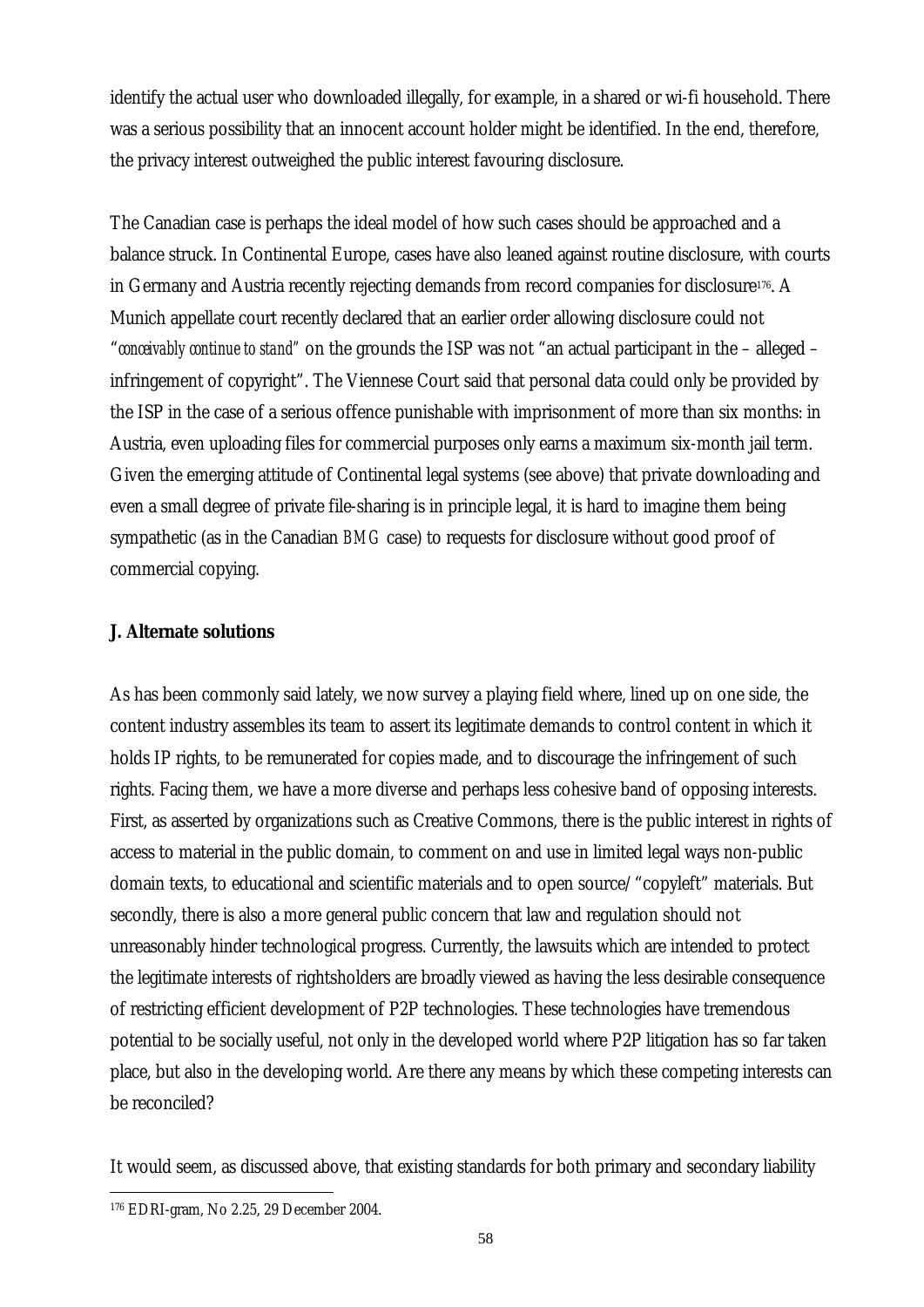identify the actual user who downloaded illegally, for example, in a shared or wi-fi household. There was a serious possibility that an innocent account holder might be identified. In the end, therefore, the privacy interest outweighed the public interest favouring disclosure.

The Canadian case is perhaps the ideal model of how such cases should be approached and a balance struck. In Continental Europe, cases have also leaned against routine disclosure, with courts in Germany and Austria recently rejecting demands from record companies for disclosure[176]. A Munich appellate court recently declared that an earlier order allowing disclosure could not "*conceivably continue to stand*" on the grounds the ISP was not "an actual participant in the – alleged – infringement of copyright". The Viennese Court said that personal data could only be provided by the ISP in the case of a serious offence punishable with imprisonment of more than six months: in Austria, even uploading files for commercial purposes only earns a maximum six-month jail term. Given the emerging attitude of Continental legal systems (see above) that private downloading and even a small degree of private file-sharing is in principle legal, it is hard to imagine them being sympathetic (as in the Canadian *BMG* case) to requests for disclosure without good proof of commercial copying.

**J. Alternate solutions**

As has been commonly said lately, we now survey a playing field where, lined up on one side, the content industry assembles its team to assert its legitimate demands to control content in which it holds IP rights, to be remunerated for copies made, and to discourage the infringement of such rights. Facing them, we have a more diverse and perhaps less cohesive band of opposing interests. First, as asserted by organizations such as Creative Commons, there is the public interest in rights of access to material in the public domain, to comment on and use in limited legal ways non-public domain texts, to educational and scientific materials and to open source/"copyleft" materials. But secondly, there is also a more general public concern that law and regulation should not unreasonably hinder technological progress. Currently, the lawsuits which are intended to protect the legitimate interests of rightsholders are broadly viewed as having the less desirable consequence of restricting efficient development of P2P technologies. These technologies have tremendous potential to be socially useful, not only in the developed world where P2P litigation has so far taken place, but also in the developing world. Are there any means by which these competing interests can be reconciled?

It would seem, as discussed above, that existing standards for both primary and secondary liability

[176] EDRI-gram, No 2.25, 29 December 2004.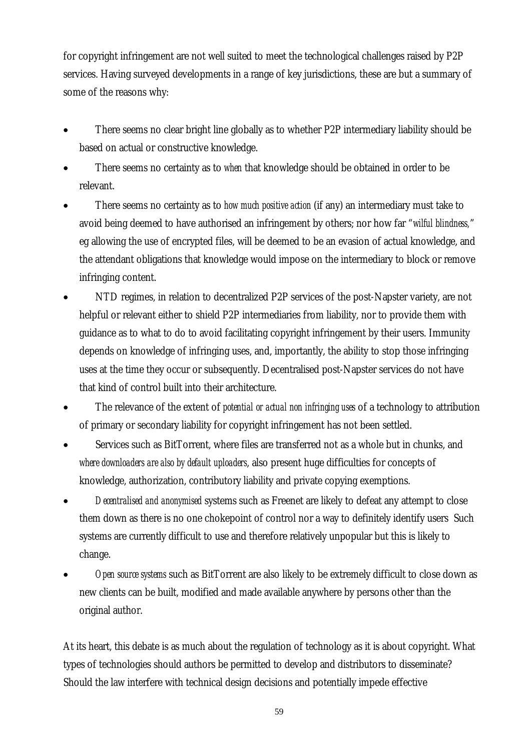for copyright infringement are not well suited to meet the technological challenges raised by P2P services. Having surveyed developments in a range of key jurisdictions, these are but a summary of some of the reasons why:

- There seems no clear bright line globally as to whether P2P intermediary liability should be based on actual or constructive knowledge.
- There seems no certainty as to *when* that knowledge should be obtained in order to be relevant.
- There seems no certainty as to *how much positive action* (if any) an intermediary must take to avoid being deemed to have authorised an infringement by others; nor how far "*wilful blindness,*" eg allowing the use of encrypted files, will be deemed to be an evasion of actual knowledge, and the attendant obligations that knowledge would impose on the intermediary to block or remove infringing content.
- NTD regimes, in relation to decentralized P2P services of the post-Napster variety, are not helpful or relevant either to shield P2P intermediaries from liability, nor to provide them with guidance as to what to do to avoid facilitating copyright infringement by their users. Immunity depends on knowledge of infringing uses, and, importantly, the ability to stop those infringing uses at the time they occur or subsequently. Decentralised post-Napster services do not have that kind of control built into their architecture.
- The relevance of the extent of *potential or actual non infringing uses* of a technology to attribution of primary or secondary liability for copyright infringement has not been settled.
- Services such as BitTorrent, where files are transferred not as a whole but in chunks, and *where downloaders are also by default uploaders*, also present huge difficulties for concepts of knowledge, authorization, contributory liability and private copying exemptions.
- *Decentralised and anonymised* systems such as Freenet are likely to defeat any attempt to close them down as there is no one chokepoint of control nor a way to definitely identify users Such systems are currently difficult to use and therefore relatively unpopular but this is likely to change.
- *Open source systems* such as BitTorrent are also likely to be extremely difficult to close down as new clients can be built, modified and made available anywhere by persons other than the original author.

At its heart, this debate is as much about the regulation of technology as it is about copyright. What types of technologies should authors be permitted to develop and distributors to disseminate? Should the law interfere with technical design decisions and potentially impede effective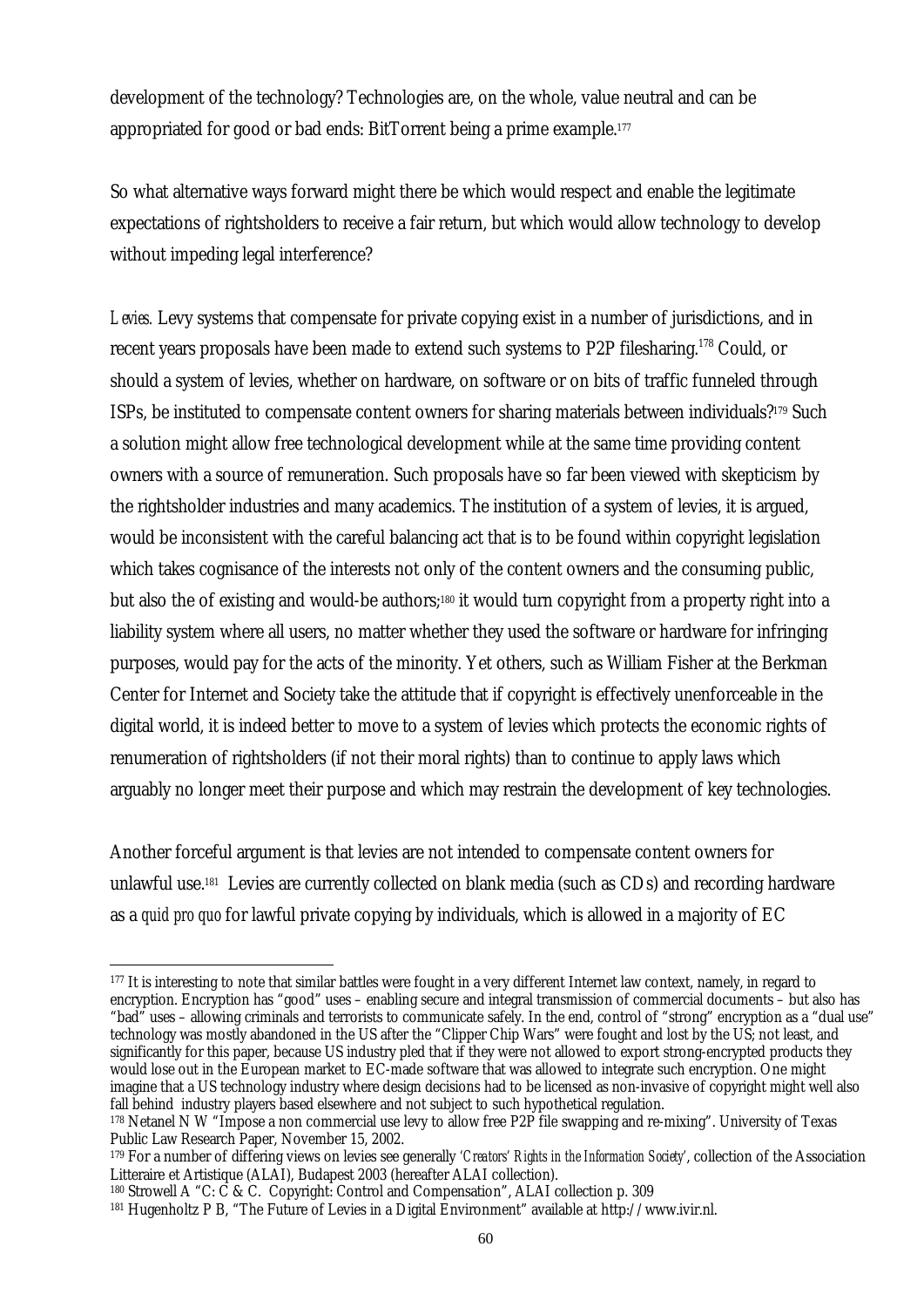development of the technology? Technologies are, on the whole, value neutral and can be appropriated for good or bad ends: BitTorrent being a prime example.[177]

So what alternative ways forward might there be which would respect and enable the legitimate expectations of rightsholders to receive a fair return, but which would allow technology to develop without impeding legal interference?

*Levies.* Levy systems that compensate for private copying exist in a number of jurisdictions, and in recent years proposals have been made to extend such systems to P2P filesharing.[178] Could, or should a system of levies, whether on hardware, on software or on bits of traffic funneled through ISPs, be instituted to compensate content owners for sharing materials between individuals?[179] Such a solution might allow free technological development while at the same time providing content owners with a source of remuneration. Such proposals have so far been viewed with skepticism by the rightsholder industries and many academics. The institution of a system of levies, it is argued, would be inconsistent with the careful balancing act that is to be found within copyright legislation which takes cognisance of the interests not only of the content owners and the consuming public, but also the of existing and would-be authors;[180] it would turn copyright from a property right into a liability system where all users, no matter whether they used the software or hardware for infringing purposes, would pay for the acts of the minority. Yet others, such as William Fisher at the Berkman Center for Internet and Society take the attitude that if copyright is effectively unenforceable in the digital world, it is indeed better to move to a system of levies which protects the economic rights of renumeration of rightsholders (if not their moral rights) than to continue to apply laws which arguably no longer meet their purpose and which may restrain the development of key technologies.

Another forceful argument is that levies are not intended to compensate content owners for unlawful use.[181] Levies are currently collected on blank media (such as CDs) and recording hardware as a *quid pro quo* for lawful private copying by individuals, which is allowed in a majority of EC

---

[177] It is interesting to note that similar battles were fought in a very different Internet law context, namely, in regard to encryption. Encryption has "good" uses – enabling secure and integral transmission of commercial documents – but also has "bad" uses – allowing criminals and terrorists to communicate safely. In the end, control of "strong" encryption as a "dual use" technology was mostly abandoned in the US after the "Clipper Chip Wars" were fought and lost by the US; not least, and significantly for this paper, because US industry pled that if they were not allowed to export strong-encrypted products they would lose out in the European market to EC-made software that was allowed to integrate such encryption. One might imagine that a US technology industry where design decisions had to be licensed as non-invasive of copyright might well also fall behind industry players based elsewhere and not subject to such hypothetical regulation.

[178] Netanel N W "Impose a non commercial use levy to allow free P2P file swapping and re-mixing". University of Texas Public Law Research Paper, November 15, 2002.

[179] For a number of differing views on levies see generally *'Creators' Rights in the Information Society'*, collection of the Association Litteraire et Artistique (ALAI), Budapest 2003 (hereafter ALAI collection).

[180] Strowell A "C: C & C. Copyright: Control and Compensation", ALAI collection p. 309

[181] Hugenholtz P B, "The Future of Levies in a Digital Environment" available at http://www.ivir.nl.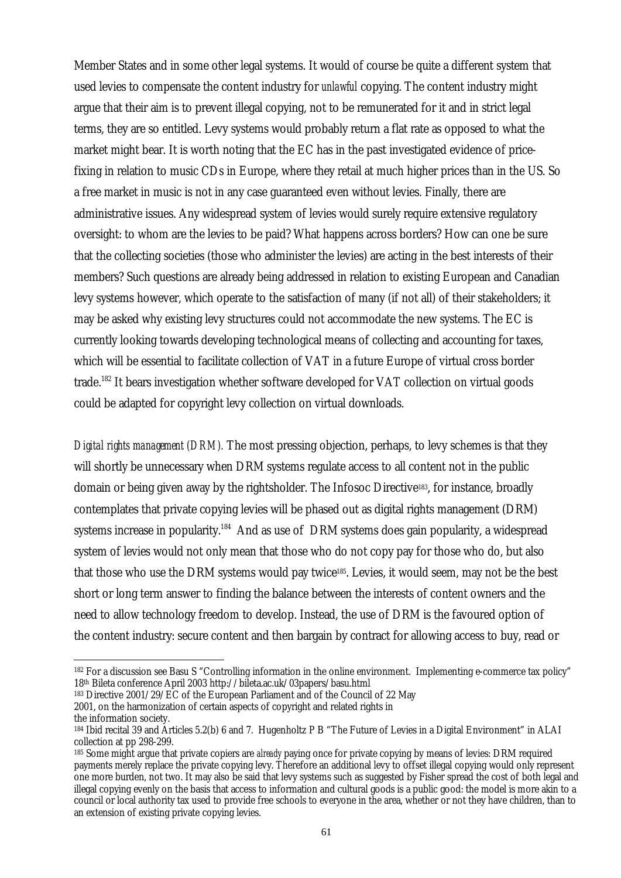Member States and in some other legal systems. It would of course be quite a different system that used levies to compensate the content industry for *unlawful* copying. The content industry might argue that their aim is to prevent illegal copying, not to be remunerated for it and in strict legal terms, they are so entitled. Levy systems would probably return a flat rate as opposed to what the market might bear. It is worth noting that the EC has in the past investigated evidence of price-fixing in relation to music CDs in Europe, where they retail at much higher prices than in the US. So a free market in music is not in any case guaranteed even without levies. Finally, there are administrative issues. Any widespread system of levies would surely require extensive regulatory oversight: to whom are the levies to be paid? What happens across borders? How can one be sure that the collecting societies (those who administer the levies) are acting in the best interests of their members? Such questions are already being addressed in relation to existing European and Canadian levy systems however, which operate to the satisfaction of many (if not all) of their stakeholders; it may be asked why existing levy structures could not accommodate the new systems. The EC is currently looking towards developing technological means of collecting and accounting for taxes, which will be essential to facilitate collection of VAT in a future Europe of virtual cross border trade.[182] It bears investigation whether software developed for VAT collection on virtual goods could be adapted for copyright levy collection on virtual downloads.

*Digital rights management (DRM).* The most pressing objection, perhaps, to levy schemes is that they will shortly be unnecessary when DRM systems regulate access to all content not in the public domain or being given away by the rightsholder. The Infosoc Directive[183], for instance, broadly contemplates that private copying levies will be phased out as digital rights management (DRM) systems increase in popularity.[184] And as use of DRM systems does gain popularity, a widespread system of levies would not only mean that those who do not copy pay for those who do, but also that those who use the DRM systems would pay twice[185]. Levies, it would seem, may not be the best short or long term answer to finding the balance between the interests of content owners and the need to allow technology freedom to develop. Instead, the use of DRM is the favoured option of the content industry: secure content and then bargain by contract for allowing access to buy, read or

---

[182] For a discussion see Basu S "Controlling information in the online environment. Implementing e-commerce tax policy" 18th Bileta conference April 2003 http://bileta.ac.uk/03papers/basu.html

[183] Directive 2001/29/EC of the European Parliament and of the Council of 22 May 2001, on the harmonization of certain aspects of copyright and related rights in the information society.

[184] Ibid recital 39 and Articles 5.2(b) 6 and 7. Hugenholtz P B "The Future of Levies in a Digital Environment" in ALAI collection at pp 298-299.

[185] Some might argue that private copiers are *already* paying once for private copying by means of levies: DRM required payments merely replace the private copying levy. Therefore an additional levy to offset illegal copying would only represent one more burden, not two. It may also be said that levy systems such as suggested by Fisher spread the cost of both legal and illegal copying evenly on the basis that access to information and cultural goods is a public good: the model is more akin to a council or local authority tax used to provide free schools to everyone in the area, whether or not they have children, than to an extension of existing private copying levies.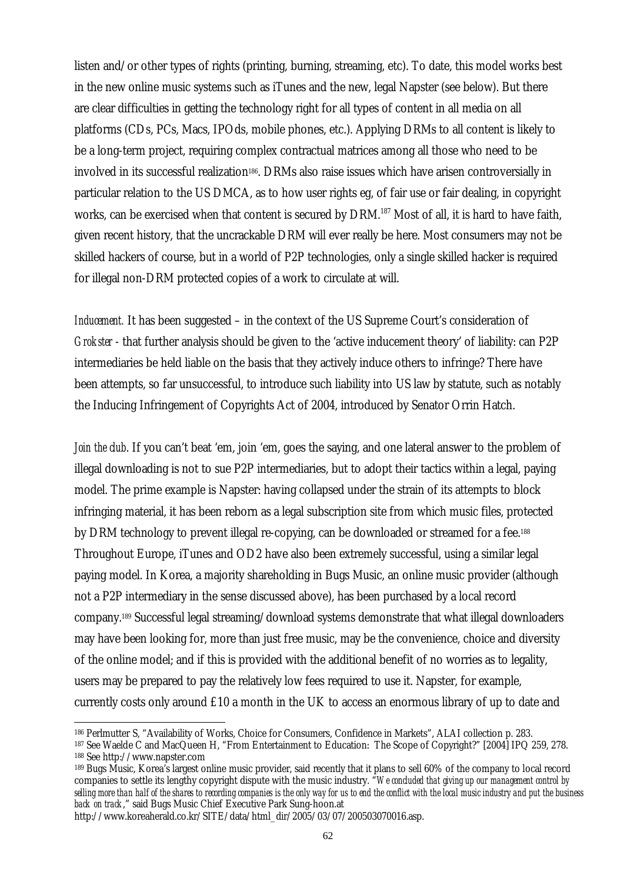listen and/or other types of rights (printing, burning, streaming, etc). To date, this model works best in the new online music systems such as iTunes and the new, legal Napster (see below). But there are clear difficulties in getting the technology right for all types of content in all media on all platforms (CDs, PCs, Macs, IPOds, mobile phones, etc.). Applying DRMs to all content is likely to be a long-term project, requiring complex contractual matrices among all those who need to be involved in its successful realization[186]. DRMs also raise issues which have arisen controversially in particular relation to the US DMCA, as to how user rights eg, of fair use or fair dealing, in copyright works, can be exercised when that content is secured by DRM.[187] Most of all, it is hard to have faith, given recent history, that the uncrackable DRM will ever really be here. Most consumers may not be skilled hackers of course, but in a world of P2P technologies, only a single skilled hacker is required for illegal non-DRM protected copies of a work to circulate at will.

*Inducement.* It has been suggested – in the context of the US Supreme Court's consideration of *Grokster* - that further analysis should be given to the 'active inducement theory' of liability: can P2P intermediaries be held liable on the basis that they actively induce others to infringe? There have been attempts, so far unsuccessful, to introduce such liability into US law by statute, such as notably the Inducing Infringement of Copyrights Act of 2004, introduced by Senator Orrin Hatch.

*Join the club*. If you can't beat 'em, join 'em, goes the saying, and one lateral answer to the problem of illegal downloading is not to sue P2P intermediaries, but to adopt their tactics within a legal, paying model. The prime example is Napster: having collapsed under the strain of its attempts to block infringing material, it has been reborn as a legal subscription site from which music files, protected by DRM technology to prevent illegal re-copying, can be downloaded or streamed for a fee.[188] Throughout Europe, iTunes and OD2 have also been extremely successful, using a similar legal paying model. In Korea, a majority shareholding in Bugs Music, an online music provider (although not a P2P intermediary in the sense discussed above), has been purchased by a local record company.[189] Successful legal streaming/download systems demonstrate that what illegal downloaders may have been looking for, more than just free music, may be the convenience, choice and diversity of the online model; and if this is provided with the additional benefit of no worries as to legality, users may be prepared to pay the relatively low fees required to use it. Napster, for example, currently costs only around £10 a month in the UK to access an enormous library of up to date and

---

[186] Perlmutter S, "Availability of Works, Choice for Consumers, Confidence in Markets", ALAI collection p. 283.

[187] See Waelde C and MacQueen H, "From Entertainment to Education: The Scope of Copyright?" [2004] IPQ 259, 278.

[188] See http://www.napster.com

[189] Bugs Music, Korea's largest online music provider, said recently that it plans to sell 60% of the company to local record companies to settle its lengthy copyright dispute with the music industry. "*We concluded that giving up our management control by selling more than half of the shares to recording companies is the only way for us to end the conflict with the local music industry and put the business back on track*," said Bugs Music Chief Executive Park Sung-hoon.at http://www.koreaherald.co.kr/SITE/data/html_dir/2005/03/07/200503070016.asp.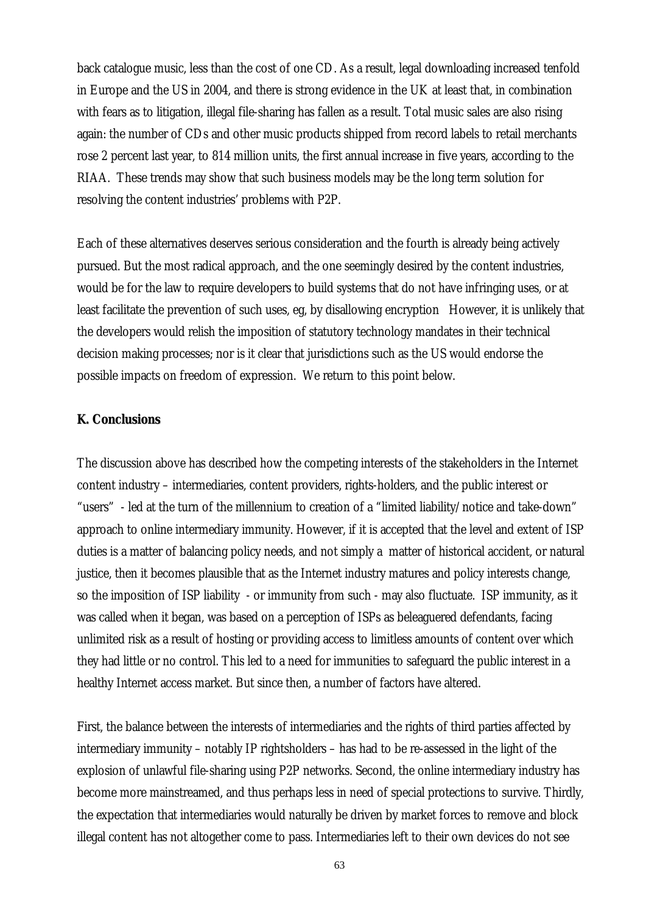back catalogue music, less than the cost of one CD. As a result, legal downloading increased tenfold in Europe and the US in 2004, and there is strong evidence in the UK at least that, in combination with fears as to litigation, illegal file-sharing has fallen as a result. Total music sales are also rising again: the number of CDs and other music products shipped from record labels to retail merchants rose 2 percent last year, to 814 million units, the first annual increase in five years, according to the RIAA. These trends may show that such business models may be the long term solution for resolving the content industries' problems with P2P.

Each of these alternatives deserves serious consideration and the fourth is already being actively pursued. But the most radical approach, and the one seemingly desired by the content industries, would be for the law to require developers to build systems that do not have infringing uses, or at least facilitate the prevention of such uses, eg, by disallowing encryption However, it is unlikely that the developers would relish the imposition of statutory technology mandates in their technical decision making processes; nor is it clear that jurisdictions such as the US would endorse the possible impacts on freedom of expression. We return to this point below.

**K. Conclusions**

The discussion above has described how the competing interests of the stakeholders in the Internet content industry – intermediaries, content providers, rights-holders, and the public interest or "users" - led at the turn of the millennium to creation of a "limited liability/notice and take-down" approach to online intermediary immunity. However, if it is accepted that the level and extent of ISP duties is a matter of balancing policy needs, and not simply a matter of historical accident, or natural justice, then it becomes plausible that as the Internet industry matures and policy interests change, so the imposition of ISP liability - or immunity from such - may also fluctuate. ISP immunity, as it was called when it began, was based on a perception of ISPs as beleaguered defendants, facing unlimited risk as a result of hosting or providing access to limitless amounts of content over which they had little or no control. This led to a need for immunities to safeguard the public interest in a healthy Internet access market. But since then, a number of factors have altered.

First, the balance between the interests of intermediaries and the rights of third parties affected by intermediary immunity – notably IP rightsholders – has had to be re-assessed in the light of the explosion of unlawful file-sharing using P2P networks. Second, the online intermediary industry has become more mainstreamed, and thus perhaps less in need of special protections to survive. Thirdly, the expectation that intermediaries would naturally be driven by market forces to remove and block illegal content has not altogether come to pass. Intermediaries left to their own devices do not see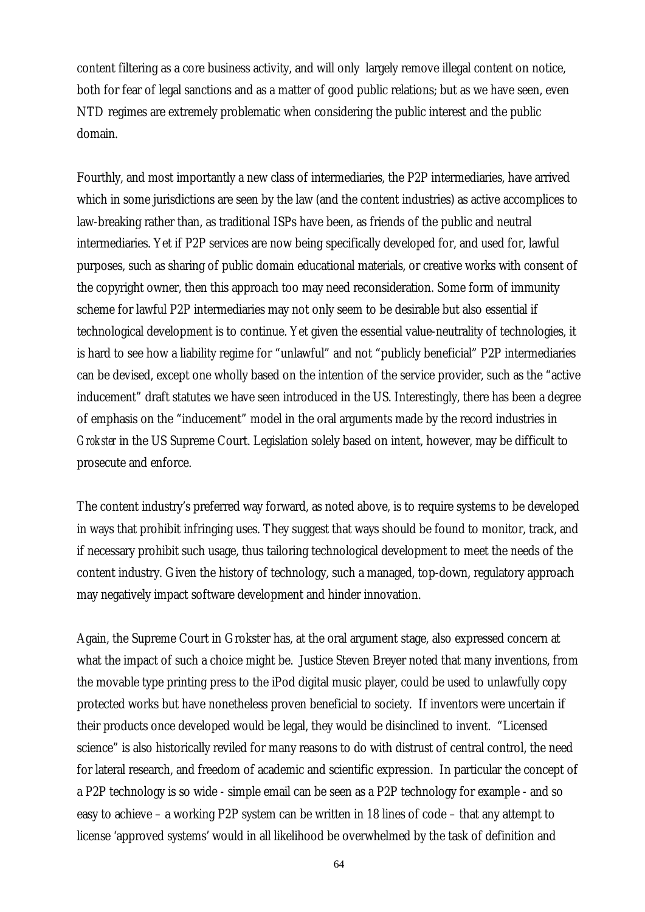content filtering as a core business activity, and will only largely remove illegal content on notice, both for fear of legal sanctions and as a matter of good public relations; but as we have seen, even NTD regimes are extremely problematic when considering the public interest and the public domain.

Fourthly, and most importantly a new class of intermediaries, the P2P intermediaries, have arrived which in some jurisdictions are seen by the law (and the content industries) as active accomplices to law-breaking rather than, as traditional ISPs have been, as friends of the public and neutral intermediaries. Yet if P2P services are now being specifically developed for, and used for, lawful purposes, such as sharing of public domain educational materials, or creative works with consent of the copyright owner, then this approach too may need reconsideration. Some form of immunity scheme for lawful P2P intermediaries may not only seem to be desirable but also essential if technological development is to continue. Yet given the essential value-neutrality of technologies, it is hard to see how a liability regime for "unlawful" and not "publicly beneficial" P2P intermediaries can be devised, except one wholly based on the intention of the service provider, such as the "active inducement" draft statutes we have seen introduced in the US. Interestingly, there has been a degree of emphasis on the "inducement" model in the oral arguments made by the record industries in *Grokster* in the US Supreme Court. Legislation solely based on intent, however, may be difficult to prosecute and enforce.

The content industry's preferred way forward, as noted above, is to require systems to be developed in ways that prohibit infringing uses. They suggest that ways should be found to monitor, track, and if necessary prohibit such usage, thus tailoring technological development to meet the needs of the content industry. Given the history of technology, such a managed, top-down, regulatory approach may negatively impact software development and hinder innovation.

Again, the Supreme Court in Grokster has, at the oral argument stage, also expressed concern at what the impact of such a choice might be. Justice Steven Breyer noted that many inventions, from the movable type printing press to the iPod digital music player, could be used to unlawfully copy protected works but have nonetheless proven beneficial to society. If inventors were uncertain if their products once developed would be legal, they would be disinclined to invent. "Licensed science" is also historically reviled for many reasons to do with distrust of central control, the need for lateral research, and freedom of academic and scientific expression. In particular the concept of a P2P technology is so wide - simple email can be seen as a P2P technology for example - and so easy to achieve – a working P2P system can be written in 18 lines of code – that any attempt to license 'approved systems' would in all likelihood be overwhelmed by the task of definition and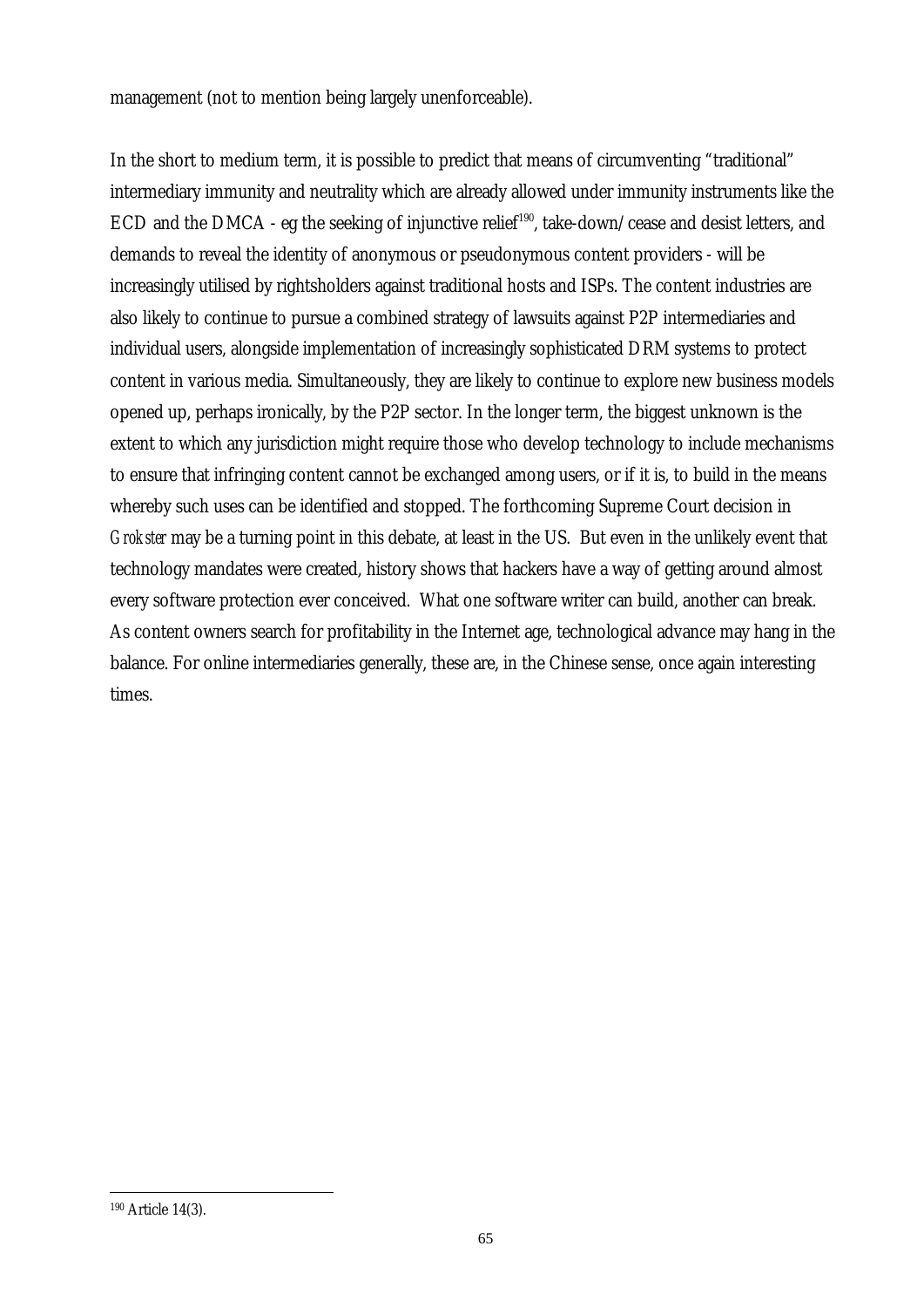management (not to mention being largely unenforceable).

In the short to medium term, it is possible to predict that means of circumventing "traditional" intermediary immunity and neutrality which are already allowed under immunity instruments like the ECD and the DMCA - eg the seeking of injunctive relief[190], take-down/cease and desist letters, and demands to reveal the identity of anonymous or pseudonymous content providers - will be increasingly utilised by rightsholders against traditional hosts and ISPs. The content industries are also likely to continue to pursue a combined strategy of lawsuits against P2P intermediaries and individual users, alongside implementation of increasingly sophisticated DRM systems to protect content in various media. Simultaneously, they are likely to continue to explore new business models opened up, perhaps ironically, by the P2P sector. In the longer term, the biggest unknown is the extent to which any jurisdiction might require those who develop technology to include mechanisms to ensure that infringing content cannot be exchanged among users, or if it is, to build in the means whereby such uses can be identified and stopped. The forthcoming Supreme Court decision in *Grokster* may be a turning point in this debate, at least in the US. But even in the unlikely event that technology mandates were created, history shows that hackers have a way of getting around almost every software protection ever conceived. What one software writer can build, another can break. As content owners search for profitability in the Internet age, technological advance may hang in the balance. For online intermediaries generally, these are, in the Chinese sense, once again interesting times.

---

[190] Article 14(3).